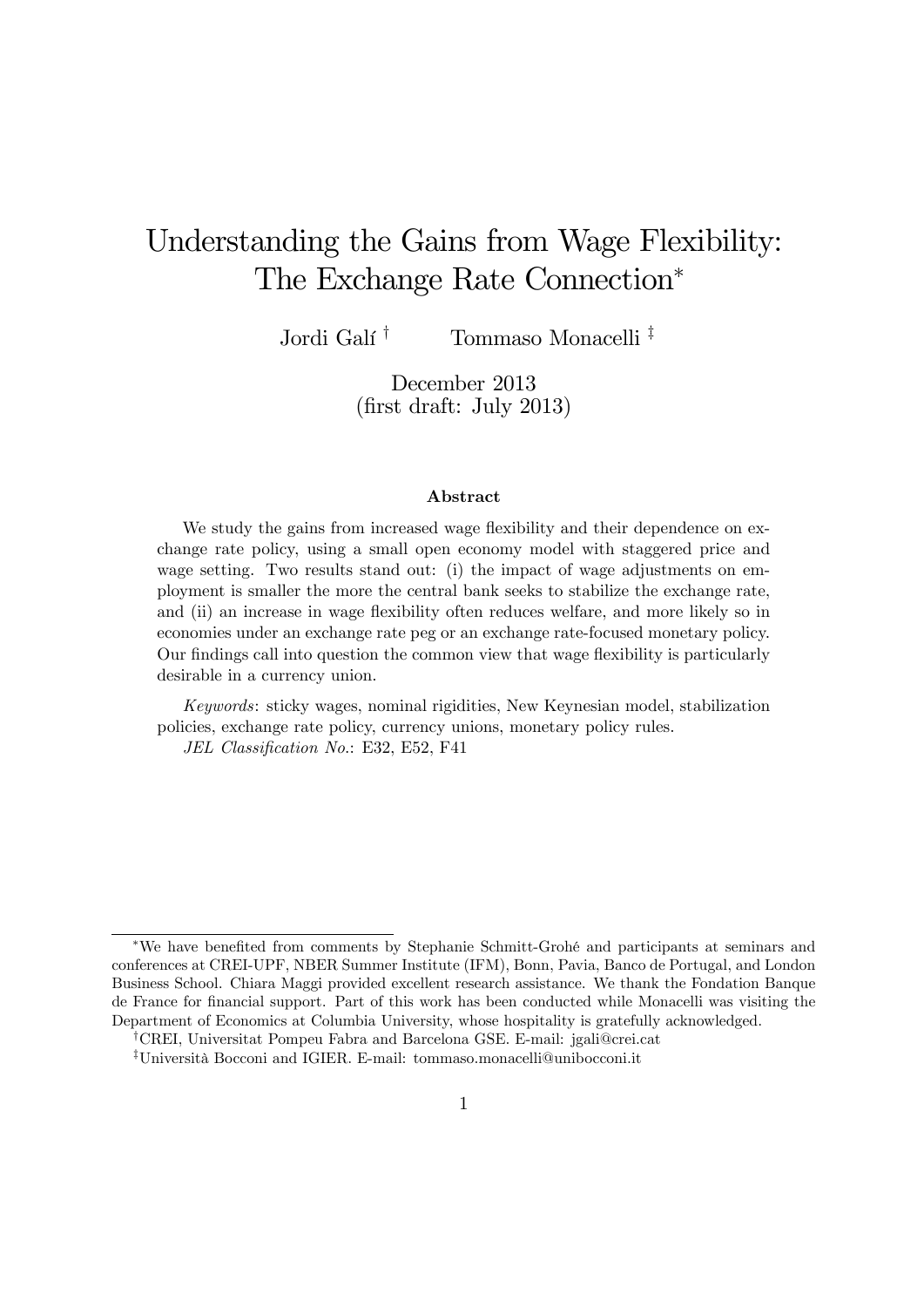# Understanding the Gains from Wage Flexibility: The Exchange Rate Connection*

Jordi Galí †  Tommaso Monacelli ‡

December 2013
(first draft: July 2013)

### Abstract

We study the gains from increased wage flexibility and their dependence on exchange rate policy, using a small open economy model with staggered price and wage setting. Two results stand out: (i) the impact of wage adjustments on employment is smaller the more the central bank seeks to stabilize the exchange rate, and (ii) an increase in wage flexibility often reduces welfare, and more likely so in economies under an exchange rate peg or an exchange rate-focused monetary policy. Our findings call into question the common view that wage flexibility is particularly desirable in a currency union.

*Keywords*: sticky wages, nominal rigidities, New Keynesian model, stabilization policies, exchange rate policy, currency unions, monetary policy rules.

*JEL Classification No.*: E32, E52, F41

---

*We have benefited from comments by Stephanie Schmitt-Grohé and participants at seminars and conferences at CREI-UPF, NBER Summer Institute (IFM), Bonn, Pavia, Banco de Portugal, and London Business School. Chiara Maggi provided excellent research assistance. We thank the Fondation Banque de France for financial support. Part of this work has been conducted while Monacelli was visiting the Department of Economics at Columbia University, whose hospitality is gratefully acknowledged.

†CREI, Universitat Pompeu Fabra and Barcelona GSE. E-mail: jgali@crei.cat

‡Università Bocconi and IGIER. E-mail: tommaso.monacelli@unibocconi.it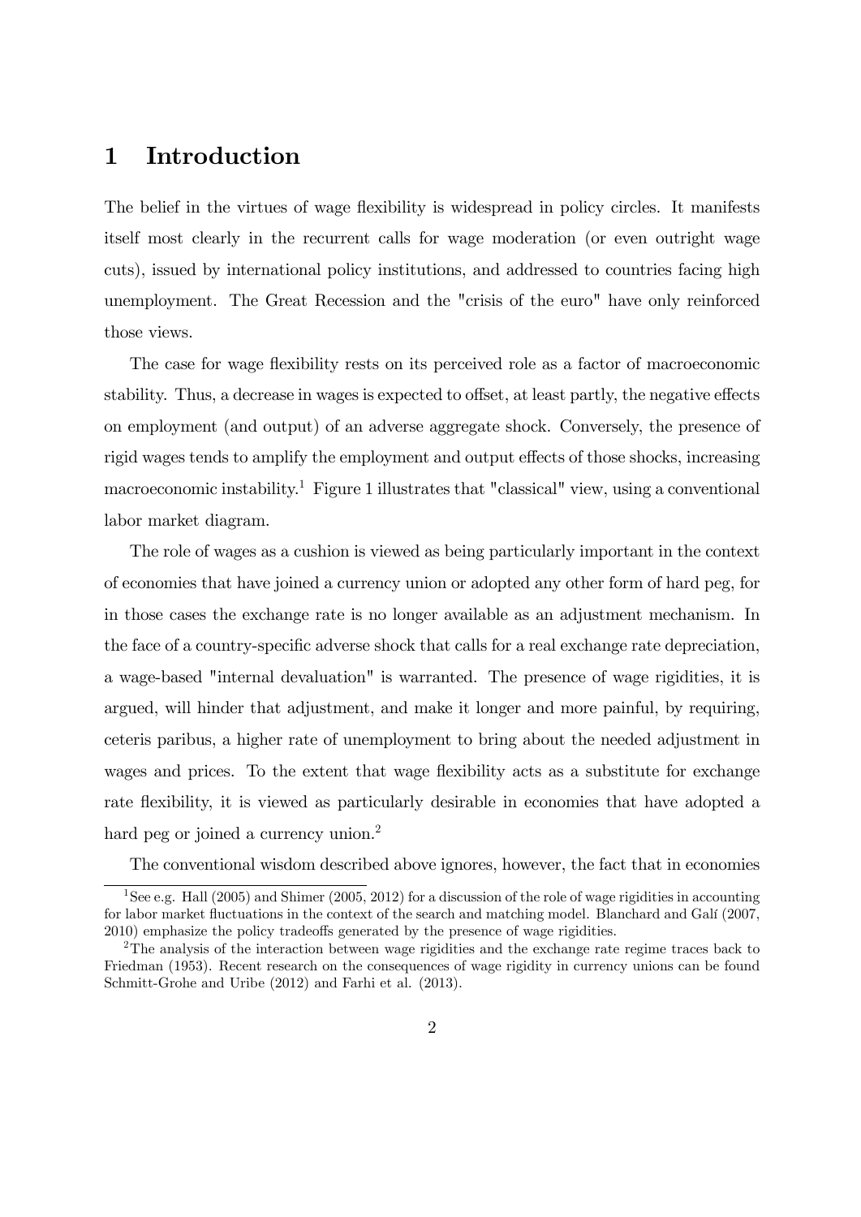# 1 Introduction

The belief in the virtues of wage flexibility is widespread in policy circles. It manifests itself most clearly in the recurrent calls for wage moderation (or even outright wage cuts), issued by international policy institutions, and addressed to countries facing high unemployment. The Great Recession and the "crisis of the euro" have only reinforced those views.

The case for wage flexibility rests on its perceived role as a factor of macroeconomic stability. Thus, a decrease in wages is expected to offset, at least partly, the negative effects on employment (and output) of an adverse aggregate shock. Conversely, the presence of rigid wages tends to amplify the employment and output effects of those shocks, increasing macroeconomic instability.[1] Figure 1 illustrates that "classical" view, using a conventional labor market diagram.

The role of wages as a cushion is viewed as being particularly important in the context of economies that have joined a currency union or adopted any other form of hard peg, for in those cases the exchange rate is no longer available as an adjustment mechanism. In the face of a country-specific adverse shock that calls for a real exchange rate depreciation, a wage-based "internal devaluation" is warranted. The presence of wage rigidities, it is argued, will hinder that adjustment, and make it longer and more painful, by requiring, ceteris paribus, a higher rate of unemployment to bring about the needed adjustment in wages and prices. To the extent that wage flexibility acts as a substitute for exchange rate flexibility, it is viewed as particularly desirable in economies that have adopted a hard peg or joined a currency union.[2]

The conventional wisdom described above ignores, however, the fact that in economies

[1] See e.g. Hall (2005) and Shimer (2005, 2012) for a discussion of the role of wage rigidities in accounting for labor market fluctuations in the context of the search and matching model. Blanchard and Galí (2007, 2010) emphasize the policy tradeoffs generated by the presence of wage rigidities.

[2] The analysis of the interaction between wage rigidities and the exchange rate regime traces back to Friedman (1953). Recent research on the consequences of wage rigidity in currency unions can be found Schmitt-Grohe and Uribe (2012) and Farhi et al. (2013).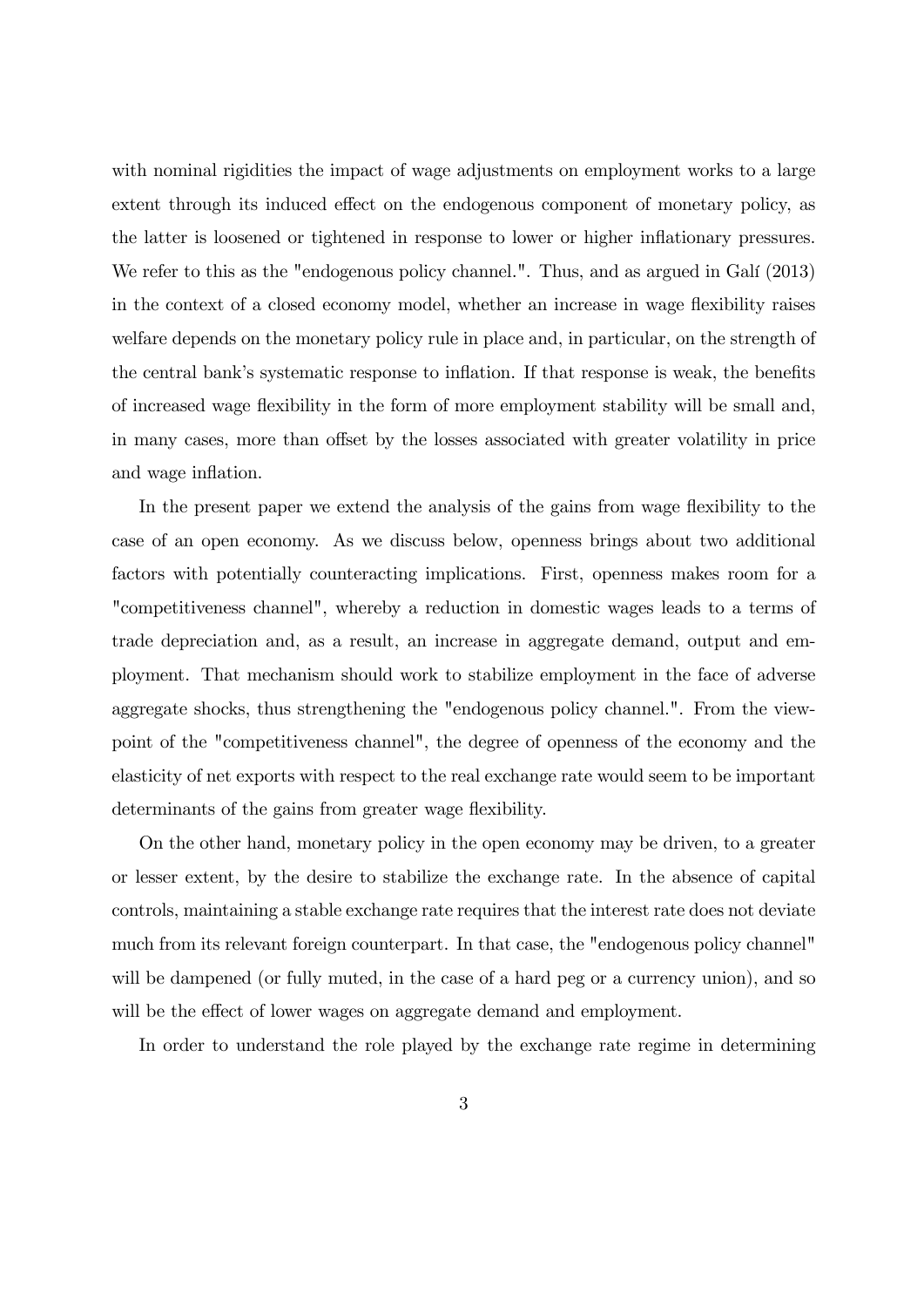with nominal rigidities the impact of wage adjustments on employment works to a large extent through its induced effect on the endogenous component of monetary policy, as the latter is loosened or tightened in response to lower or higher inflationary pressures. We refer to this as the "endogenous policy channel.". Thus, and as argued in Galí (2013) in the context of a closed economy model, whether an increase in wage flexibility raises welfare depends on the monetary policy rule in place and, in particular, on the strength of the central bank's systematic response to inflation. If that response is weak, the benefits of increased wage flexibility in the form of more employment stability will be small and, in many cases, more than offset by the losses associated with greater volatility in price and wage inflation.

In the present paper we extend the analysis of the gains from wage flexibility to the case of an open economy. As we discuss below, openness brings about two additional factors with potentially counteracting implications. First, openness makes room for a "competitiveness channel", whereby a reduction in domestic wages leads to a terms of trade depreciation and, as a result, an increase in aggregate demand, output and employment. That mechanism should work to stabilize employment in the face of adverse aggregate shocks, thus strengthening the "endogenous policy channel.". From the viewpoint of the "competitiveness channel", the degree of openness of the economy and the elasticity of net exports with respect to the real exchange rate would seem to be important determinants of the gains from greater wage flexibility.

On the other hand, monetary policy in the open economy may be driven, to a greater or lesser extent, by the desire to stabilize the exchange rate. In the absence of capital controls, maintaining a stable exchange rate requires that the interest rate does not deviate much from its relevant foreign counterpart. In that case, the "endogenous policy channel" will be dampened (or fully muted, in the case of a hard peg or a currency union), and so will be the effect of lower wages on aggregate demand and employment.

In order to understand the role played by the exchange rate regime in determining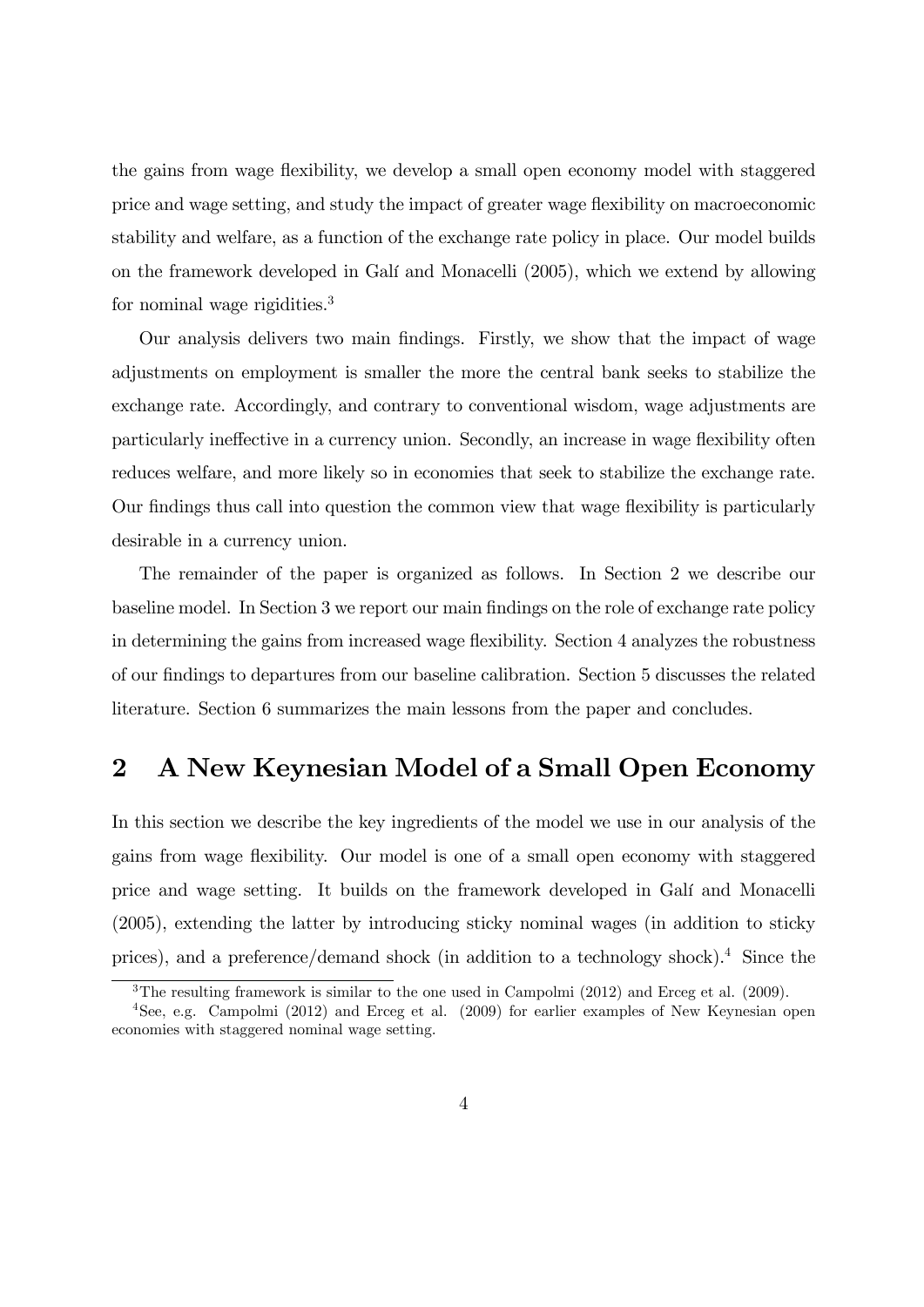the gains from wage flexibility, we develop a small open economy model with staggered price and wage setting, and study the impact of greater wage flexibility on macroeconomic stability and welfare, as a function of the exchange rate policy in place. Our model builds on the framework developed in Galí and Monacelli (2005), which we extend by allowing for nominal wage rigidities.[3]

Our analysis delivers two main findings. Firstly, we show that the impact of wage adjustments on employment is smaller the more the central bank seeks to stabilize the exchange rate. Accordingly, and contrary to conventional wisdom, wage adjustments are particularly ineffective in a currency union. Secondly, an increase in wage flexibility often reduces welfare, and more likely so in economies that seek to stabilize the exchange rate. Our findings thus call into question the common view that wage flexibility is particularly desirable in a currency union.

The remainder of the paper is organized as follows. In Section 2 we describe our baseline model. In Section 3 we report our main findings on the role of exchange rate policy in determining the gains from increased wage flexibility. Section 4 analyzes the robustness of our findings to departures from our baseline calibration. Section 5 discusses the related literature. Section 6 summarizes the main lessons from the paper and concludes.

## 2 A New Keynesian Model of a Small Open Economy

In this section we describe the key ingredients of the model we use in our analysis of the gains from wage flexibility. Our model is one of a small open economy with staggered price and wage setting. It builds on the framework developed in Galí and Monacelli (2005), extending the latter by introducing sticky nominal wages (in addition to sticky prices), and a preference/demand shock (in addition to a technology shock).[4] Since the

[3] The resulting framework is similar to the one used in Campolmi (2012) and Erceg et al. (2009).

[4] See, e.g. Campolmi (2012) and Erceg et al. (2009) for earlier examples of New Keynesian open economies with staggered nominal wage setting.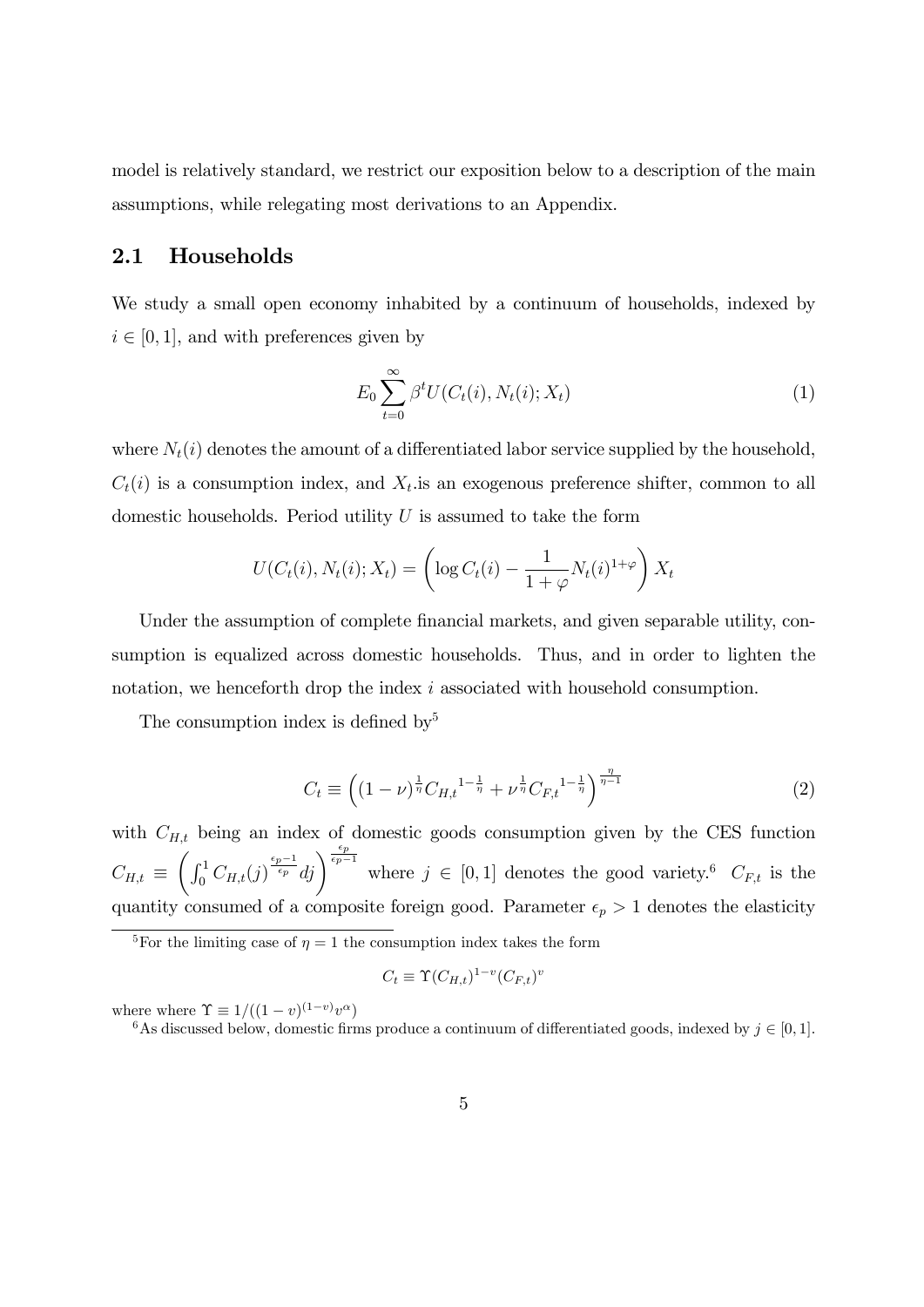model is relatively standard, we restrict our exposition below to a description of the main assumptions, while relegating most derivations to an Appendix.

## 2.1 Households

We study a small open economy inhabited by a continuum of households, indexed by $i \in [0, 1]$, and with preferences given by

$$E_0 \sum_{t=0}^{\infty} \beta^t U(C_t(i), N_t(i); X_t) \tag{1}$$

where $N_t(i)$ denotes the amount of a differentiated labor service supplied by the household, $C_t(i)$ is a consumption index, and $X_t$.is an exogenous preference shifter, common to all domestic households. Period utility $U$ is assumed to take the form

$$U(C_t(i), N_t(i); X_t) = \left( \log C_t(i) - \frac{1}{1+\varphi} N_t(i)^{1+\varphi} \right) X_t$$

Under the assumption of complete financial markets, and given separable utility, consumption is equalized across domestic households. Thus, and in order to lighten the notation, we henceforth drop the index $i$ associated with household consumption.

The consumption index is defined by[5]

$$C_t \equiv \left( (1-\nu)^{\frac{1}{\eta}} C_{H,t}{}^{1-\frac{1}{\eta}} + \nu^{\frac{1}{\eta}} C_{F,t}{}^{1-\frac{1}{\eta}} \right)^{\frac{\eta}{\eta-1}} \tag{2}$$

with $C_{H,t}$ being an index of domestic goods consumption given by the CES function $C_{H,t} \equiv \left( \int_0^1 C_{H,t}(j)^{\frac{\epsilon_p - 1}{\epsilon_p}} dj \right)^{\frac{\epsilon_p}{\epsilon_p - 1}}$ where $j \in [0, 1]$ denotes the good variety.[6] $C_{F,t}$ is the quantity consumed of a composite foreign good. Parameter $\epsilon_p > 1$ denotes the elasticity

[5] For the limiting case of $\eta = 1$ the consumption index takes the form

$$C_t \equiv \Upsilon (C_{H,t})^{1-v} (C_{F,t})^{v}$$

where where $\Upsilon \equiv 1/((1-v)^{(1-v)} v^{\alpha})$

[6] As discussed below, domestic firms produce a continuum of differentiated goods, indexed by $j \in [0, 1]$.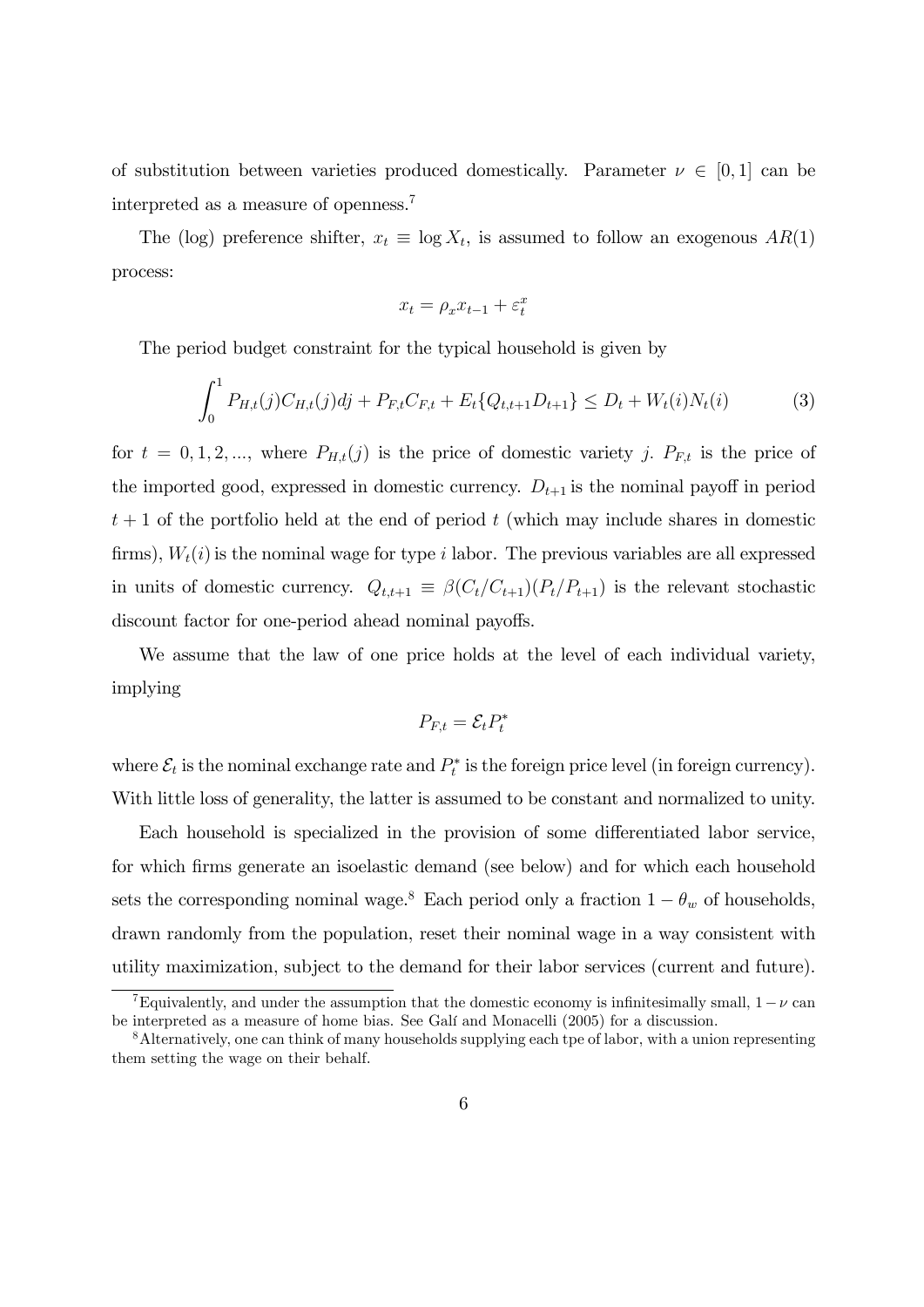of substitution between varieties produced domestically. Parameter $\nu \in [0,1]$ can be interpreted as a measure of openness.[7]

The (log) preference shifter, $x_t \equiv \log X_t$, is assumed to follow an exogenous $AR(1)$ process:

$$x_t = \rho_x x_{t-1} + \varepsilon_t^x$$

The period budget constraint for the typical household is given by

$$\int_0^1 P_{H,t}(j) C_{H,t}(j) dj + P_{F,t} C_{F,t} + E_t\{Q_{t,t+1} D_{t+1}\} \leq D_t + W_t(i) N_t(i) \tag{3}$$

for $t = 0, 1, 2, ...,$ where $P_{H,t}(j)$ is the price of domestic variety $j$. $P_{F,t}$ is the price of the imported good, expressed in domestic currency. $D_{t+1}$ is the nominal payoff in period $t+1$ of the portfolio held at the end of period $t$ (which may include shares in domestic firms), $W_t(i)$ is the nominal wage for type $i$ labor. The previous variables are all expressed in units of domestic currency. $Q_{t,t+1} \equiv \beta(C_t/C_{t+1})(P_t/P_{t+1})$ is the relevant stochastic discount factor for one-period ahead nominal payoffs.

We assume that the law of one price holds at the level of each individual variety, implying

$$P_{F,t} = \mathcal{E}_t P_t^*$$

where $\mathcal{E}_t$ is the nominal exchange rate and $P_t^*$ is the foreign price level (in foreign currency). With little loss of generality, the latter is assumed to be constant and normalized to unity.

Each household is specialized in the provision of some differentiated labor service, for which firms generate an isoelastic demand (see below) and for which each household sets the corresponding nominal wage.[8] Each period only a fraction $1 - \theta_w$ of households, drawn randomly from the population, reset their nominal wage in a way consistent with utility maximization, subject to the demand for their labor services (current and future).

[7] Equivalently, and under the assumption that the domestic economy is infinitesimally small, $1 - \nu$ can be interpreted as a measure of home bias. See Galí and Monacelli (2005) for a discussion.

[8] Alternatively, one can think of many households supplying each tpe of labor, with a union representing them setting the wage on their behalf.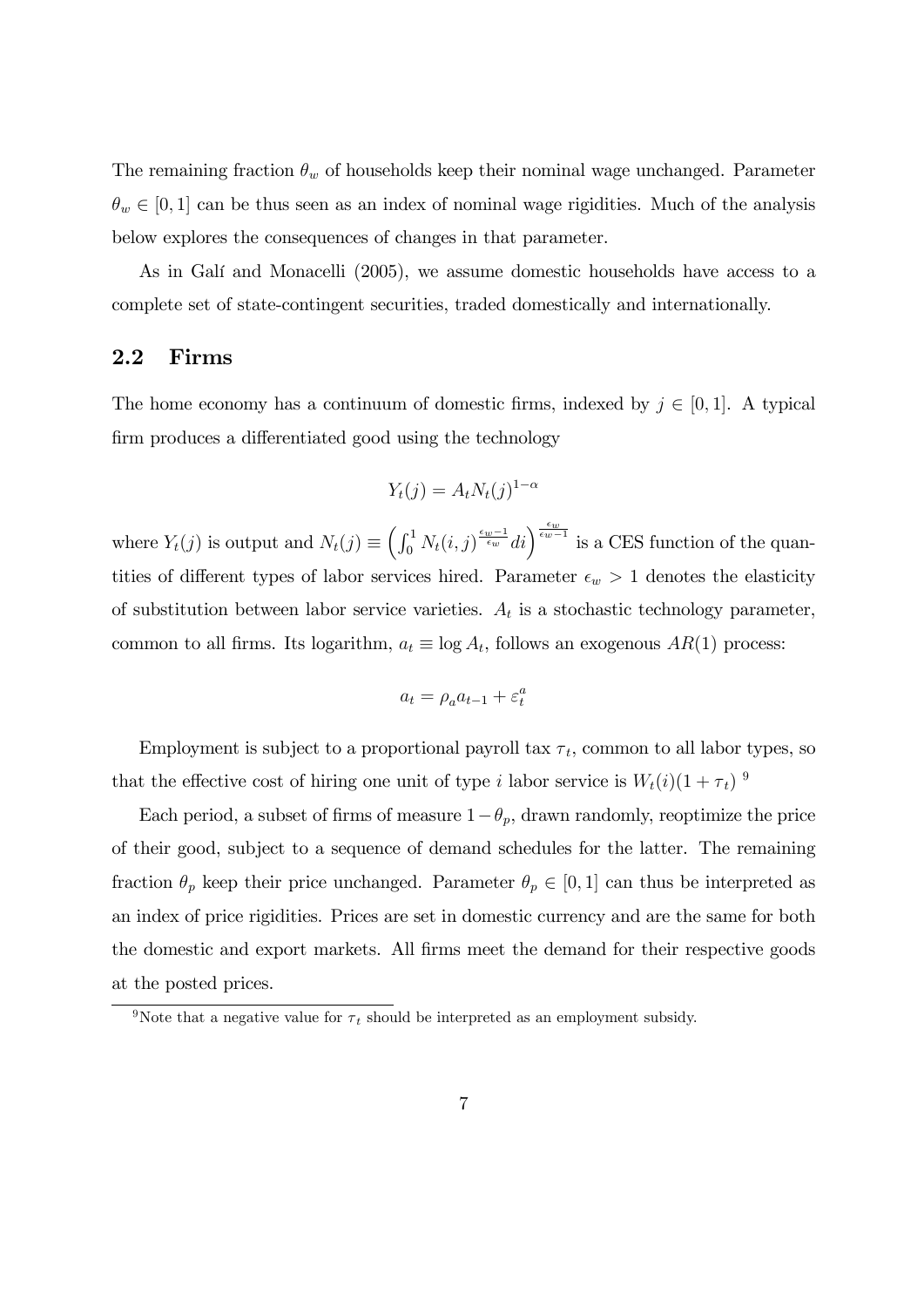The remaining fraction $\theta_w$ of households keep their nominal wage unchanged. Parameter $\theta_w \in [0, 1]$ can be thus seen as an index of nominal wage rigidities. Much of the analysis below explores the consequences of changes in that parameter.

As in Galí and Monacelli (2005), we assume domestic households have access to a complete set of state-contingent securities, traded domestically and internationally.

## 2.2 Firms

The home economy has a continuum of domestic firms, indexed by $j \in [0, 1]$. A typical firm produces a differentiated good using the technology

$$Y_t(j) = A_t N_t(j)^{1-\alpha}$$

where $Y_t(j)$ is output and $N_t(j) \equiv \left( \int_0^1 N_t(i,j)^{\frac{\epsilon_w - 1}{\epsilon_w}} di \right)^{\frac{\epsilon_w}{\epsilon_w - 1}}$ is a CES function of the quantities of different types of labor services hired. Parameter $\epsilon_w > 1$ denotes the elasticity of substitution between labor service varieties. $A_t$ is a stochastic technology parameter, common to all firms. Its logarithm, $a_t \equiv \log A_t$, follows an exogenous $AR(1)$ process:

$$a_t = \rho_a a_{t-1} + \varepsilon_t^a$$

Employment is subject to a proportional payroll tax $\tau_t$, common to all labor types, so that the effective cost of hiring one unit of type $i$ labor service is $W_t(i)(1 + \tau_t)$ [9]

Each period, a subset of firms of measure $1 - \theta_p$, drawn randomly, reoptimize the price of their good, subject to a sequence of demand schedules for the latter. The remaining fraction $\theta_p$ keep their price unchanged. Parameter $\theta_p \in [0, 1]$ can thus be interpreted as an index of price rigidities. Prices are set in domestic currency and are the same for both the domestic and export markets. All firms meet the demand for their respective goods at the posted prices.

[9] Note that a negative value for $\tau_t$ should be interpreted as an employment subsidy.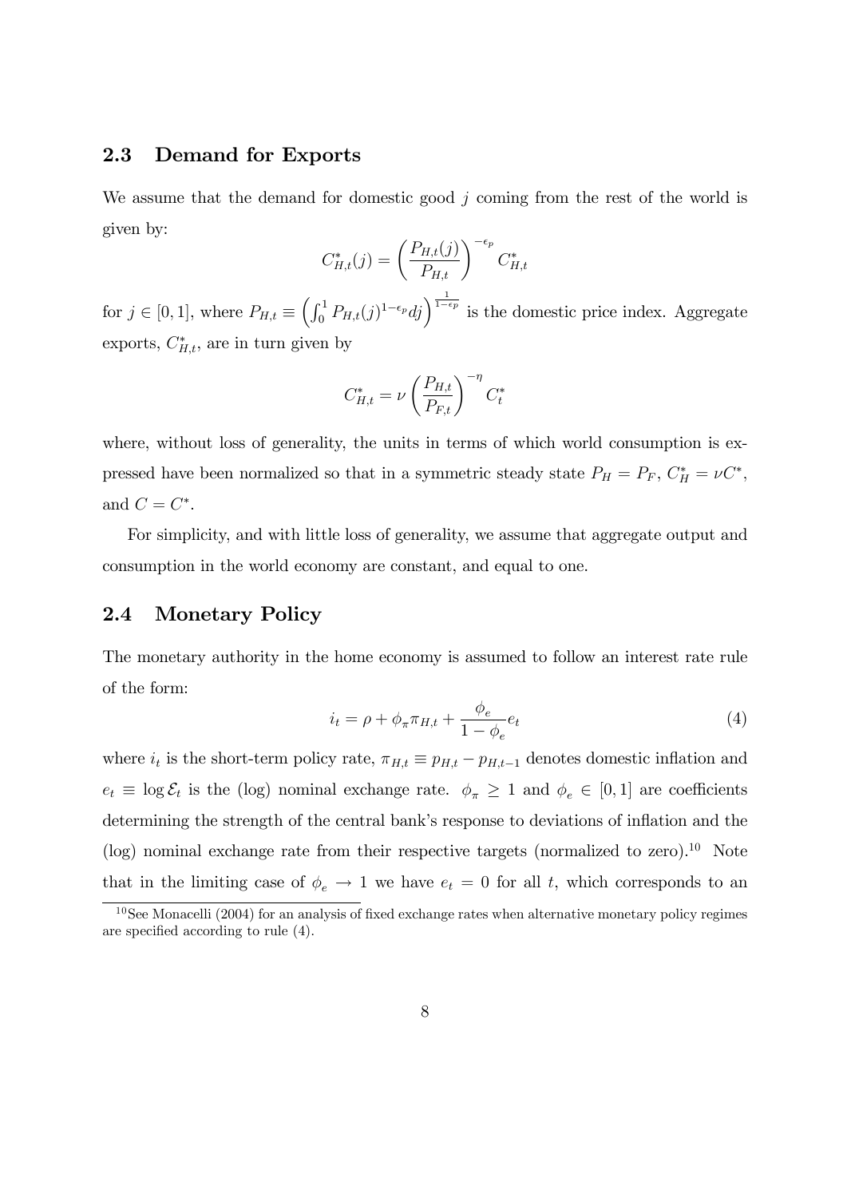## 2.3 Demand for Exports

We assume that the demand for domestic good $j$ coming from the rest of the world is given by:

$$C_{H,t}^{*}(j) = \left( \frac{P_{H,t}(j)}{P_{H,t}} \right)^{-\epsilon_p} C_{H,t}^{*}$$

for $j \in [0, 1]$, where $P_{H,t} \equiv \left( \int_0^1 P_{H,t}(j)^{1-\epsilon_p} dj \right)^{\frac{1}{1-\epsilon_p}}$ is the domestic price index. Aggregate exports, $C_{H,t}^{*}$, are in turn given by

$$C_{H,t}^{*} = \nu \left( \frac{P_{H,t}}{P_{F,t}} \right)^{-\eta} C_t^{*}$$

where, without loss of generality, the units in terms of which world consumption is expressed have been normalized so that in a symmetric steady state $P_H = P_F$, $C_H^{*} = \nu C^{*}$, and $C = C^{*}$.

For simplicity, and with little loss of generality, we assume that aggregate output and consumption in the world economy are constant, and equal to one.

## 2.4 Monetary Policy

The monetary authority in the home economy is assumed to follow an interest rate rule of the form:

$$i_t = \rho + \phi_\pi \pi_{H,t} + \frac{\phi_e}{1 - \phi_e} e_t \tag{4}$$

where $i_t$ is the short-term policy rate, $\pi_{H,t} \equiv p_{H,t} - p_{H,t-1}$ denotes domestic inflation and $e_t \equiv \log \mathcal{E}_t$ is the (log) nominal exchange rate. $\phi_\pi \geq 1$ and $\phi_e \in [0, 1]$ are coefficients determining the strength of the central bank's response to deviations of inflation and the (log) nominal exchange rate from their respective targets (normalized to zero).[10] Note that in the limiting case of $\phi_e \to 1$ we have $e_t = 0$ for all $t$, which corresponds to an

[10] See Monacelli (2004) for an analysis of fixed exchange rates when alternative monetary policy regimes are specified according to rule (4).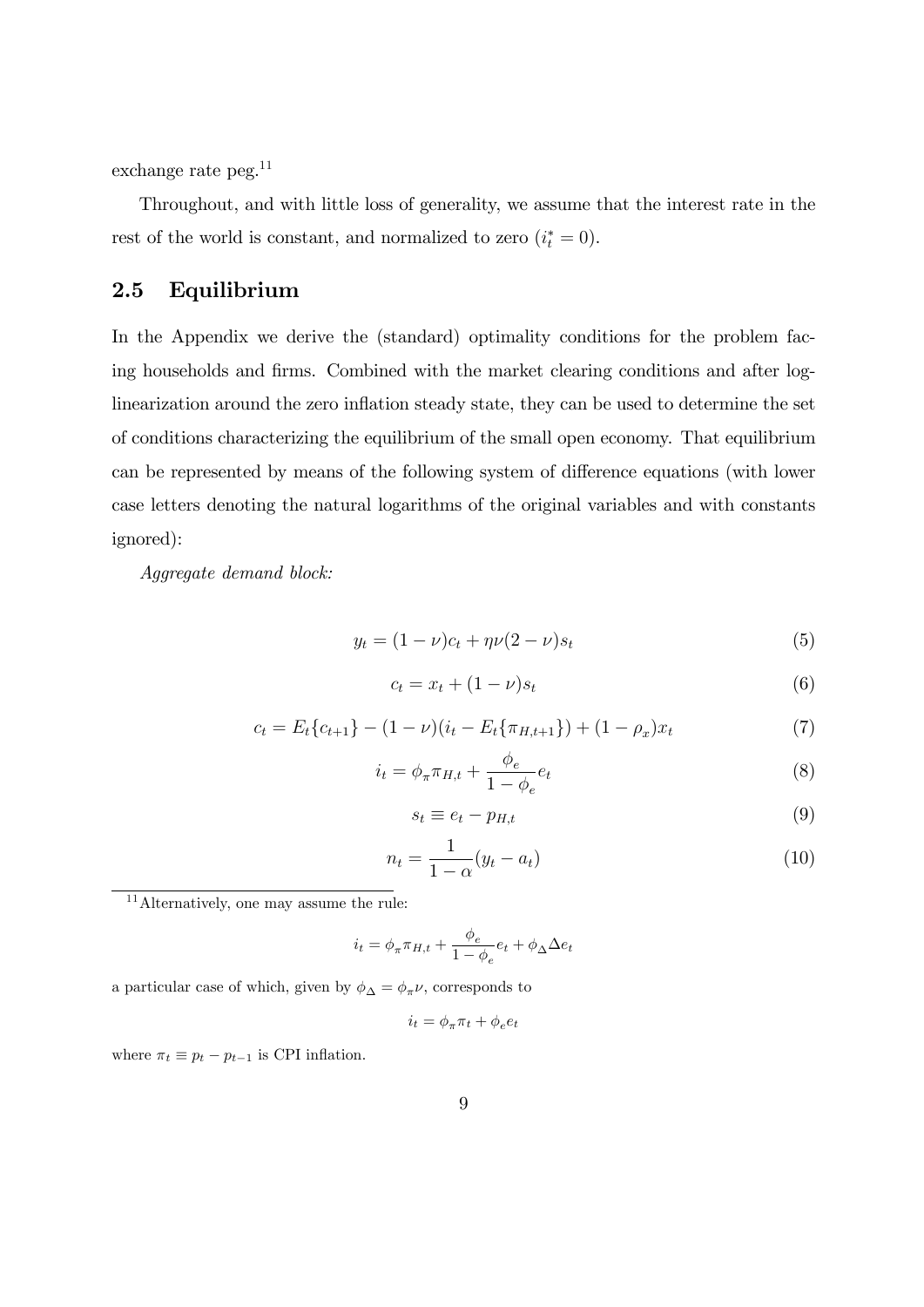exchange rate peg.[11]

Throughout, and with little loss of generality, we assume that the interest rate in the rest of the world is constant, and normalized to zero ($i_t^* = 0$).

## 2.5 Equilibrium

In the Appendix we derive the (standard) optimality conditions for the problem facing households and firms. Combined with the market clearing conditions and after log-linearization around the zero inflation steady state, they can be used to determine the set of conditions characterizing the equilibrium of the small open economy. That equilibrium can be represented by means of the following system of difference equations (with lower case letters denoting the natural logarithms of the original variables and with constants ignored):

*Aggregate demand block:*

$$y_t = (1-\nu)c_t + \eta\nu(2-\nu)s_t \tag{5}$$

$$c_t = x_t + (1-\nu)s_t \tag{6}$$

$$c_t = E_t\{c_{t+1}\} - (1-\nu)(i_t - E_t\{\pi_{H,t+1}\}) + (1-\rho_x)x_t \tag{7}$$

$$i_t = \phi_\pi \pi_{H,t} + \frac{\phi_e}{1-\phi_e} e_t \tag{8}$$

$$s_t \equiv e_t - p_{H,t} \tag{9}$$

$$n_t = \frac{1}{1-\alpha}(y_t - a_t) \tag{10}$$

[11] Alternatively, one may assume the rule:

$$i_t = \phi_\pi \pi_{H,t} + \frac{\phi_e}{1-\phi_e} e_t + \phi_\Delta \Delta e_t$$

a particular case of which, given by $\phi_\Delta = \phi_\pi \nu$, corresponds to

$$i_t = \phi_\pi \pi_t + \phi_e e_t$$

where $\pi_t \equiv p_t - p_{t-1}$ is CPI inflation.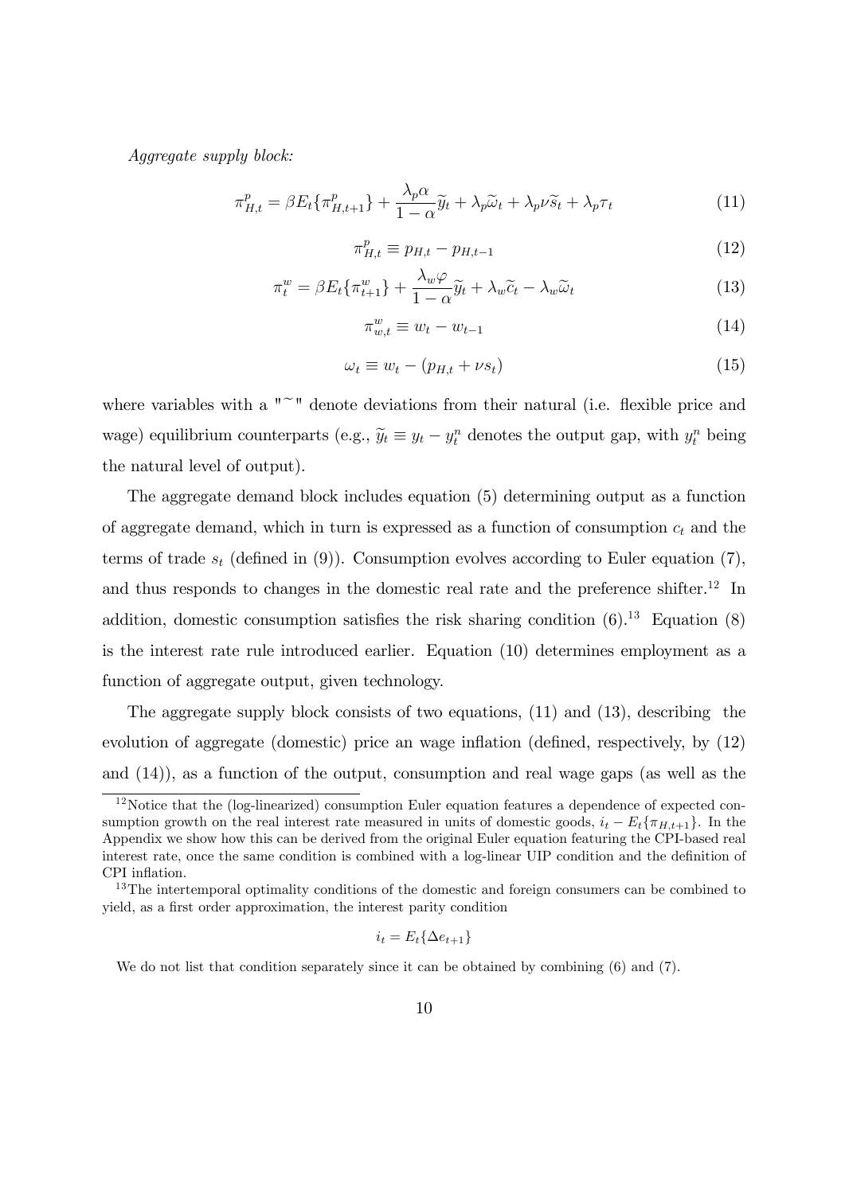*Aggregate supply block:*

$$\pi_{H,t}^p = \beta E_t\{\pi_{H,t+1}^p\} + \frac{\lambda_p \alpha}{1-\alpha}\widetilde{y}_t + \lambda_p \widetilde{\omega}_t + \lambda_p \nu \widetilde{s}_t + \lambda_p \tau_t \tag{11}$$

$$\pi_{H,t}^p \equiv p_{H,t} - p_{H,t-1} \tag{12}$$

$$\pi_t^w = \beta E_t\{\pi_{t+1}^w\} + \frac{\lambda_w \varphi}{1-\alpha}\widetilde{y}_t + \lambda_w \widetilde{c}_t - \lambda_w \widetilde{\omega}_t \tag{13}$$

$$\pi_{w,t}^w \equiv w_t - w_{t-1} \tag{14}$$

$$\omega_t \equiv w_t - (p_{H,t} + \nu s_t) \tag{15}$$

where variables with a "$\sim$" denote deviations from their natural (i.e. flexible price and wage) equilibrium counterparts (e.g., $\widetilde{y}_t \equiv y_t - y_t^n$ denotes the output gap, with $y_t^n$ being the natural level of output).

The aggregate demand block includes equation (5) determining output as a function of aggregate demand, which in turn is expressed as a function of consumption $c_t$ and the terms of trade $s_t$ (defined in (9)). Consumption evolves according to Euler equation (7), and thus responds to changes in the domestic real rate and the preference shifter.[12] In addition, domestic consumption satisfies the risk sharing condition (6).[13] Equation (8) is the interest rate rule introduced earlier. Equation (10) determines employment as a function of aggregate output, given technology.

The aggregate supply block consists of two equations, (11) and (13), describing the evolution of aggregate (domestic) price an wage inflation (defined, respectively, by (12) and (14)), as a function of the output, consumption and real wage gaps (as well as the

[12] Notice that the (log-linearized) consumption Euler equation features a dependence of expected consumption growth on the real interest rate measured in units of domestic goods, $i_t - E_t\{\pi_{H,t+1}\}$. In the Appendix we show how this can be derived from the original Euler equation featuring the CPI-based real interest rate, once the same condition is combined with a log-linear UIP condition and the definition of CPI inflation.

[13] The intertemporal optimality conditions of the domestic and foreign consumers can be combined to yield, as a first order approximation, the interest parity condition

$$i_t = E_t\{\Delta e_{t+1}\}$$

We do not list that condition separately since it can be obtained by combining (6) and (7).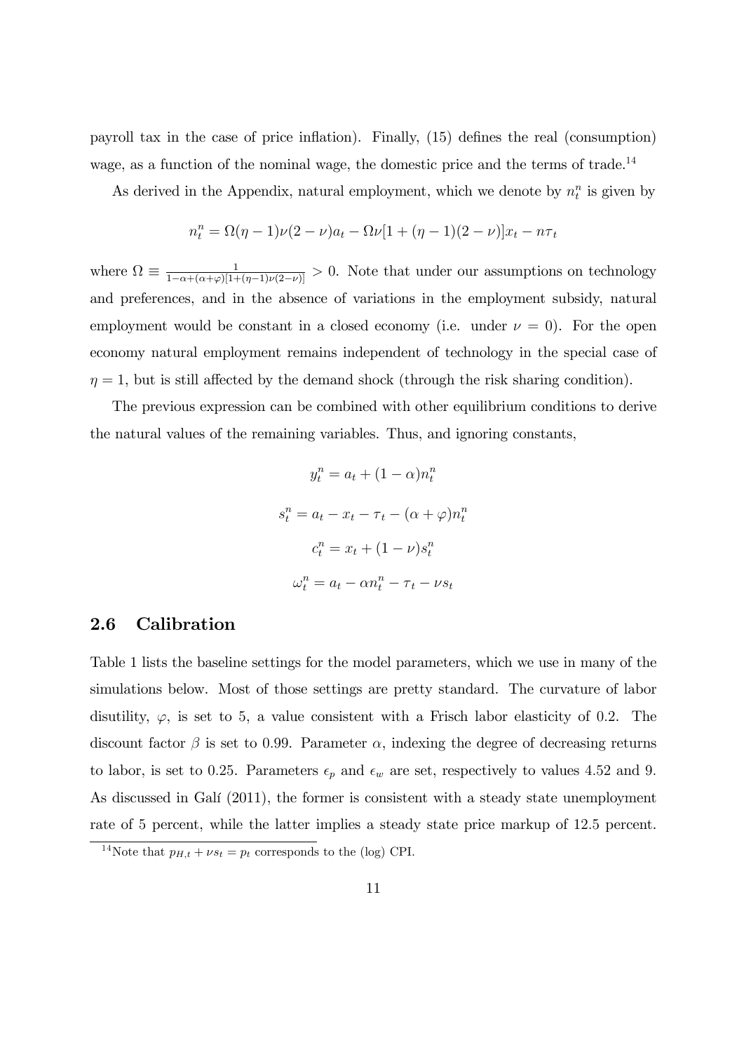payroll tax in the case of price inflation). Finally, (15) defines the real (consumption) wage, as a function of the nominal wage, the domestic price and the terms of trade.[14]

As derived in the Appendix, natural employment, which we denote by $n_t^n$ is given by

$$n_t^n = \Omega(\eta - 1)\nu(2-\nu)a_t - \Omega\nu[1 + (\eta-1)(2-\nu)]x_t - n\tau_t$$

where $\Omega \equiv \frac{1}{1-\alpha+(\alpha+\varphi)[1+(\eta-1)\nu(2-\nu)]} > 0$. Note that under our assumptions on technology and preferences, and in the absence of variations in the employment subsidy, natural employment would be constant in a closed economy (i.e. under $\nu = 0$). For the open economy natural employment remains independent of technology in the special case of $\eta = 1$, but is still affected by the demand shock (through the risk sharing condition).

The previous expression can be combined with other equilibrium conditions to derive the natural values of the remaining variables. Thus, and ignoring constants,

$$y_t^n = a_t + (1-\alpha)n_t^n$$

$$s_t^n = a_t - x_t - \tau_t - (\alpha + \varphi)n_t^n$$

$$c_t^n = x_t + (1-\nu)s_t^n$$

$$\omega_t^n = a_t - \alpha n_t^n - \tau_t - \nu s_t$$

## 2.6 Calibration

Table 1 lists the baseline settings for the model parameters, which we use in many of the simulations below. Most of those settings are pretty standard. The curvature of labor disutility, $\varphi$, is set to 5, a value consistent with a Frisch labor elasticity of 0.2. The discount factor $\beta$ is set to 0.99. Parameter $\alpha$, indexing the degree of decreasing returns to labor, is set to 0.25. Parameters $\epsilon_p$ and $\epsilon_w$ are set, respectively to values 4.52 and 9. As discussed in Galí (2011), the former is consistent with a steady state unemployment rate of 5 percent, while the latter implies a steady state price markup of 12.5 percent.

[14] Note that $p_{H,t} + \nu s_t = p_t$ corresponds to the (log) CPI.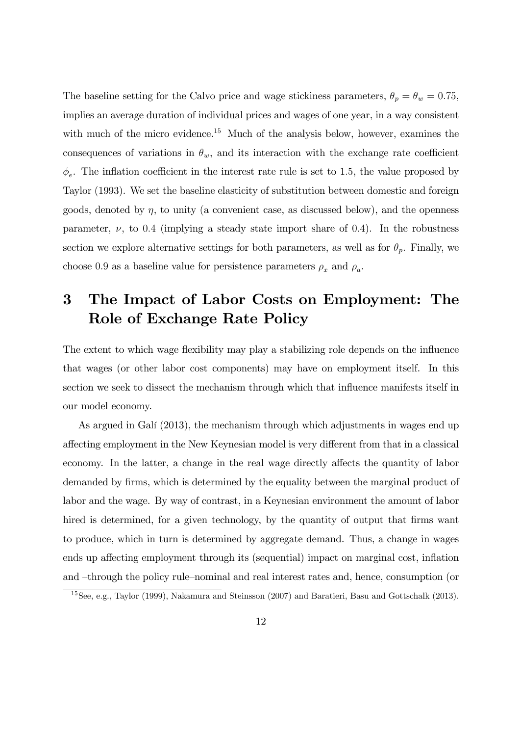The baseline setting for the Calvo price and wage stickiness parameters, $\theta_p = \theta_w = 0.75$, implies an average duration of individual prices and wages of one year, in a way consistent with much of the micro evidence.[15] Much of the analysis below, however, examines the consequences of variations in $\theta_w$, and its interaction with the exchange rate coefficient $\phi_e$. The inflation coefficient in the interest rate rule is set to 1.5, the value proposed by Taylor (1993). We set the baseline elasticity of substitution between domestic and foreign goods, denoted by $\eta$, to unity (a convenient case, as discussed below), and the openness parameter, $\nu$, to 0.4 (implying a steady state import share of 0.4). In the robustness section we explore alternative settings for both parameters, as well as for $\theta_p$. Finally, we choose 0.9 as a baseline value for persistence parameters $\rho_x$ and $\rho_a$.

# 3 The Impact of Labor Costs on Employment: The Role of Exchange Rate Policy

The extent to which wage flexibility may play a stabilizing role depends on the influence that wages (or other labor cost components) may have on employment itself. In this section we seek to dissect the mechanism through which that influence manifests itself in our model economy.

As argued in Galí (2013), the mechanism through which adjustments in wages end up affecting employment in the New Keynesian model is very different from that in a classical economy. In the latter, a change in the real wage directly affects the quantity of labor demanded by firms, which is determined by the equality between the marginal product of labor and the wage. By way of contrast, in a Keynesian environment the amount of labor hired is determined, for a given technology, by the quantity of output that firms want to produce, which in turn is determined by aggregate demand. Thus, a change in wages ends up affecting employment through its (sequential) impact on marginal cost, inflation and –through the policy rule–nominal and real interest rates and, hence, consumption (or

[15] See, e.g., Taylor (1999), Nakamura and Steinsson (2007) and Baratieri, Basu and Gottschalk (2013).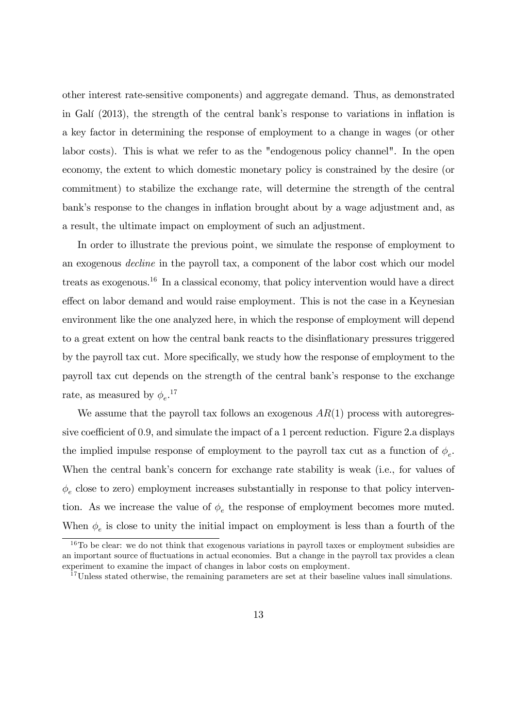other interest rate-sensitive components) and aggregate demand. Thus, as demonstrated in Galí (2013), the strength of the central bank's response to variations in inflation is a key factor in determining the response of employment to a change in wages (or other labor costs). This is what we refer to as the "endogenous policy channel". In the open economy, the extent to which domestic monetary policy is constrained by the desire (or commitment) to stabilize the exchange rate, will determine the strength of the central bank's response to the changes in inflation brought about by a wage adjustment and, as a result, the ultimate impact on employment of such an adjustment.

In order to illustrate the previous point, we simulate the response of employment to an exogenous *decline* in the payroll tax, a component of the labor cost which our model treats as exogenous.[16] In a classical economy, that policy intervention would have a direct effect on labor demand and would raise employment. This is not the case in a Keynesian environment like the one analyzed here, in which the response of employment will depend to a great extent on how the central bank reacts to the disinflationary pressures triggered by the payroll tax cut. More specifically, we study how the response of employment to the payroll tax cut depends on the strength of the central bank's response to the exchange rate, as measured by $\phi_e$.[17]

We assume that the payroll tax follows an exogenous $AR(1)$ process with autoregressive coefficient of 0.9, and simulate the impact of a 1 percent reduction. Figure 2.a displays the implied impulse response of employment to the payroll tax cut as a function of $\phi_e$. When the central bank's concern for exchange rate stability is weak (i.e., for values of $\phi_e$ close to zero) employment increases substantially in response to that policy intervention. As we increase the value of $\phi_e$ the response of employment becomes more muted. When $\phi_e$ is close to unity the initial impact on employment is less than a fourth of the

[16] To be clear: we do not think that exogenous variations in payroll taxes or employment subsidies are an important source of fluctuations in actual economies. But a change in the payroll tax provides a clean experiment to examine the impact of changes in labor costs on employment.

[17] Unless stated otherwise, the remaining parameters are set at their baseline values inall simulations.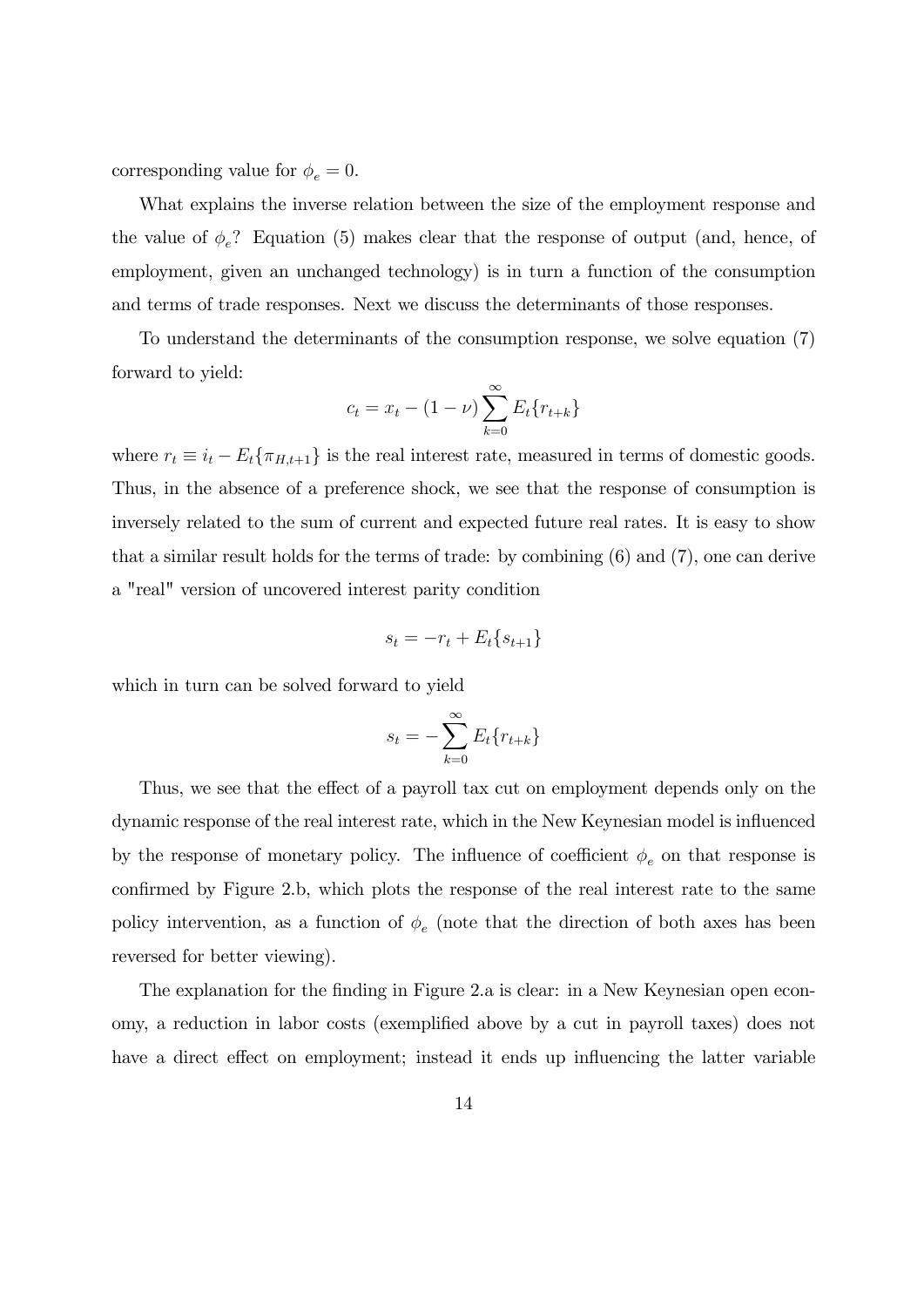corresponding value for $\phi_e = 0$.

What explains the inverse relation between the size of the employment response and the value of $\phi_e$? Equation (5) makes clear that the response of output (and, hence, of employment, given an unchanged technology) is in turn a function of the consumption and terms of trade responses. Next we discuss the determinants of those responses.

To understand the determinants of the consumption response, we solve equation (7) forward to yield:

$$c_t = x_t - (1 - \nu) \sum_{k=0}^{\infty} E_t\{r_{t+k}\}$$

where $r_t \equiv i_t - E_t\{\pi_{H,t+1}\}$ is the real interest rate, measured in terms of domestic goods. Thus, in the absence of a preference shock, we see that the response of consumption is inversely related to the sum of current and expected future real rates. It is easy to show that a similar result holds for the terms of trade: by combining (6) and (7), one can derive a "real" version of uncovered interest parity condition

$$s_t = -r_t + E_t\{s_{t+1}\}$$

which in turn can be solved forward to yield

$$s_t = -\sum_{k=0}^{\infty} E_t\{r_{t+k}\}$$

Thus, we see that the effect of a payroll tax cut on employment depends only on the dynamic response of the real interest rate, which in the New Keynesian model is influenced by the response of monetary policy. The influence of coefficient $\phi_e$ on that response is confirmed by Figure 2.b, which plots the response of the real interest rate to the same policy intervention, as a function of $\phi_e$ (note that the direction of both axes has been reversed for better viewing).

The explanation for the finding in Figure 2.a is clear: in a New Keynesian open economy, a reduction in labor costs (exemplified above by a cut in payroll taxes) does not have a direct effect on employment; instead it ends up influencing the latter variable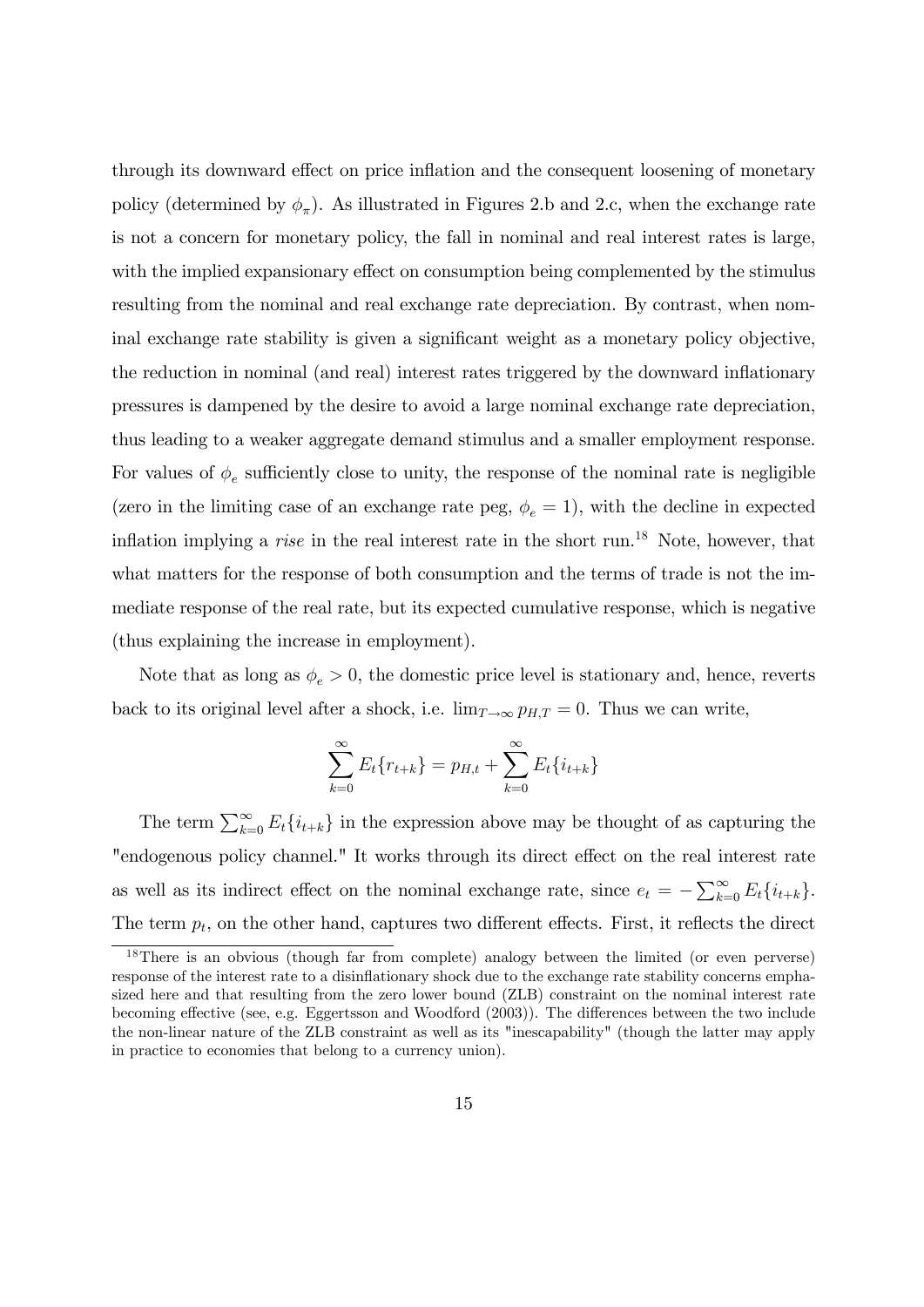through its downward effect on price inflation and the consequent loosening of monetary policy (determined by $\phi_\pi$). As illustrated in Figures 2.b and 2.c, when the exchange rate is not a concern for monetary policy, the fall in nominal and real interest rates is large, with the implied expansionary effect on consumption being complemented by the stimulus resulting from the nominal and real exchange rate depreciation. By contrast, when nominal exchange rate stability is given a significant weight as a monetary policy objective, the reduction in nominal (and real) interest rates triggered by the downward inflationary pressures is dampened by the desire to avoid a large nominal exchange rate depreciation, thus leading to a weaker aggregate demand stimulus and a smaller employment response. For values of $\phi_e$ sufficiently close to unity, the response of the nominal rate is negligible (zero in the limiting case of an exchange rate peg, $\phi_e = 1$), with the decline in expected inflation implying a *rise* in the real interest rate in the short run.[18] Note, however, that what matters for the response of both consumption and the terms of trade is not the immediate response of the real rate, but its expected cumulative response, which is negative (thus explaining the increase in employment).

Note that as long as $\phi_e > 0$, the domestic price level is stationary and, hence, reverts back to its original level after a shock, i.e. $\lim_{T \to \infty} p_{H,T} = 0$. Thus we can write,

$$\sum_{k=0}^{\infty} E_t\{r_{t+k}\} = p_{H,t} + \sum_{k=0}^{\infty} E_t\{i_{t+k}\}$$

The term $\sum_{k=0}^{\infty} E_t\{i_{t+k}\}$ in the expression above may be thought of as capturing the "endogenous policy channel." It works through its direct effect on the real interest rate as well as its indirect effect on the nominal exchange rate, since $e_t = -\sum_{k=0}^{\infty} E_t\{i_{t+k}\}$. The term $p_t$, on the other hand, captures two different effects. First, it reflects the direct

[18]There is an obvious (though far from complete) analogy between the limited (or even perverse) response of the interest rate to a disinflationary shock due to the exchange rate stability concerns emphasized here and that resulting from the zero lower bound (ZLB) constraint on the nominal interest rate becoming effective (see, e.g. Eggertsson and Woodford (2003)). The differences between the two include the non-linear nature of the ZLB constraint as well as its "inescapability" (though the latter may apply in practice to economies that belong to a currency union).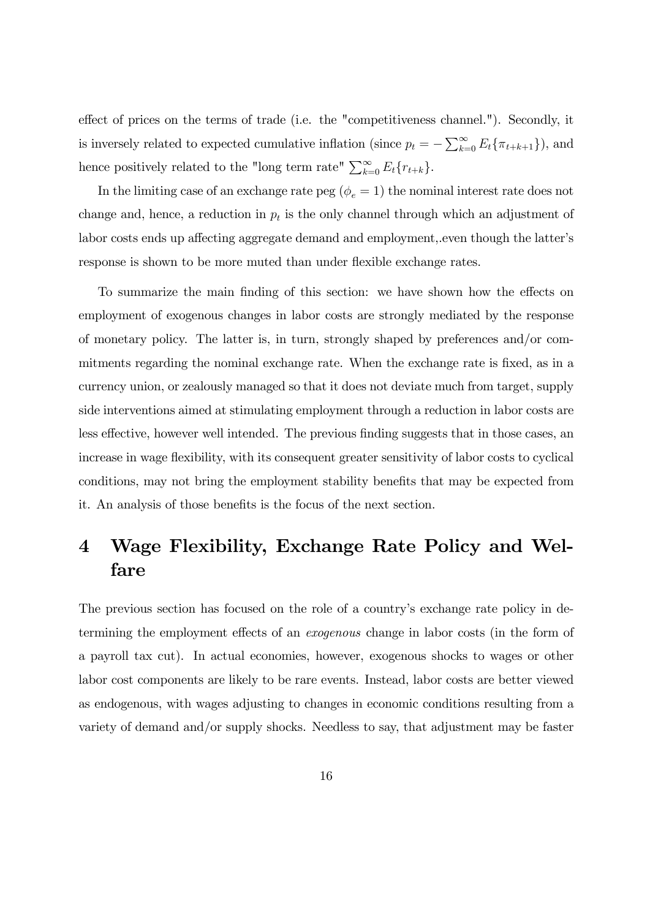effect of prices on the terms of trade (i.e. the "competitiveness channel."). Secondly, it is inversely related to expected cumulative inflation (since $p_t = -\sum_{k=0}^{\infty} E_t\{\pi_{t+k+1}\}$), and hence positively related to the "long term rate" $\sum_{k=0}^{\infty} E_t\{r_{t+k}\}$.

In the limiting case of an exchange rate peg ($\phi_e = 1$) the nominal interest rate does not change and, hence, a reduction in $p_t$ is the only channel through which an adjustment of labor costs ends up affecting aggregate demand and employment,.even though the latter's response is shown to be more muted than under flexible exchange rates.

To summarize the main finding of this section: we have shown how the effects on employment of exogenous changes in labor costs are strongly mediated by the response of monetary policy. The latter is, in turn, strongly shaped by preferences and/or commitments regarding the nominal exchange rate. When the exchange rate is fixed, as in a currency union, or zealously managed so that it does not deviate much from target, supply side interventions aimed at stimulating employment through a reduction in labor costs are less effective, however well intended. The previous finding suggests that in those cases, an increase in wage flexibility, with its consequent greater sensitivity of labor costs to cyclical conditions, may not bring the employment stability benefits that may be expected from it. An analysis of those benefits is the focus of the next section.

# 4 Wage Flexibility, Exchange Rate Policy and Welfare

The previous section has focused on the role of a country's exchange rate policy in determining the employment effects of an *exogenous* change in labor costs (in the form of a payroll tax cut). In actual economies, however, exogenous shocks to wages or other labor cost components are likely to be rare events. Instead, labor costs are better viewed as endogenous, with wages adjusting to changes in economic conditions resulting from a variety of demand and/or supply shocks. Needless to say, that adjustment may be faster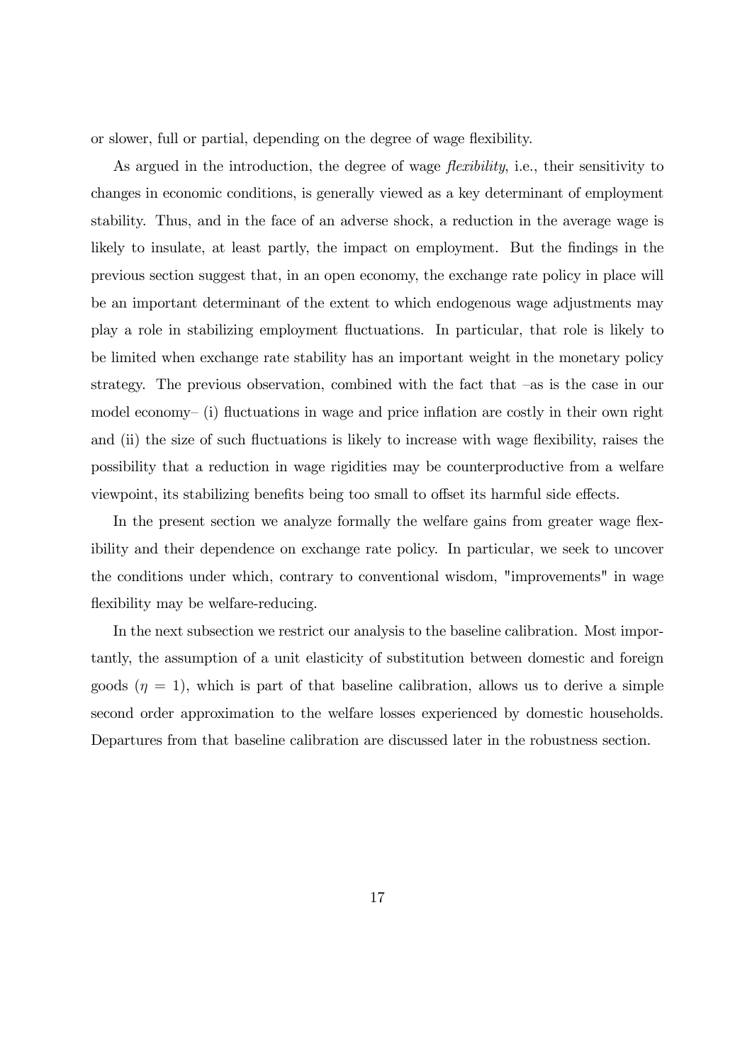or slower, full or partial, depending on the degree of wage flexibility.

As argued in the introduction, the degree of wage *flexibility*, i.e., their sensitivity to changes in economic conditions, is generally viewed as a key determinant of employment stability. Thus, and in the face of an adverse shock, a reduction in the average wage is likely to insulate, at least partly, the impact on employment. But the findings in the previous section suggest that, in an open economy, the exchange rate policy in place will be an important determinant of the extent to which endogenous wage adjustments may play a role in stabilizing employment fluctuations. In particular, that role is likely to be limited when exchange rate stability has an important weight in the monetary policy strategy. The previous observation, combined with the fact that –as is the case in our model economy– (i) fluctuations in wage and price inflation are costly in their own right and (ii) the size of such fluctuations is likely to increase with wage flexibility, raises the possibility that a reduction in wage rigidities may be counterproductive from a welfare viewpoint, its stabilizing benefits being too small to offset its harmful side effects.

In the present section we analyze formally the welfare gains from greater wage flexibility and their dependence on exchange rate policy. In particular, we seek to uncover the conditions under which, contrary to conventional wisdom, "improvements" in wage flexibility may be welfare-reducing.

In the next subsection we restrict our analysis to the baseline calibration. Most importantly, the assumption of a unit elasticity of substitution between domestic and foreign goods ($\eta = 1$), which is part of that baseline calibration, allows us to derive a simple second order approximation to the welfare losses experienced by domestic households. Departures from that baseline calibration are discussed later in the robustness section.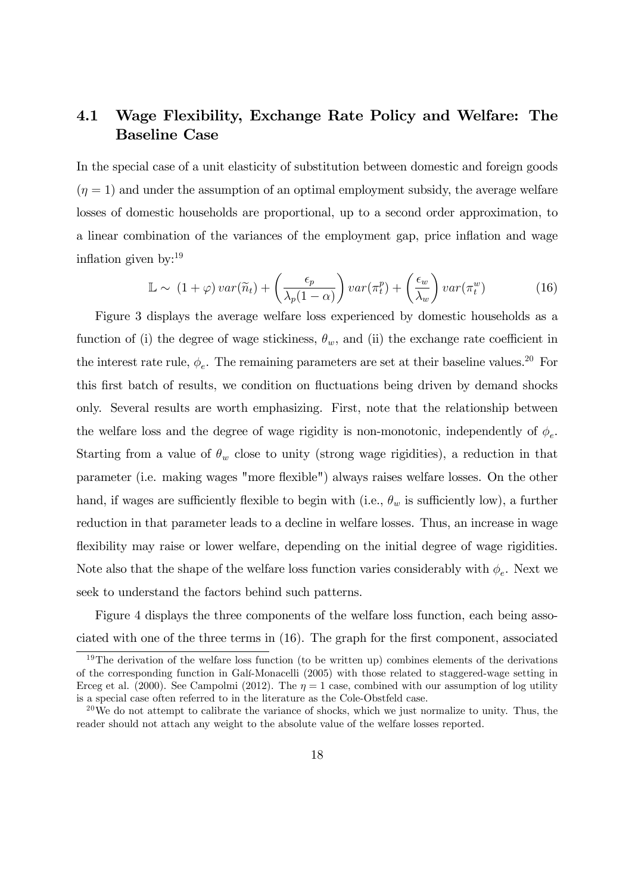### 4.1 Wage Flexibility, Exchange Rate Policy and Welfare: The Baseline Case

In the special case of a unit elasticity of substitution between domestic and foreign goods ($\eta = 1$) and under the assumption of an optimal employment subsidy, the average welfare losses of domestic households are proportional, up to a second order approximation, to a linear combination of the variances of the employment gap, price inflation and wage inflation given by:[19]

$$\mathbb{L} \sim \; (1+\varphi)\, var(\widetilde{n}_t) + \left(\frac{\epsilon_p}{\lambda_p(1-\alpha)}\right) var(\pi_t^p) + \left(\frac{\epsilon_w}{\lambda_w}\right) var(\pi_t^w) \tag{16}$$

Figure 3 displays the average welfare loss experienced by domestic households as a function of (i) the degree of wage stickiness, $\theta_w$, and (ii) the exchange rate coefficient in the interest rate rule, $\phi_e$. The remaining parameters are set at their baseline values.[20] For this first batch of results, we condition on fluctuations being driven by demand shocks only. Several results are worth emphasizing. First, note that the relationship between the welfare loss and the degree of wage rigidity is non-monotonic, independently of $\phi_e$. Starting from a value of $\theta_w$ close to unity (strong wage rigidities), a reduction in that parameter (i.e. making wages "more flexible") always raises welfare losses. On the other hand, if wages are sufficiently flexible to begin with (i.e., $\theta_w$ is sufficiently low), a further reduction in that parameter leads to a decline in welfare losses. Thus, an increase in wage flexibility may raise or lower welfare, depending on the initial degree of wage rigidities. Note also that the shape of the welfare loss function varies considerably with $\phi_e$. Next we seek to understand the factors behind such patterns.

Figure 4 displays the three components of the welfare loss function, each being associated with one of the three terms in (16). The graph for the first component, associated

[19] The derivation of the welfare loss function (to be written up) combines elements of the derivations of the corresponding function in Galí-Monacelli (2005) with those related to staggered-wage setting in Erceg et al. (2000). See Campolmi (2012). The $\eta = 1$ case, combined with our assumption of log utility is a special case often referred to in the literature as the Cole-Obstfeld case.

[20] We do not attempt to calibrate the variance of shocks, which we just normalize to unity. Thus, the reader should not attach any weight to the absolute value of the welfare losses reported.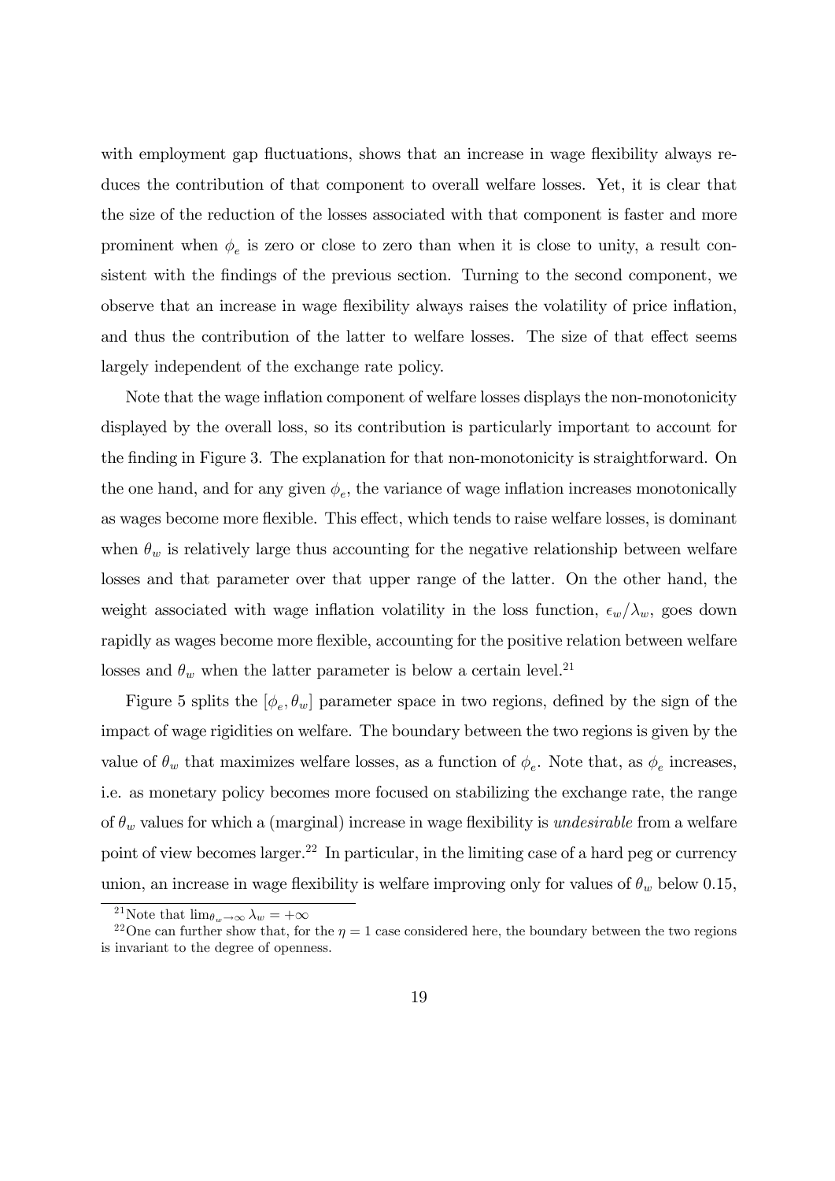with employment gap fluctuations, shows that an increase in wage flexibility always reduces the contribution of that component to overall welfare losses. Yet, it is clear that the size of the reduction of the losses associated with that component is faster and more prominent when $\phi_e$ is zero or close to zero than when it is close to unity, a result consistent with the findings of the previous section. Turning to the second component, we observe that an increase in wage flexibility always raises the volatility of price inflation, and thus the contribution of the latter to welfare losses. The size of that effect seems largely independent of the exchange rate policy.

Note that the wage inflation component of welfare losses displays the non-monotonicity displayed by the overall loss, so its contribution is particularly important to account for the finding in Figure 3. The explanation for that non-monotonicity is straightforward. On the one hand, and for any given $\phi_e$, the variance of wage inflation increases monotonically as wages become more flexible. This effect, which tends to raise welfare losses, is dominant when $\theta_w$ is relatively large thus accounting for the negative relationship between welfare losses and that parameter over that upper range of the latter. On the other hand, the weight associated with wage inflation volatility in the loss function, $\epsilon_w/\lambda_w$, goes down rapidly as wages become more flexible, accounting for the positive relation between welfare losses and $\theta_w$ when the latter parameter is below a certain level.[21]

Figure 5 splits the $[\phi_e, \theta_w]$ parameter space in two regions, defined by the sign of the impact of wage rigidities on welfare. The boundary between the two regions is given by the value of $\theta_w$ that maximizes welfare losses, as a function of $\phi_e$. Note that, as $\phi_e$ increases, i.e. as monetary policy becomes more focused on stabilizing the exchange rate, the range of $\theta_w$ values for which a (marginal) increase in wage flexibility is *undesirable* from a welfare point of view becomes larger.[22] In particular, in the limiting case of a hard peg or currency union, an increase in wage flexibility is welfare improving only for values of $\theta_w$ below 0.15,

[21] Note that $\lim_{\theta_w \to \infty} \lambda_w = +\infty$

[22] One can further show that, for the $\eta = 1$ case considered here, the boundary between the two regions is invariant to the degree of openness.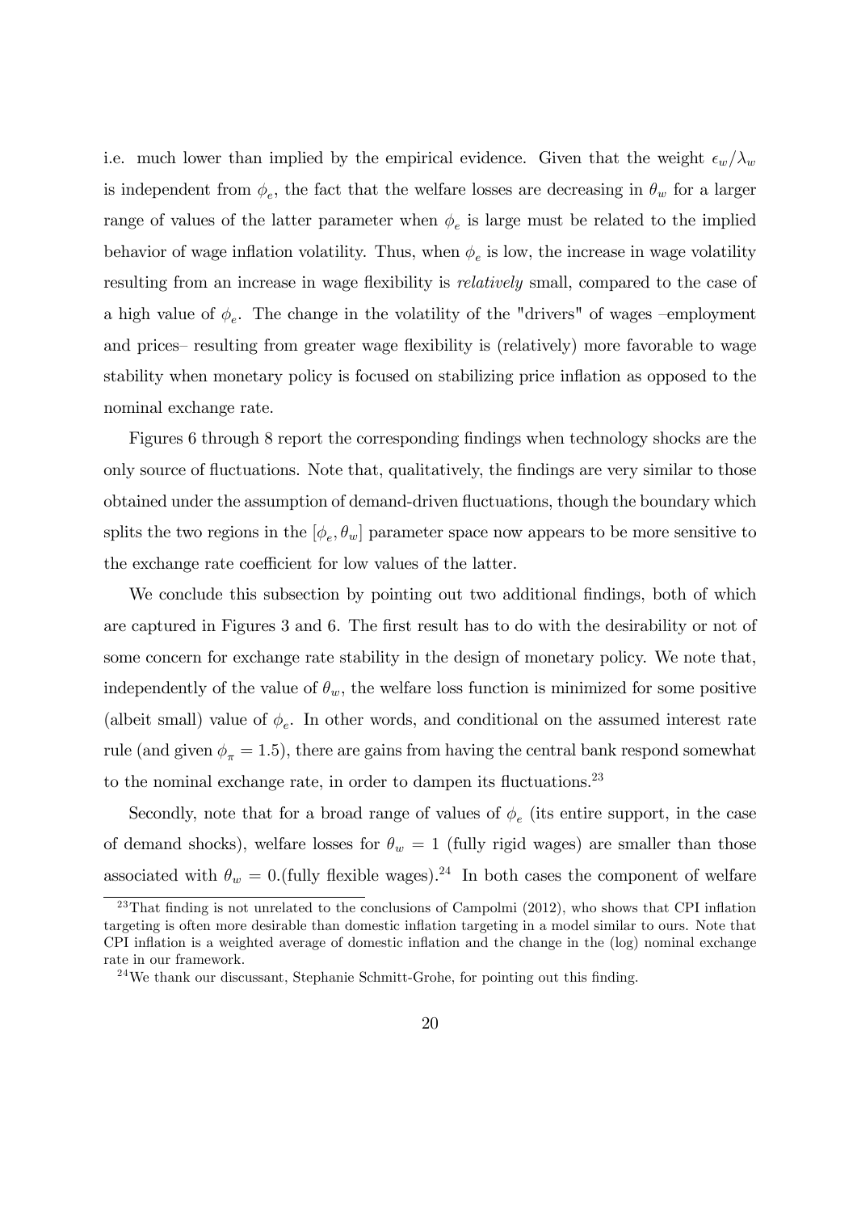i.e. much lower than implied by the empirical evidence. Given that the weight $\epsilon_w/\lambda_w$ is independent from $\phi_e$, the fact that the welfare losses are decreasing in $\theta_w$ for a larger range of values of the latter parameter when $\phi_e$ is large must be related to the implied behavior of wage inflation volatility. Thus, when $\phi_e$ is low, the increase in wage volatility resulting from an increase in wage flexibility is *relatively* small, compared to the case of a high value of $\phi_e$. The change in the volatility of the "drivers" of wages –employment and prices– resulting from greater wage flexibility is (relatively) more favorable to wage stability when monetary policy is focused on stabilizing price inflation as opposed to the nominal exchange rate.

Figures 6 through 8 report the corresponding findings when technology shocks are the only source of fluctuations. Note that, qualitatively, the findings are very similar to those obtained under the assumption of demand-driven fluctuations, though the boundary which splits the two regions in the $[\phi_e, \theta_w]$ parameter space now appears to be more sensitive to the exchange rate coefficient for low values of the latter.

We conclude this subsection by pointing out two additional findings, both of which are captured in Figures 3 and 6. The first result has to do with the desirability or not of some concern for exchange rate stability in the design of monetary policy. We note that, independently of the value of $\theta_w$, the welfare loss function is minimized for some positive (albeit small) value of $\phi_e$. In other words, and conditional on the assumed interest rate rule (and given $\phi_\pi = 1.5$), there are gains from having the central bank respond somewhat to the nominal exchange rate, in order to dampen its fluctuations.[23]

Secondly, note that for a broad range of values of $\phi_e$ (its entire support, in the case of demand shocks), welfare losses for $\theta_w = 1$ (fully rigid wages) are smaller than those associated with $\theta_w = 0$.(fully flexible wages).[24] In both cases the component of welfare

[23] That finding is not unrelated to the conclusions of Campolmi (2012), who shows that CPI inflation targeting is often more desirable than domestic inflation targeting in a model similar to ours. Note that CPI inflation is a weighted average of domestic inflation and the change in the (log) nominal exchange rate in our framework.

[24] We thank our discussant, Stephanie Schmitt-Grohe, for pointing out this finding.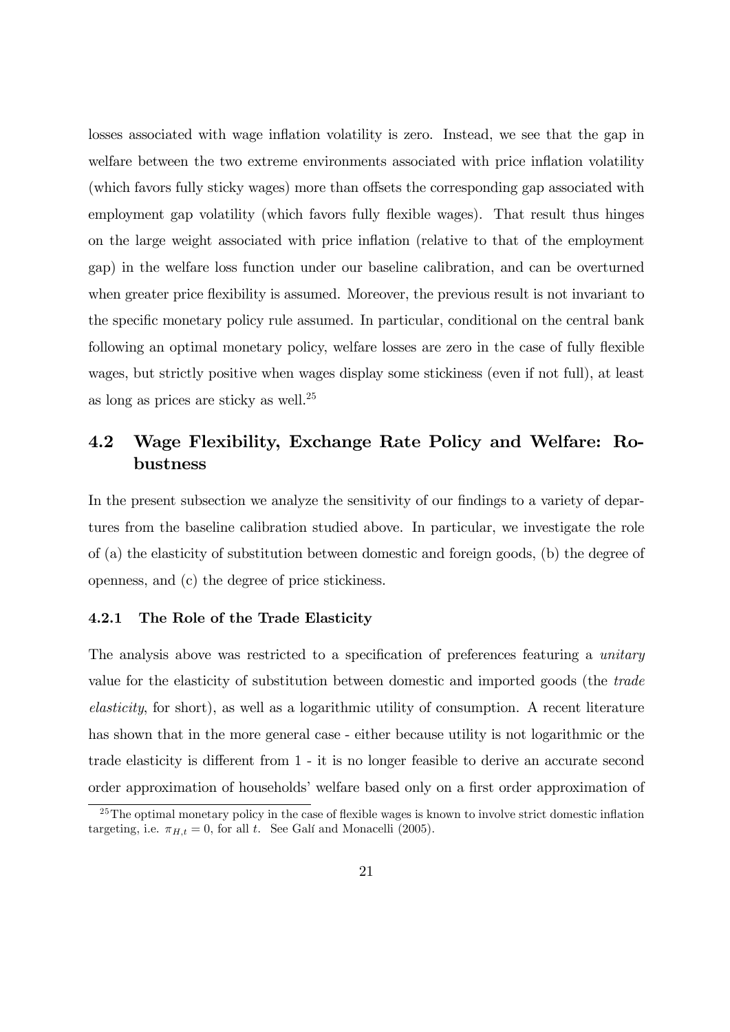losses associated with wage inflation volatility is zero. Instead, we see that the gap in welfare between the two extreme environments associated with price inflation volatility (which favors fully sticky wages) more than offsets the corresponding gap associated with employment gap volatility (which favors fully flexible wages). That result thus hinges on the large weight associated with price inflation (relative to that of the employment gap) in the welfare loss function under our baseline calibration, and can be overturned when greater price flexibility is assumed. Moreover, the previous result is not invariant to the specific monetary policy rule assumed. In particular, conditional on the central bank following an optimal monetary policy, welfare losses are zero in the case of fully flexible wages, but strictly positive when wages display some stickiness (even if not full), at least as long as prices are sticky as well.[25]

## 4.2 Wage Flexibility, Exchange Rate Policy and Welfare: Robustness

In the present subsection we analyze the sensitivity of our findings to a variety of departures from the baseline calibration studied above. In particular, we investigate the role of (a) the elasticity of substitution between domestic and foreign goods, (b) the degree of openness, and (c) the degree of price stickiness.

### 4.2.1 The Role of the Trade Elasticity

The analysis above was restricted to a specification of preferences featuring a *unitary* value for the elasticity of substitution between domestic and imported goods (the *trade elasticity*, for short), as well as a logarithmic utility of consumption. A recent literature has shown that in the more general case - either because utility is not logarithmic or the trade elasticity is different from 1 - it is no longer feasible to derive an accurate second order approximation of households' welfare based only on a first order approximation of

[25] The optimal monetary policy in the case of flexible wages is known to involve strict domestic inflation targeting, i.e. $\pi_{H,t} = 0$, for all $t$. See Galí and Monacelli (2005).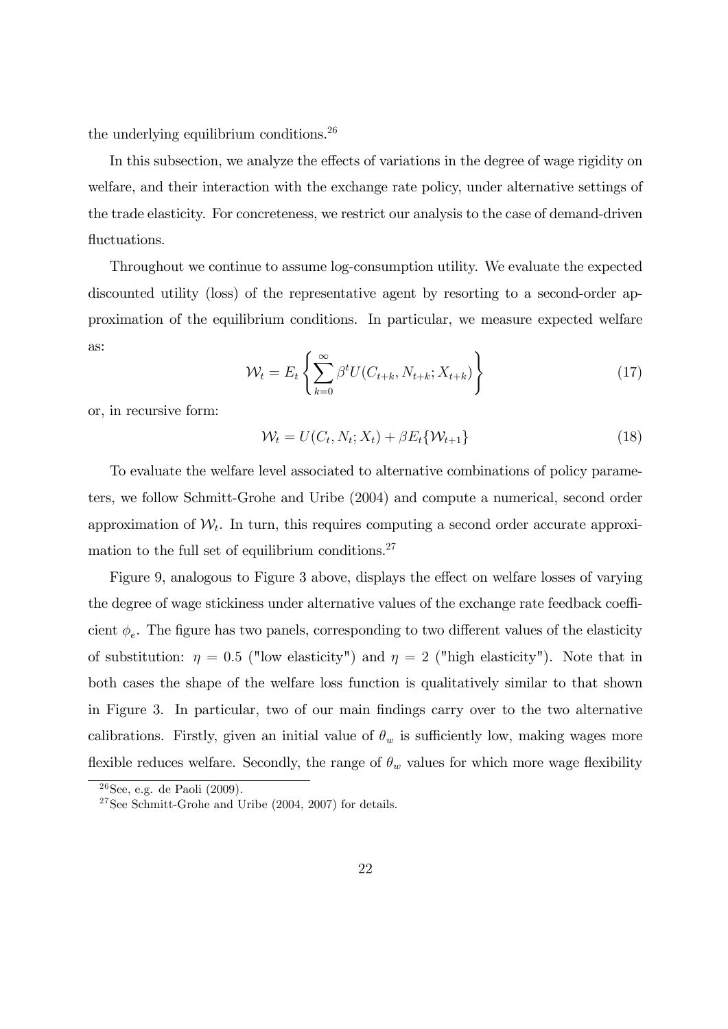the underlying equilibrium conditions.[26]

In this subsection, we analyze the effects of variations in the degree of wage rigidity on welfare, and their interaction with the exchange rate policy, under alternative settings of the trade elasticity. For concreteness, we restrict our analysis to the case of demand-driven fluctuations.

Throughout we continue to assume log-consumption utility. We evaluate the expected discounted utility (loss) of the representative agent by resorting to a second-order approximation of the equilibrium conditions. In particular, we measure expected welfare as:

$$\mathcal{W}_t = E_t \left\{ \sum_{k=0}^{\infty} \beta^t U(C_{t+k}, N_{t+k}; X_{t+k}) \right\} \tag{17}$$

or, in recursive form:

$$\mathcal{W}_t = U(C_t, N_t; X_t) + \beta E_t\{\mathcal{W}_{t+1}\} \tag{18}$$

To evaluate the welfare level associated to alternative combinations of policy parameters, we follow Schmitt-Grohe and Uribe (2004) and compute a numerical, second order approximation of $\mathcal{W}_t$. In turn, this requires computing a second order accurate approximation to the full set of equilibrium conditions.[27]

Figure 9, analogous to Figure 3 above, displays the effect on welfare losses of varying the degree of wage stickiness under alternative values of the exchange rate feedback coefficient $\phi_e$. The figure has two panels, corresponding to two different values of the elasticity of substitution: $\eta = 0.5$ ("low elasticity") and $\eta = 2$ ("high elasticity"). Note that in both cases the shape of the welfare loss function is qualitatively similar to that shown in Figure 3. In particular, two of our main findings carry over to the two alternative calibrations. Firstly, given an initial value of $\theta_w$ is sufficiently low, making wages more flexible reduces welfare. Secondly, the range of $\theta_w$ values for which more wage flexibility

[26] See, e.g. de Paoli (2009).

[27] See Schmitt-Grohe and Uribe (2004, 2007) for details.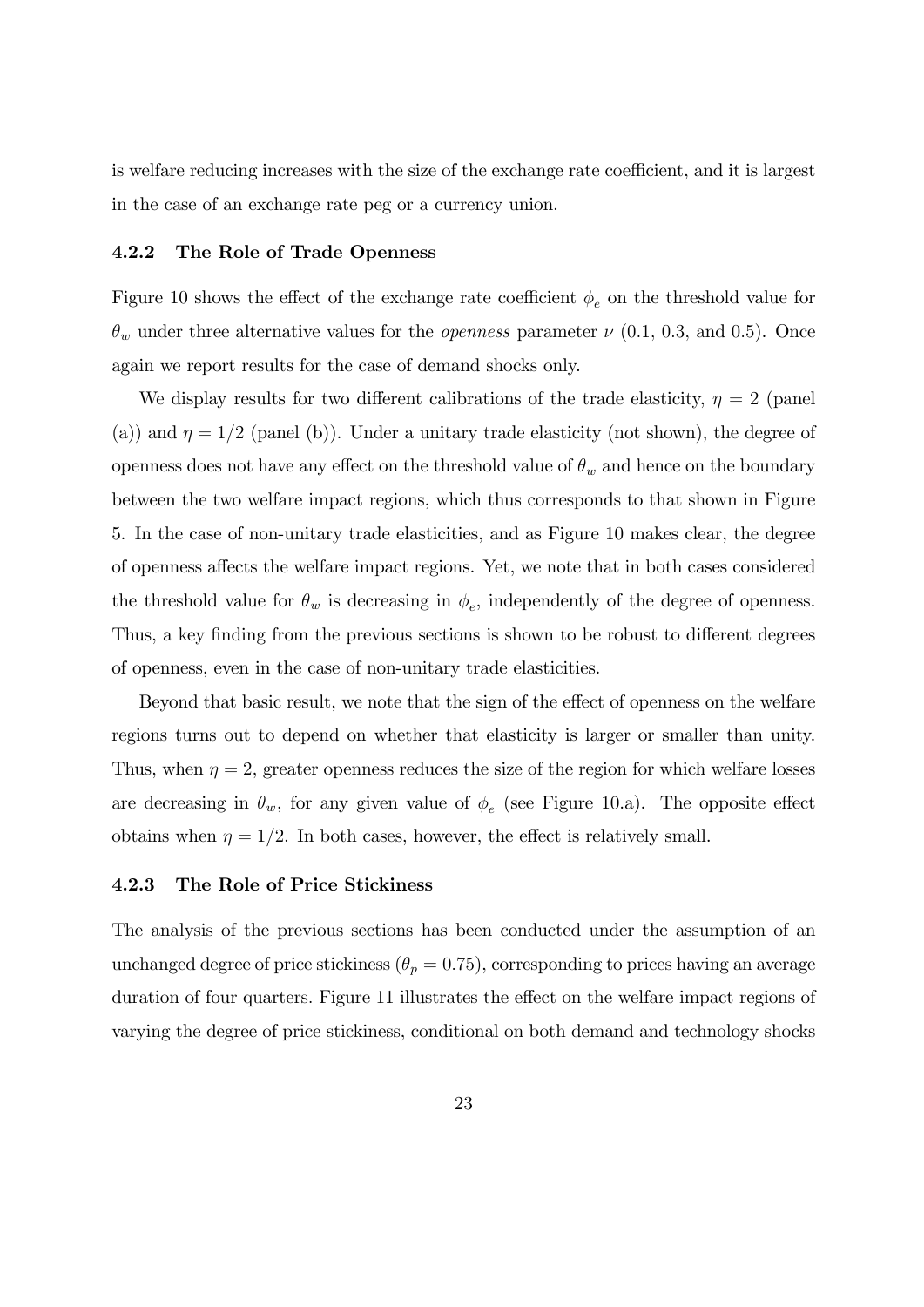is welfare reducing increases with the size of the exchange rate coefficient, and it is largest in the case of an exchange rate peg or a currency union.

### 4.2.2 The Role of Trade Openness

Figure 10 shows the effect of the exchange rate coefficient $\phi_e$ on the threshold value for $\theta_w$ under three alternative values for the *openness* parameter $\nu$ (0.1, 0.3, and 0.5). Once again we report results for the case of demand shocks only.

We display results for two different calibrations of the trade elasticity, $\eta = 2$ (panel (a)) and $\eta = 1/2$ (panel (b)). Under a unitary trade elasticity (not shown), the degree of openness does not have any effect on the threshold value of $\theta_w$ and hence on the boundary between the two welfare impact regions, which thus corresponds to that shown in Figure 5. In the case of non-unitary trade elasticities, and as Figure 10 makes clear, the degree of openness affects the welfare impact regions. Yet, we note that in both cases considered the threshold value for $\theta_w$ is decreasing in $\phi_e$, independently of the degree of openness. Thus, a key finding from the previous sections is shown to be robust to different degrees of openness, even in the case of non-unitary trade elasticities.

Beyond that basic result, we note that the sign of the effect of openness on the welfare regions turns out to depend on whether that elasticity is larger or smaller than unity. Thus, when $\eta = 2$, greater openness reduces the size of the region for which welfare losses are decreasing in $\theta_w$, for any given value of $\phi_e$ (see Figure 10.a). The opposite effect obtains when $\eta = 1/2$. In both cases, however, the effect is relatively small.

### 4.2.3 The Role of Price Stickiness

The analysis of the previous sections has been conducted under the assumption of an unchanged degree of price stickiness ($\theta_p = 0.75$), corresponding to prices having an average duration of four quarters. Figure 11 illustrates the effect on the welfare impact regions of varying the degree of price stickiness, conditional on both demand and technology shocks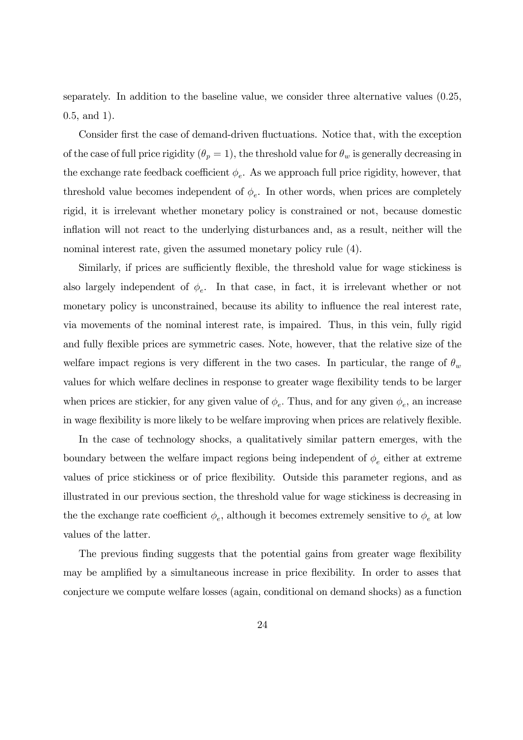separately. In addition to the baseline value, we consider three alternative values (0.25, 0.5, and 1).

Consider first the case of demand-driven fluctuations. Notice that, with the exception of the case of full price rigidity ($\theta_p = 1$), the threshold value for $\theta_w$ is generally decreasing in the exchange rate feedback coefficient $\phi_e$. As we approach full price rigidity, however, that threshold value becomes independent of $\phi_e$. In other words, when prices are completely rigid, it is irrelevant whether monetary policy is constrained or not, because domestic inflation will not react to the underlying disturbances and, as a result, neither will the nominal interest rate, given the assumed monetary policy rule (4).

Similarly, if prices are sufficiently flexible, the threshold value for wage stickiness is also largely independent of $\phi_e$. In that case, in fact, it is irrelevant whether or not monetary policy is unconstrained, because its ability to influence the real interest rate, via movements of the nominal interest rate, is impaired. Thus, in this vein, fully rigid and fully flexible prices are symmetric cases. Note, however, that the relative size of the welfare impact regions is very different in the two cases. In particular, the range of $\theta_w$ values for which welfare declines in response to greater wage flexibility tends to be larger when prices are stickier, for any given value of $\phi_e$. Thus, and for any given $\phi_e$, an increase in wage flexibility is more likely to be welfare improving when prices are relatively flexible.

In the case of technology shocks, a qualitatively similar pattern emerges, with the boundary between the welfare impact regions being independent of $\phi_e$ either at extreme values of price stickiness or of price flexibility. Outside this parameter regions, and as illustrated in our previous section, the threshold value for wage stickiness is decreasing in the the exchange rate coefficient $\phi_e$, although it becomes extremely sensitive to $\phi_e$ at low values of the latter.

The previous finding suggests that the potential gains from greater wage flexibility may be amplified by a simultaneous increase in price flexibility. In order to asses that conjecture we compute welfare losses (again, conditional on demand shocks) as a function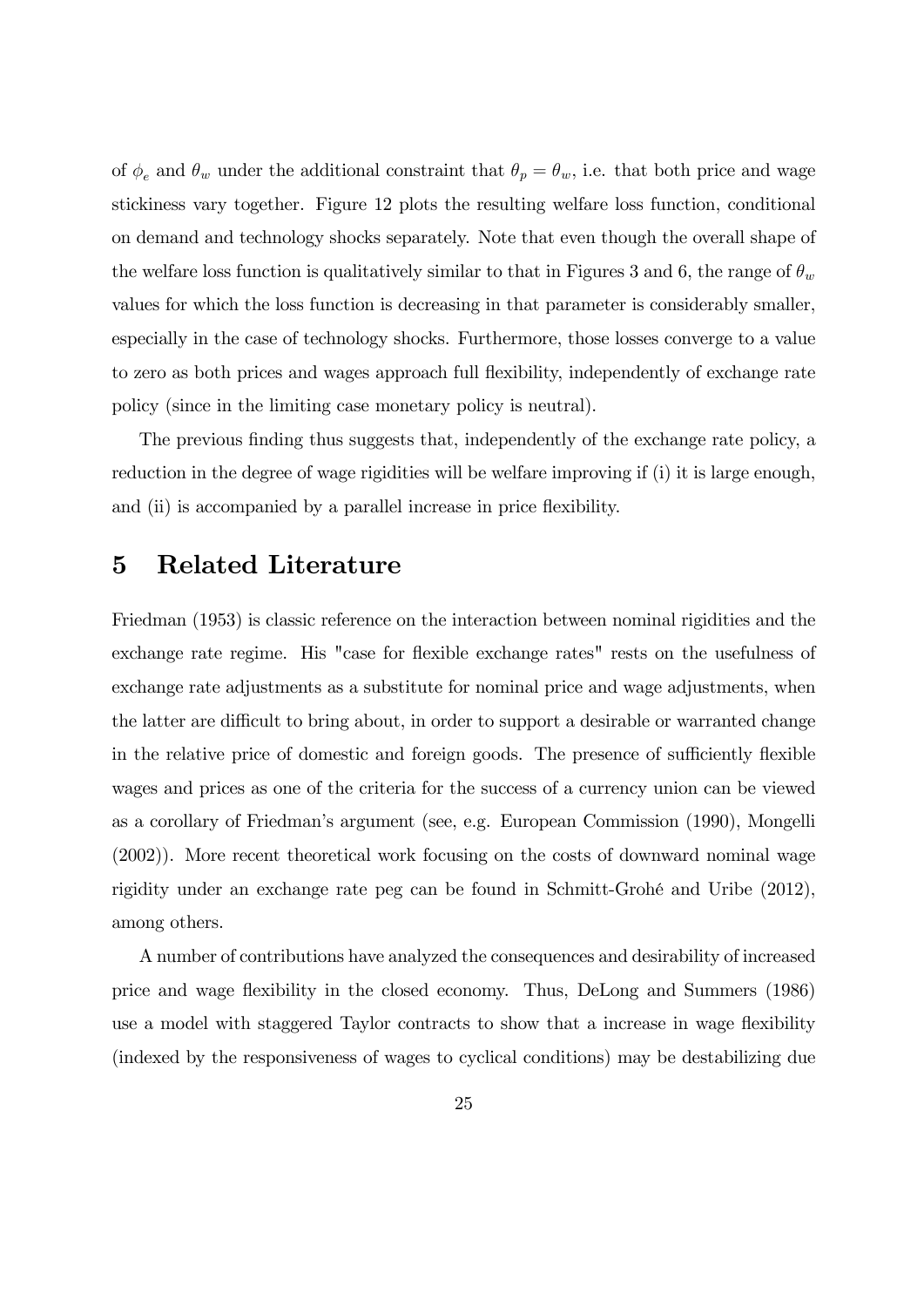of $\phi_e$ and $\theta_w$ under the additional constraint that $\theta_p = \theta_w$, i.e. that both price and wage stickiness vary together. Figure 12 plots the resulting welfare loss function, conditional on demand and technology shocks separately. Note that even though the overall shape of the welfare loss function is qualitatively similar to that in Figures 3 and 6, the range of $\theta_w$ values for which the loss function is decreasing in that parameter is considerably smaller, especially in the case of technology shocks. Furthermore, those losses converge to a value to zero as both prices and wages approach full flexibility, independently of exchange rate policy (since in the limiting case monetary policy is neutral).

The previous finding thus suggests that, independently of the exchange rate policy, a reduction in the degree of wage rigidities will be welfare improving if (i) it is large enough, and (ii) is accompanied by a parallel increase in price flexibility.

# 5 Related Literature

Friedman (1953) is classic reference on the interaction between nominal rigidities and the exchange rate regime. His "case for flexible exchange rates" rests on the usefulness of exchange rate adjustments as a substitute for nominal price and wage adjustments, when the latter are difficult to bring about, in order to support a desirable or warranted change in the relative price of domestic and foreign goods. The presence of sufficiently flexible wages and prices as one of the criteria for the success of a currency union can be viewed as a corollary of Friedman's argument (see, e.g. European Commission (1990), Mongelli (2002)). More recent theoretical work focusing on the costs of downward nominal wage rigidity under an exchange rate peg can be found in Schmitt-Grohé and Uribe (2012), among others.

A number of contributions have analyzed the consequences and desirability of increased price and wage flexibility in the closed economy. Thus, DeLong and Summers (1986) use a model with staggered Taylor contracts to show that a increase in wage flexibility (indexed by the responsiveness of wages to cyclical conditions) may be destabilizing due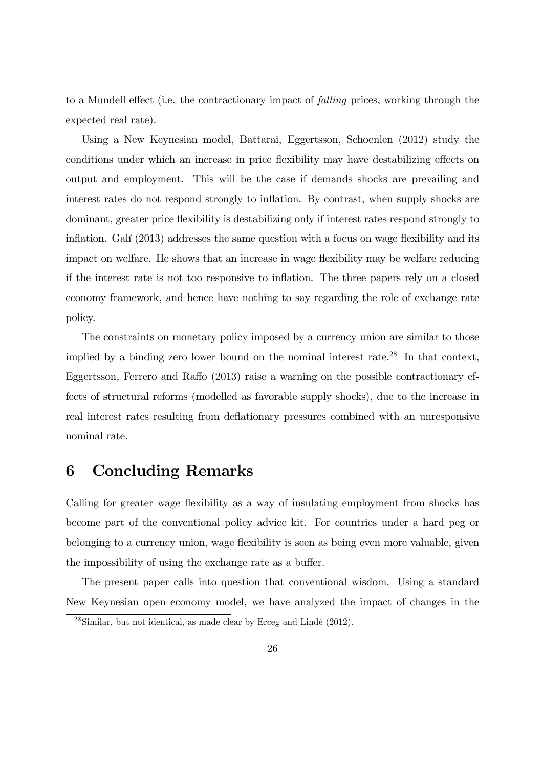to a Mundell effect (i.e. the contractionary impact of *falling* prices, working through the expected real rate).

Using a New Keynesian model, Battarai, Eggertsson, Schoenlen (2012) study the conditions under which an increase in price flexibility may have destabilizing effects on output and employment. This will be the case if demands shocks are prevailing and interest rates do not respond strongly to inflation. By contrast, when supply shocks are dominant, greater price flexibility is destabilizing only if interest rates respond strongly to inflation. Galí (2013) addresses the same question with a focus on wage flexibility and its impact on welfare. He shows that an increase in wage flexibility may be welfare reducing if the interest rate is not too responsive to inflation. The three papers rely on a closed economy framework, and hence have nothing to say regarding the role of exchange rate policy.

The constraints on monetary policy imposed by a currency union are similar to those implied by a binding zero lower bound on the nominal interest rate.[28] In that context, Eggertsson, Ferrero and Raffo (2013) raise a warning on the possible contractionary effects of structural reforms (modelled as favorable supply shocks), due to the increase in real interest rates resulting from deflationary pressures combined with an unresponsive nominal rate.

# 6 Concluding Remarks

Calling for greater wage flexibility as a way of insulating employment from shocks has become part of the conventional policy advice kit. For countries under a hard peg or belonging to a currency union, wage flexibility is seen as being even more valuable, given the impossibility of using the exchange rate as a buffer.

The present paper calls into question that conventional wisdom. Using a standard New Keynesian open economy model, we have analyzed the impact of changes in the

[28] Similar, but not identical, as made clear by Erceg and Lindé (2012).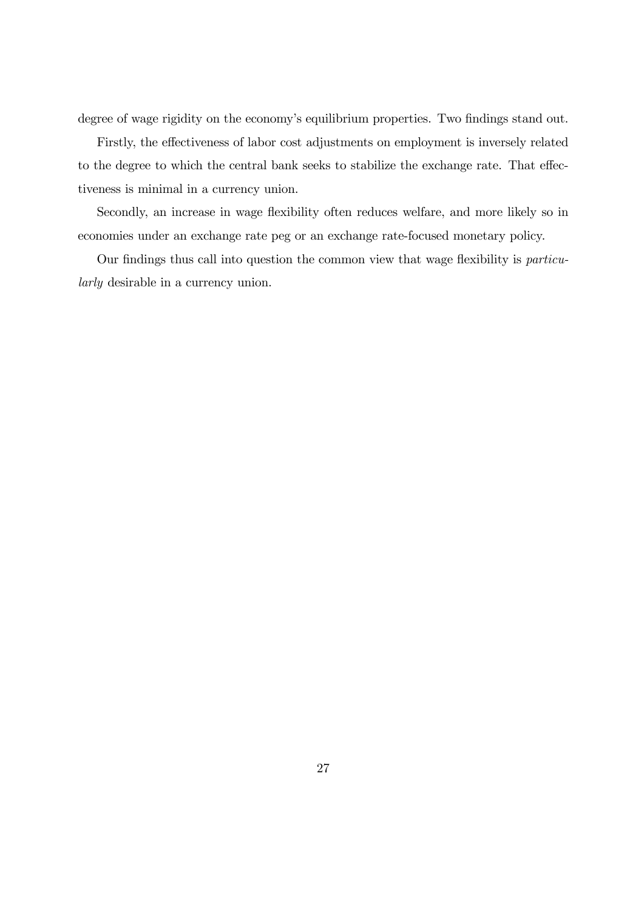degree of wage rigidity on the economy's equilibrium properties. Two findings stand out.

Firstly, the effectiveness of labor cost adjustments on employment is inversely related to the degree to which the central bank seeks to stabilize the exchange rate. That effectiveness is minimal in a currency union.

Secondly, an increase in wage flexibility often reduces welfare, and more likely so in economies under an exchange rate peg or an exchange rate-focused monetary policy.

Our findings thus call into question the common view that wage flexibility is *particularly* desirable in a currency union.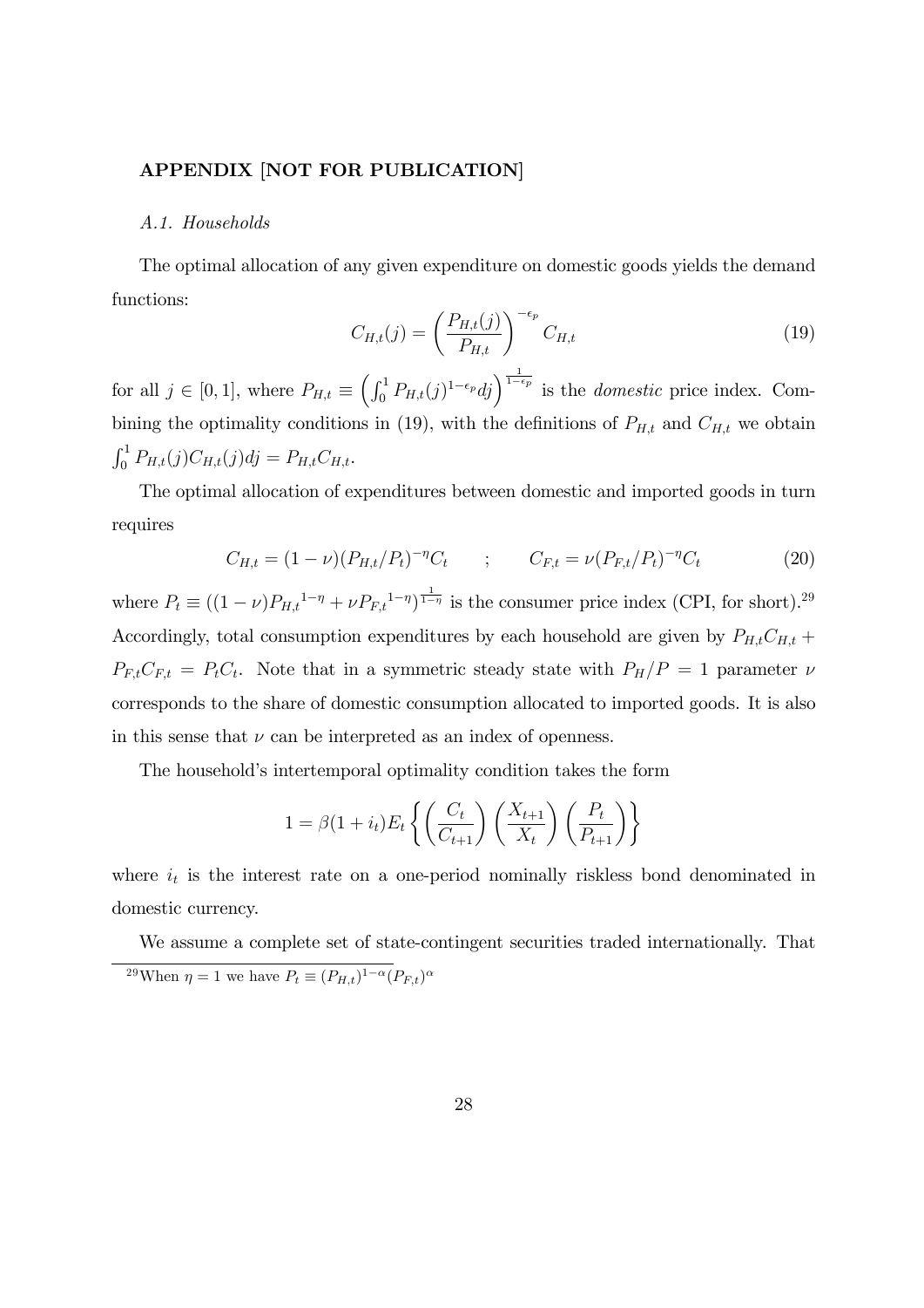## APPENDIX [NOT FOR PUBLICATION]

### *A.1. Households*

The optimal allocation of any given expenditure on domestic goods yields the demand functions:

$$C_{H,t}(j) = \left(\frac{P_{H,t}(j)}{P_{H,t}}\right)^{-\epsilon_p} C_{H,t} \tag{19}$$

for all $j \in [0,1]$, where $P_{H,t} \equiv \left(\int_0^1 P_{H,t}(j)^{1-\epsilon_p} dj\right)^{\frac{1}{1-\epsilon_p}}$ is the *domestic* price index. Combining the optimality conditions in (19), with the definitions of $P_{H,t}$ and $C_{H,t}$ we obtain $\int_0^1 P_{H,t}(j) C_{H,t}(j) dj = P_{H,t} C_{H,t}$.

The optimal allocation of expenditures between domestic and imported goods in turn requires

$$C_{H,t} = (1-\nu)(P_{H,t}/P_t)^{-\eta} C_t \qquad ; \qquad C_{F,t} = \nu(P_{F,t}/P_t)^{-\eta} C_t \tag{20}$$

where $P_t \equiv ((1-\nu){P_{H,t}}^{1-\eta} + \nu {P_{F,t}}^{1-\eta})^{\frac{1}{1-\eta}}$ is the consumer price index (CPI, for short).[29] Accordingly, total consumption expenditures by each household are given by $P_{H,t}C_{H,t} + P_{F,t}C_{F,t} = P_t C_t$. Note that in a symmetric steady state with $P_H/P = 1$ parameter $\nu$ corresponds to the share of domestic consumption allocated to imported goods. It is also in this sense that $\nu$ can be interpreted as an index of openness.

The household's intertemporal optimality condition takes the form

$$1 = \beta(1+i_t)E_t\left\{\left(\frac{C_t}{C_{t+1}}\right)\left(\frac{X_{t+1}}{X_t}\right)\left(\frac{P_t}{P_{t+1}}\right)\right\}$$

where $i_t$ is the interest rate on a one-period nominally riskless bond denominated in domestic currency.

We assume a complete set of state-contingent securities traded internationally. That

[29] When $\eta = 1$ we have $P_t \equiv (P_{H,t})^{1-\alpha}(P_{F,t})^{\alpha}$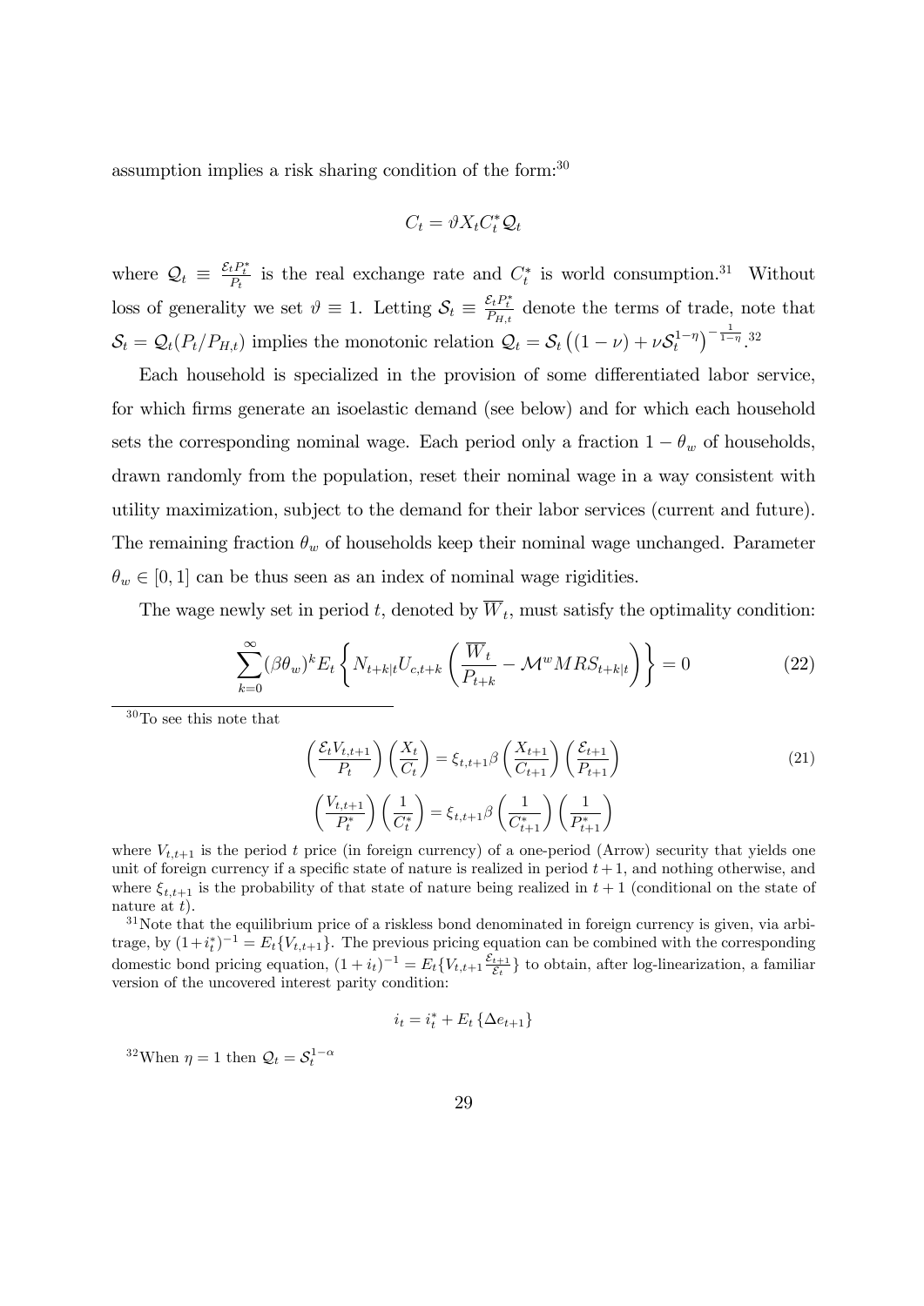assumption implies a risk sharing condition of the form:[30]

$$C_t = \vartheta X_t C_t^* \mathcal{Q}_t$$

where $\mathcal{Q}_t \equiv \frac{\mathcal{E}_t P_t^*}{P_t}$ is the real exchange rate and $C_t^*$ is world consumption.[31] Without loss of generality we set $\vartheta \equiv 1$. Letting $\mathcal{S}_t \equiv \frac{\mathcal{E}_t P_t^*}{P_{H,t}}$ denote the terms of trade, note that $\mathcal{S}_t = \mathcal{Q}_t(P_t/P_{H,t})$ implies the monotonic relation $\mathcal{Q}_t = \mathcal{S}_t \left((1-\nu) + \nu \mathcal{S}_t^{1-\eta}\right)^{-\frac{1}{1-\eta}}$.[32]

Each household is specialized in the provision of some differentiated labor service, for which firms generate an isoelastic demand (see below) and for which each household sets the corresponding nominal wage. Each period only a fraction $1-\theta_w$ of households, drawn randomly from the population, reset their nominal wage in a way consistent with utility maximization, subject to the demand for their labor services (current and future). The remaining fraction $\theta_w$ of households keep their nominal wage unchanged. Parameter $\theta_w \in [0,1]$ can be thus seen as an index of nominal wage rigidities.

The wage newly set in period $t$, denoted by $\overline{W}_t$, must satisfy the optimality condition:

$$\sum_{k=0}^{\infty} (\beta\theta_w)^k E_t \left\{ N_{t+k|t} U_{c,t+k} \left( \frac{\overline{W}_t}{P_{t+k}} - \mathcal{M}^w MRS_{t+k|t} \right) \right\} = 0 \tag{22}$$

---

[30] To see this note that

$$\left(\frac{\mathcal{E}_t V_{t,t+1}}{P_t}\right)\left(\frac{X_t}{C_t}\right) = \xi_{t,t+1}\beta\left(\frac{X_{t+1}}{C_{t+1}}\right)\left(\frac{\mathcal{E}_{t+1}}{P_{t+1}}\right) \tag{21}$$

$$\left(\frac{V_{t,t+1}}{P_t^*}\right)\left(\frac{1}{C_t^*}\right) = \xi_{t,t+1}\beta\left(\frac{1}{C_{t+1}^*}\right)\left(\frac{1}{P_{t+1}^*}\right)$$

where $V_{t,t+1}$ is the period $t$ price (in foreign currency) of a one-period (Arrow) security that yields one unit of foreign currency if a specific state of nature is realized in period $t+1$, and nothing otherwise, and where $\xi_{t,t+1}$ is the probability of that state of nature being realized in $t+1$ (conditional on the state of nature at $t$).

[31] Note that the equilibrium price of a riskless bond denominated in foreign currency is given, via arbitrage, by $(1+i_t^*)^{-1} = E_t\{V_{t,t+1}\}$. The previous pricing equation can be combined with the corresponding domestic bond pricing equation, $(1+i_t)^{-1} = E_t\{V_{t,t+1}\frac{\mathcal{E}_{t+1}}{\mathcal{E}_t}\}$ to obtain, after log-linearization, a familiar version of the uncovered interest parity condition:

$$i_t = i_t^* + E_t\{\Delta e_{t+1}\}$$

[32] When $\eta = 1$ then $\mathcal{Q}_t = \mathcal{S}_t^{1-\alpha}$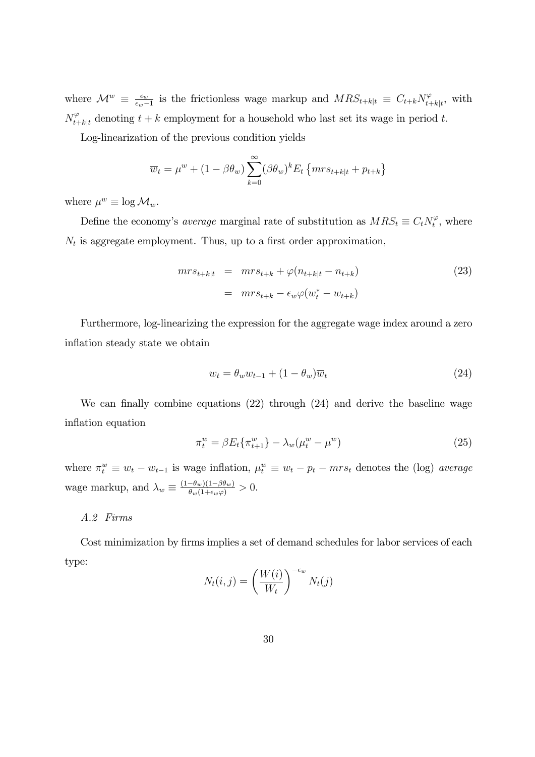where $\mathcal{M}^w \equiv \frac{\epsilon_w}{\epsilon_w - 1}$ is the frictionless wage markup and $MRS_{t+k|t} \equiv C_{t+k} N^{\varphi}_{t+k|t}$, with $N^{\varphi}_{t+k|t}$ denoting $t+k$ employment for a household who last set its wage in period $t$.

Log-linearization of the previous condition yields

$$\overline{w}_t = \mu^w + (1 - \beta\theta_w) \sum_{k=0}^{\infty} (\beta\theta_w)^k E_t \left\{ mrs_{t+k|t} + p_{t+k} \right\}$$

where $\mu^w \equiv \log \mathcal{M}_w$.

Define the economy's *average* marginal rate of substitution as $MRS_t \equiv C_t N_t^{\varphi}$, where $N_t$ is aggregate employment. Thus, up to a first order approximation,

$$\begin{aligned} mrs_{t+k|t} &= mrs_{t+k} + \varphi(n_{t+k|t} - n_{t+k}) \\ &= mrs_{t+k} - \epsilon_w \varphi (w_t^* - w_{t+k}) \end{aligned} \tag{23}$$

Furthermore, log-linearizing the expression for the aggregate wage index around a zero inflation steady state we obtain

$$w_t = \theta_w w_{t-1} + (1 - \theta_w) \overline{w}_t \tag{24}$$

We can finally combine equations (22) through (24) and derive the baseline wage inflation equation

$$\pi_t^w = \beta E_t \{ \pi_{t+1}^w \} - \lambda_w (\mu_t^w - \mu^w) \tag{25}$$

where $\pi_t^w \equiv w_t - w_{t-1}$ is wage inflation, $\mu_t^w \equiv w_t - p_t - mrs_t$ denotes the (log) *average* wage markup, and $\lambda_w \equiv \frac{(1-\theta_w)(1-\beta\theta_w)}{\theta_w(1+\epsilon_w\varphi)} > 0$.

### *A.2 Firms*

Cost minimization by firms implies a set of demand schedules for labor services of each type:

$$N_t(i,j) = \left( \frac{W(i)}{W_t} \right)^{-\epsilon_w} N_t(j)$$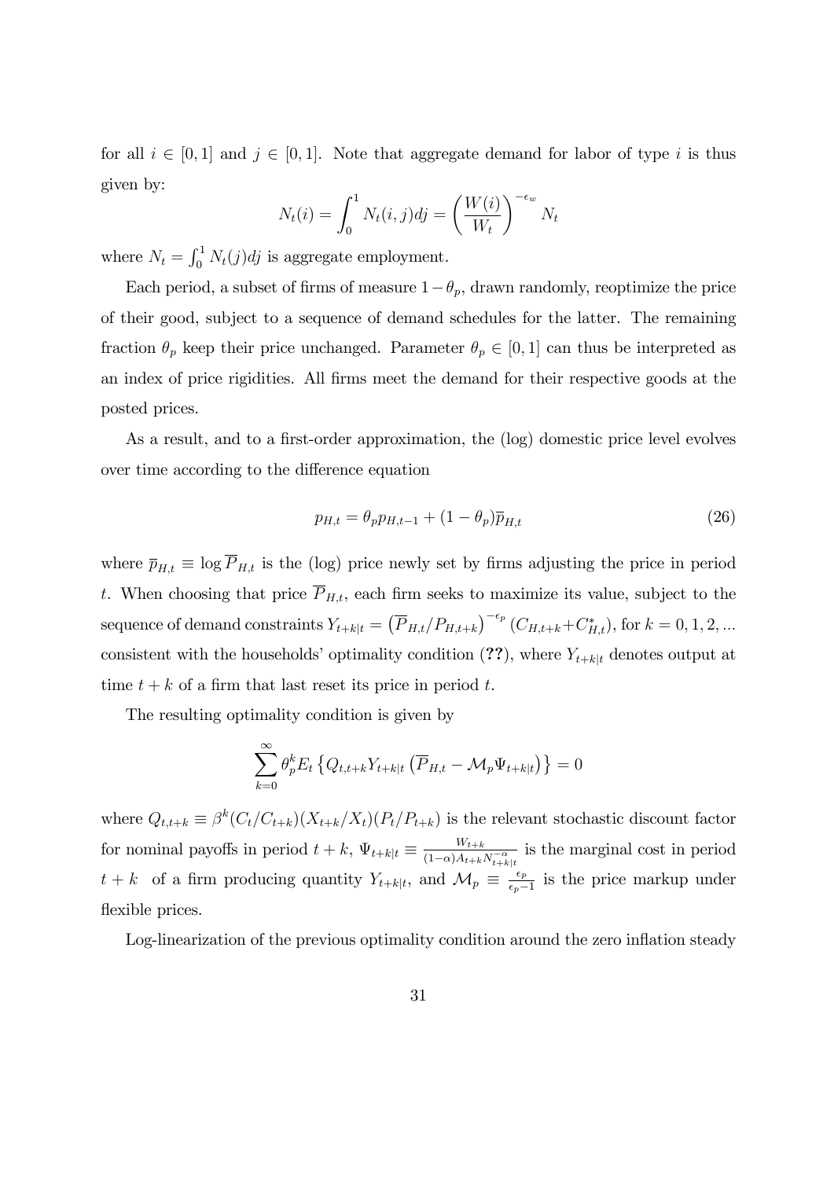for all $i \in [0,1]$ and $j \in [0,1]$. Note that aggregate demand for labor of type $i$ is thus given by:

$$N_t(i) = \int_0^1 N_t(i,j)dj = \left(\frac{W(i)}{W_t}\right)^{-\epsilon_w} N_t$$

where $N_t = \int_0^1 N_t(j)dj$ is aggregate employment.

Each period, a subset of firms of measure $1-\theta_p$, drawn randomly, reoptimize the price of their good, subject to a sequence of demand schedules for the latter. The remaining fraction $\theta_p$ keep their price unchanged. Parameter $\theta_p \in [0,1]$ can thus be interpreted as an index of price rigidities. All firms meet the demand for their respective goods at the posted prices.

As a result, and to a first-order approximation, the (log) domestic price level evolves over time according to the difference equation

$$p_{H,t} = \theta_p p_{H,t-1} + (1-\theta_p)\overline{p}_{H,t} \tag{26}$$

where $\overline{p}_{H,t} \equiv \log \overline{P}_{H,t}$ is the (log) price newly set by firms adjusting the price in period $t$. When choosing that price $\overline{P}_{H,t}$, each firm seeks to maximize its value, subject to the sequence of demand constraints $Y_{t+k|t} = \left(\overline{P}_{H,t}/P_{H,t+k}\right)^{-\epsilon_p}(C_{H,t+k}+C^*_{H,t})$, for $k = 0,1,2,...$ consistent with the households' optimality condition (**??**), where $Y_{t+k|t}$ denotes output at time $t+k$ of a firm that last reset its price in period $t$.

The resulting optimality condition is given by

$$\sum_{k=0}^{\infty} \theta_p^k E_t \left\{ Q_{t,t+k} Y_{t+k|t} \left(\overline{P}_{H,t} - \mathcal{M}_p \Psi_{t+k|t}\right)\right\} = 0$$

where $Q_{t,t+k} \equiv \beta^k (C_t/C_{t+k})(X_{t+k}/X_t)(P_t/P_{t+k})$ is the relevant stochastic discount factor for nominal payoffs in period $t+k$, $\Psi_{t+k|t} \equiv \frac{W_{t+k}}{(1-\alpha)A_{t+k}N_{t+k|t}^{-\alpha}}$ is the marginal cost in period $t+k$ of a firm producing quantity $Y_{t+k|t}$, and $\mathcal{M}_p \equiv \frac{\epsilon_p}{\epsilon_p - 1}$ is the price markup under flexible prices.

Log-linearization of the previous optimality condition around the zero inflation steady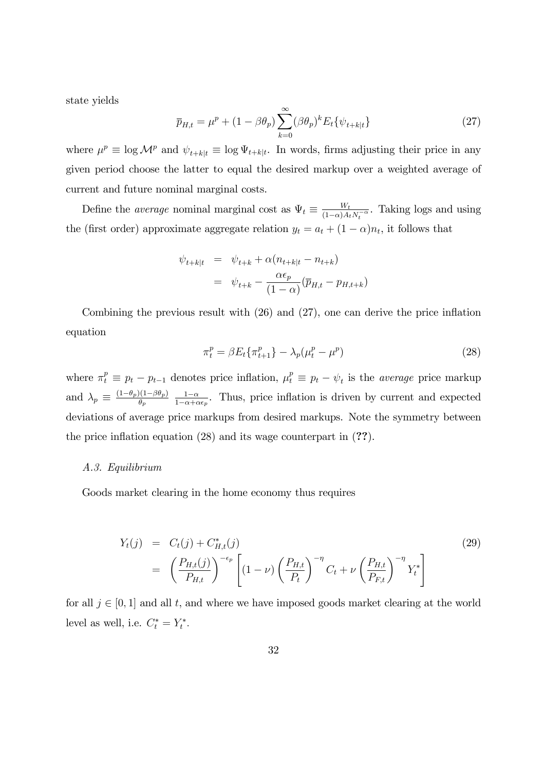state yields

$$\overline{p}_{H,t} = \mu^p + (1 - \beta\theta_p) \sum_{k=0}^{\infty} (\beta\theta_p)^k E_t\{\psi_{t+k|t}\} \tag{27}$$

where $\mu^p \equiv \log \mathcal{M}^p$ and $\psi_{t+k|t} \equiv \log \Psi_{t+k|t}$. In words, firms adjusting their price in any given period choose the latter to equal the desired markup over a weighted average of current and future nominal marginal costs.

Define the *average* nominal marginal cost as $\Psi_t \equiv \frac{W_t}{(1-\alpha)A_t N_t^{-\alpha}}$. Taking logs and using the (first order) approximate aggregate relation $y_t = a_t + (1-\alpha)n_t$, it follows that

$$\begin{aligned}
\psi_{t+k|t} &= \psi_{t+k} + \alpha(n_{t+k|t} - n_{t+k}) \\
&= \psi_{t+k} - \frac{\alpha\epsilon_p}{(1-\alpha)}(\overline{p}_{H,t} - p_{H,t+k})
\end{aligned}$$

Combining the previous result with (26) and (27), one can derive the price inflation equation

$$\pi_t^p = \beta E_t\{\pi_{t+1}^p\} - \lambda_p(\mu_t^p - \mu^p) \tag{28}$$

where $\pi_t^p \equiv p_t - p_{t-1}$ denotes price inflation, $\mu_t^p \equiv p_t - \psi_t$ is the *average* price markup and $\lambda_p \equiv \frac{(1-\theta_p)(1-\beta\theta_p)}{\theta_p} \frac{1-\alpha}{1-\alpha+\alpha\epsilon_p}$. Thus, price inflation is driven by current and expected deviations of average price markups from desired markups. Note the symmetry between the price inflation equation (28) and its wage counterpart in (**??**).

### *A.3. Equilibrium*

Goods market clearing in the home economy thus requires

$$\begin{aligned}
Y_t(j) &= C_t(j) + C_{H,t}^*(j) \\
&= \left(\frac{P_{H,t}(j)}{P_{H,t}}\right)^{-\epsilon_p} \left[(1-\nu)\left(\frac{P_{H,t}}{P_t}\right)^{-\eta} C_t + \nu \left(\frac{P_{H,t}}{P_{F,t}}\right)^{-\eta} Y_t^*\right]
\end{aligned} \tag{29}$$

for all $j \in [0,1]$ and all $t$, and where we have imposed goods market clearing at the world level as well, i.e. $C_t^* = Y_t^*$.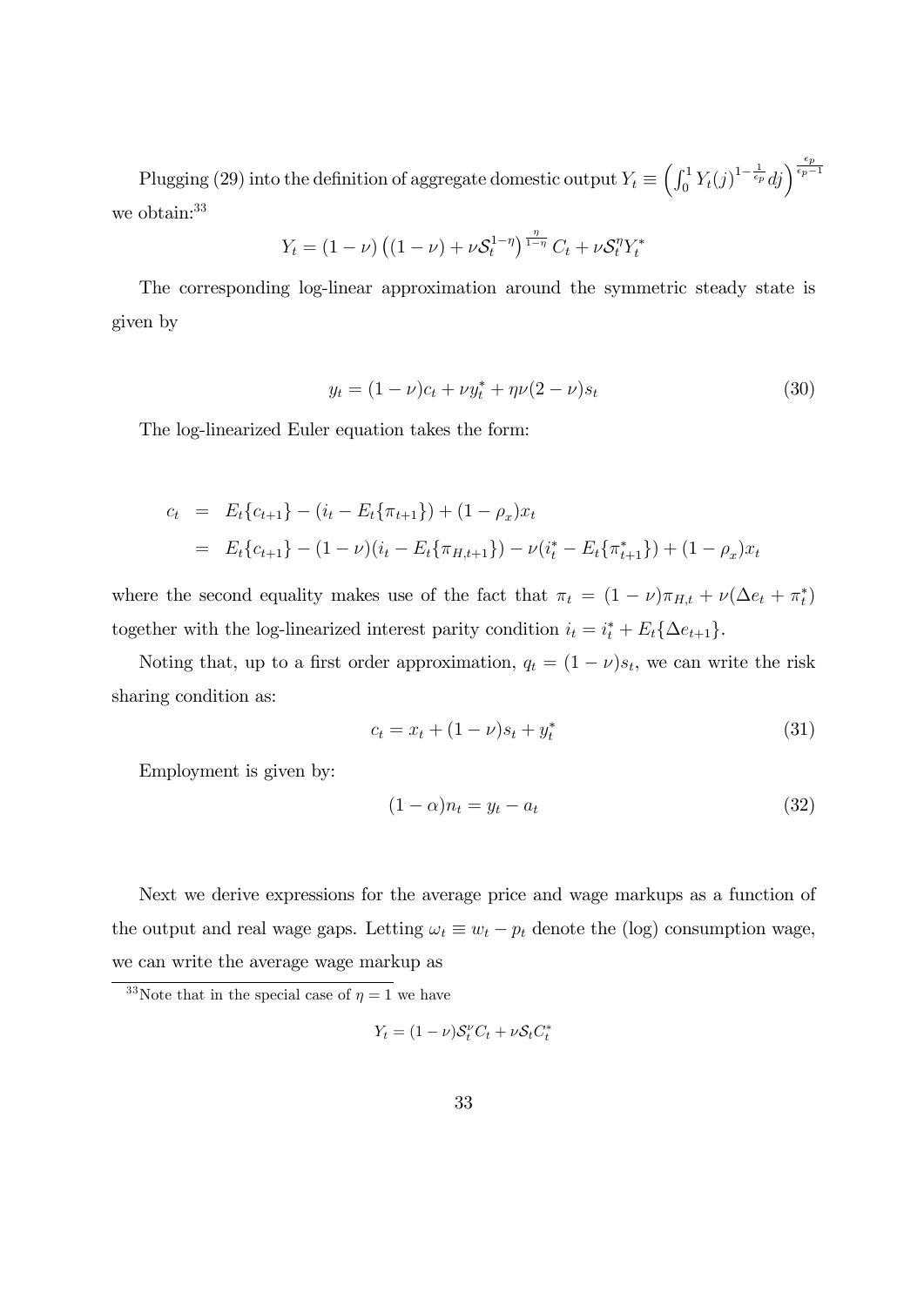Plugging (29) into the definition of aggregate domestic output $Y_t \equiv \left( \int_0^1 Y_t(j)^{1-\frac{1}{\epsilon_p}} dj \right)^{\frac{\epsilon_p}{\epsilon_p - 1}}$ we obtain:[33]

$$Y_t = (1-\nu)\left((1-\nu) + \nu \mathcal{S}_t^{1-\eta}\right)^{\frac{\eta}{1-\eta}} C_t + \nu \mathcal{S}_t^{\eta} Y_t^*$$

The corresponding log-linear approximation around the symmetric steady state is given by

$$y_t = (1-\nu)c_t + \nu y_t^* + \eta\nu(2-\nu)s_t \tag{30}$$

The log-linearized Euler equation takes the form:

$$\begin{aligned} c_t &= E_t\{c_{t+1}\} - (i_t - E_t\{\pi_{t+1}\}) + (1-\rho_x)x_t \\ &= E_t\{c_{t+1}\} - (1-\nu)(i_t - E_t\{\pi_{H,t+1}\}) - \nu(i_t^* - E_t\{\pi_{t+1}^*\}) + (1-\rho_x)x_t \end{aligned}$$

where the second equality makes use of the fact that $\pi_t = (1-\nu)\pi_{H,t} + \nu(\Delta e_t + \pi_t^*)$ together with the log-linearized interest parity condition $i_t = i_t^* + E_t\{\Delta e_{t+1}\}$.

Noting that, up to a first order approximation, $q_t = (1-\nu)s_t$, we can write the risk sharing condition as:

$$c_t = x_t + (1-\nu)s_t + y_t^* \tag{31}$$

Employment is given by:

$$(1-\alpha)n_t = y_t - a_t \tag{32}$$

Next we derive expressions for the average price and wage markups as a function of the output and real wage gaps. Letting $\omega_t \equiv w_t - p_t$ denote the (log) consumption wage, we can write the average wage markup as

---

[33] Note that in the special case of $\eta = 1$ we have

$$Y_t = (1-\nu)\mathcal{S}_t^{\nu} C_t + \nu \mathcal{S}_t C_t^*$$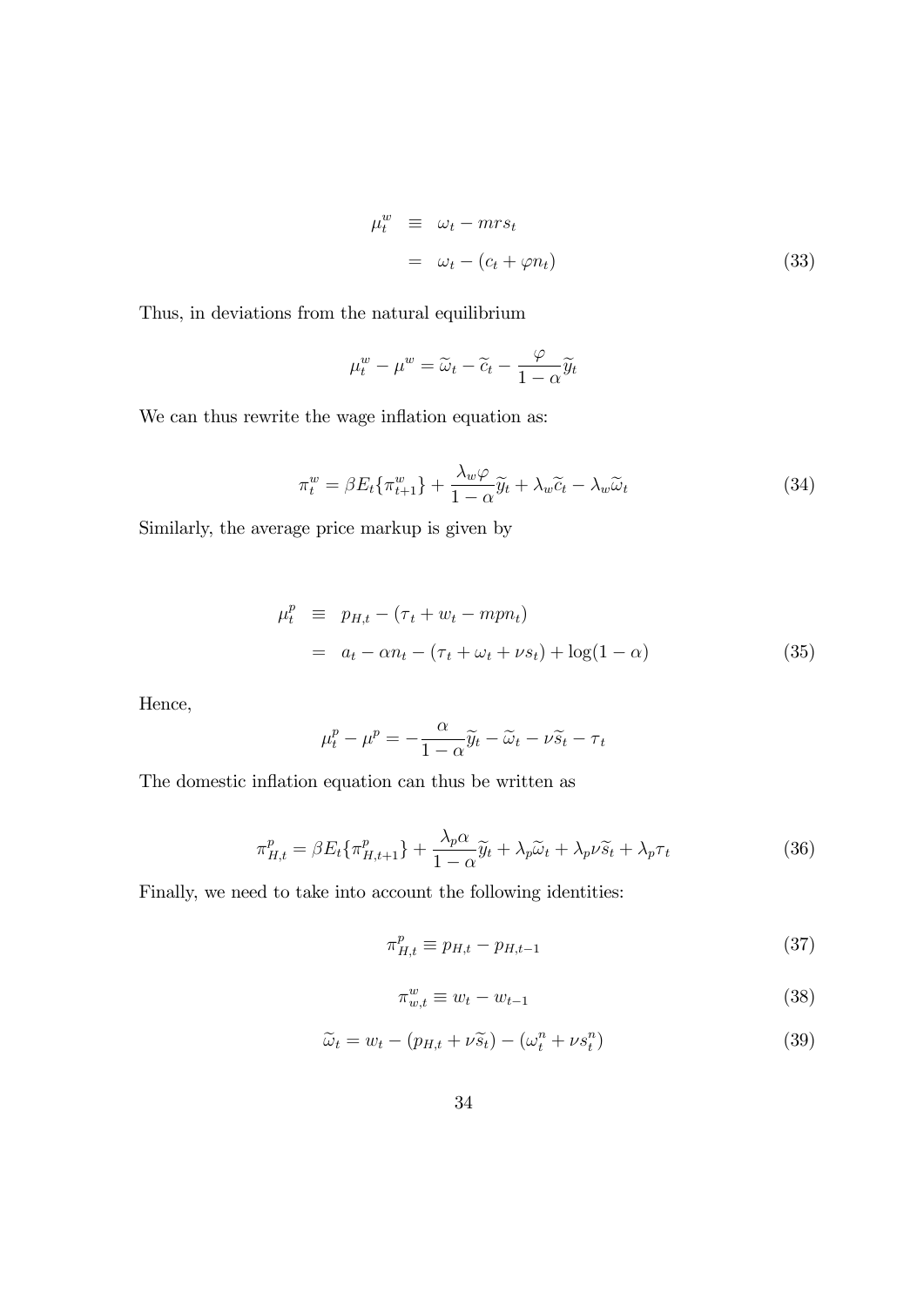$$
\begin{aligned}
\mu_t^w &\equiv \omega_t - mrs_t \\
&= \omega_t - (c_t + \varphi n_t)
\end{aligned}
\tag{33}
$$

Thus, in deviations from the natural equilibrium

$$
\mu_t^w - \mu^w = \widetilde{\omega}_t - \widetilde{c}_t - \frac{\varphi}{1-\alpha}\widetilde{y}_t
$$

We can thus rewrite the wage inflation equation as:

$$
\pi_t^w = \beta E_t\{\pi_{t+1}^w\} + \frac{\lambda_w \varphi}{1-\alpha}\widetilde{y}_t + \lambda_w \widetilde{c}_t - \lambda_w \widetilde{\omega}_t \tag{34}
$$

Similarly, the average price markup is given by

$$
\begin{aligned}
\mu_t^p &\equiv p_{H,t} - (\tau_t + w_t - mpn_t) \\
&= a_t - \alpha n_t - (\tau_t + \omega_t + \nu s_t) + \log(1-\alpha)
\end{aligned}
\tag{35}
$$

Hence,

$$
\mu_t^p - \mu^p = -\frac{\alpha}{1-\alpha}\widetilde{y}_t - \widetilde{\omega}_t - \nu \widetilde{s}_t - \tau_t
$$

The domestic inflation equation can thus be written as

$$
\pi_{H,t}^p = \beta E_t\{\pi_{H,t+1}^p\} + \frac{\lambda_p \alpha}{1-\alpha}\widetilde{y}_t + \lambda_p \widetilde{\omega}_t + \lambda_p \nu \widetilde{s}_t + \lambda_p \tau_t \tag{36}
$$

Finally, we need to take into account the following identities:

$$
\pi_{H,t}^p \equiv p_{H,t} - p_{H,t-1} \tag{37}
$$

$$
\pi_{w,t}^w \equiv w_t - w_{t-1} \tag{38}
$$

$$
\widetilde{\omega}_t = w_t - (p_{H,t} + \nu \widetilde{s}_t) - (\omega_t^n + \nu s_t^n) \tag{39}
$$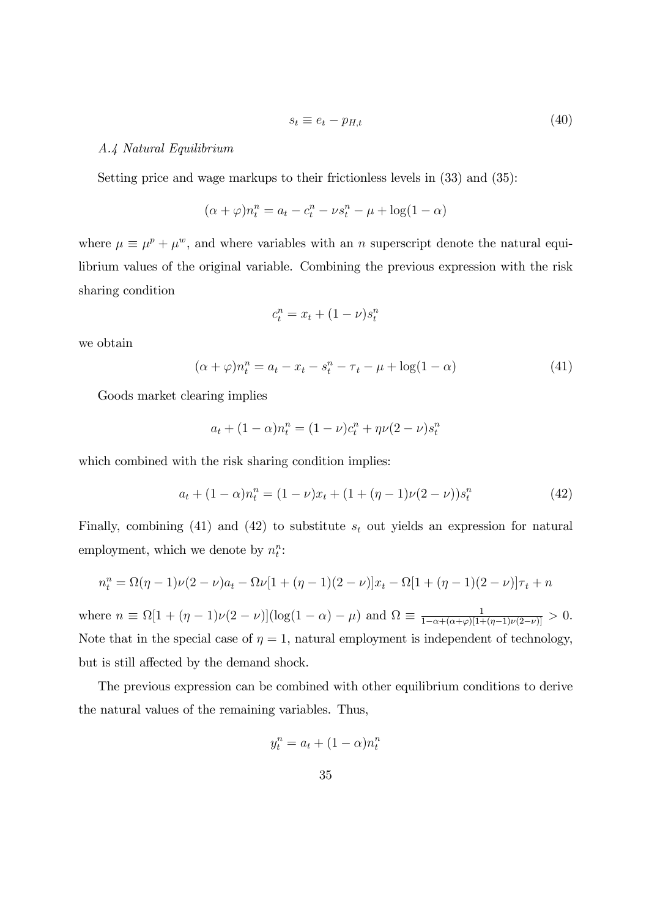$$s_t \equiv e_t - p_{H,t} \tag{40}$$

*A.4 Natural Equilibrium*

Setting price and wage markups to their frictionless levels in (33) and (35):

$$(\alpha + \varphi)n_t^n = a_t - c_t^n - \nu s_t^n - \mu + \log(1 - \alpha)$$

where $\mu \equiv \mu^p + \mu^w$, and where variables with an $n$ superscript denote the natural equilibrium values of the original variable. Combining the previous expression with the risk sharing condition

$$c_t^n = x_t + (1 - \nu)s_t^n$$

we obtain

$$(\alpha + \varphi)n_t^n = a_t - x_t - s_t^n - \tau_t - \mu + \log(1 - \alpha) \tag{41}$$

Goods market clearing implies

$$a_t + (1 - \alpha)n_t^n = (1 - \nu)c_t^n + \eta\nu(2 - \nu)s_t^n$$

which combined with the risk sharing condition implies:

$$a_t + (1 - \alpha)n_t^n = (1 - \nu)x_t + (1 + (\eta - 1)\nu(2 - \nu))s_t^n \tag{42}$$

Finally, combining (41) and (42) to substitute $s_t$ out yields an expression for natural employment, which we denote by $n_t^n$:

$$n_t^n = \Omega(\eta - 1)\nu(2 - \nu)a_t - \Omega\nu[1 + (\eta - 1)(2 - \nu)]x_t - \Omega[1 + (\eta - 1)(2 - \nu)]\tau_t + n$$

where $n \equiv \Omega[1 + (\eta - 1)\nu(2 - \nu)](\log(1 - \alpha) - \mu)$ and $\Omega \equiv \frac{1}{1-\alpha+(\alpha+\varphi)[1+(\eta-1)\nu(2-\nu)]} > 0$. Note that in the special case of $\eta = 1$, natural employment is independent of technology, but is still affected by the demand shock.

The previous expression can be combined with other equilibrium conditions to derive the natural values of the remaining variables. Thus,

$$y_t^n = a_t + (1 - \alpha)n_t^n$$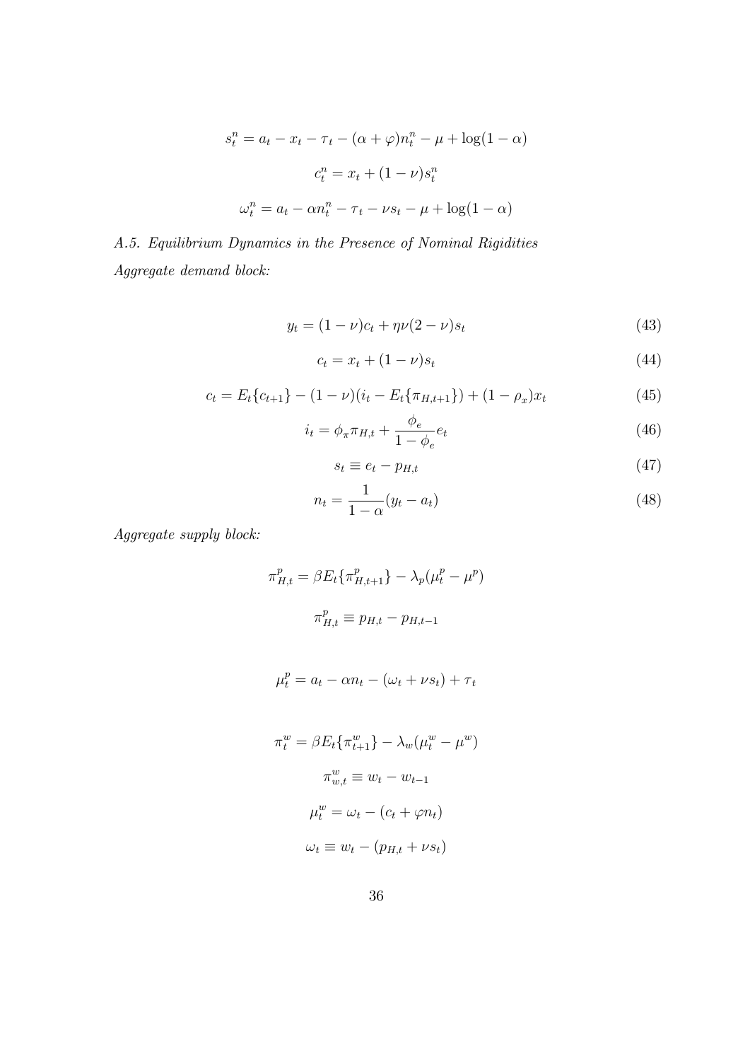$$s_t^n = a_t - x_t - \tau_t - (\alpha + \varphi)n_t^n - \mu + \log(1-\alpha)$$

$$c_t^n = x_t + (1-\nu)s_t^n$$

$$\omega_t^n = a_t - \alpha n_t^n - \tau_t - \nu s_t - \mu + \log(1-\alpha)$$

*A.5. Equilibrium Dynamics in the Presence of Nominal Rigidities*

*Aggregate demand block:*

$$y_t = (1-\nu)c_t + \eta\nu(2-\nu)s_t \tag{43}$$

$$c_t = x_t + (1-\nu)s_t \tag{44}$$

$$c_t = E_t\{c_{t+1}\} - (1-\nu)(i_t - E_t\{\pi_{H,t+1}\}) + (1-\rho_x)x_t \tag{45}$$

$$i_t = \phi_\pi \pi_{H,t} + \frac{\phi_e}{1-\phi_e}e_t \tag{46}$$

$$s_t \equiv e_t - p_{H,t} \tag{47}$$

$$n_t = \frac{1}{1-\alpha}(y_t - a_t) \tag{48}$$

*Aggregate supply block:*

$$\pi_{H,t}^p = \beta E_t\{\pi_{H,t+1}^p\} - \lambda_p(\mu_t^p - \mu^p)$$

$$\pi_{H,t}^p \equiv p_{H,t} - p_{H,t-1}$$

$$\mu_t^p = a_t - \alpha n_t - (\omega_t + \nu s_t) + \tau_t$$

$$\pi_t^w = \beta E_t\{\pi_{t+1}^w\} - \lambda_w(\mu_t^w - \mu^w)$$

$$\pi_{w,t}^w \equiv w_t - w_{t-1}$$

$$\mu_t^w = \omega_t - (c_t + \varphi n_t)$$

$$\omega_t \equiv w_t - (p_{H,t} + \nu s_t)$$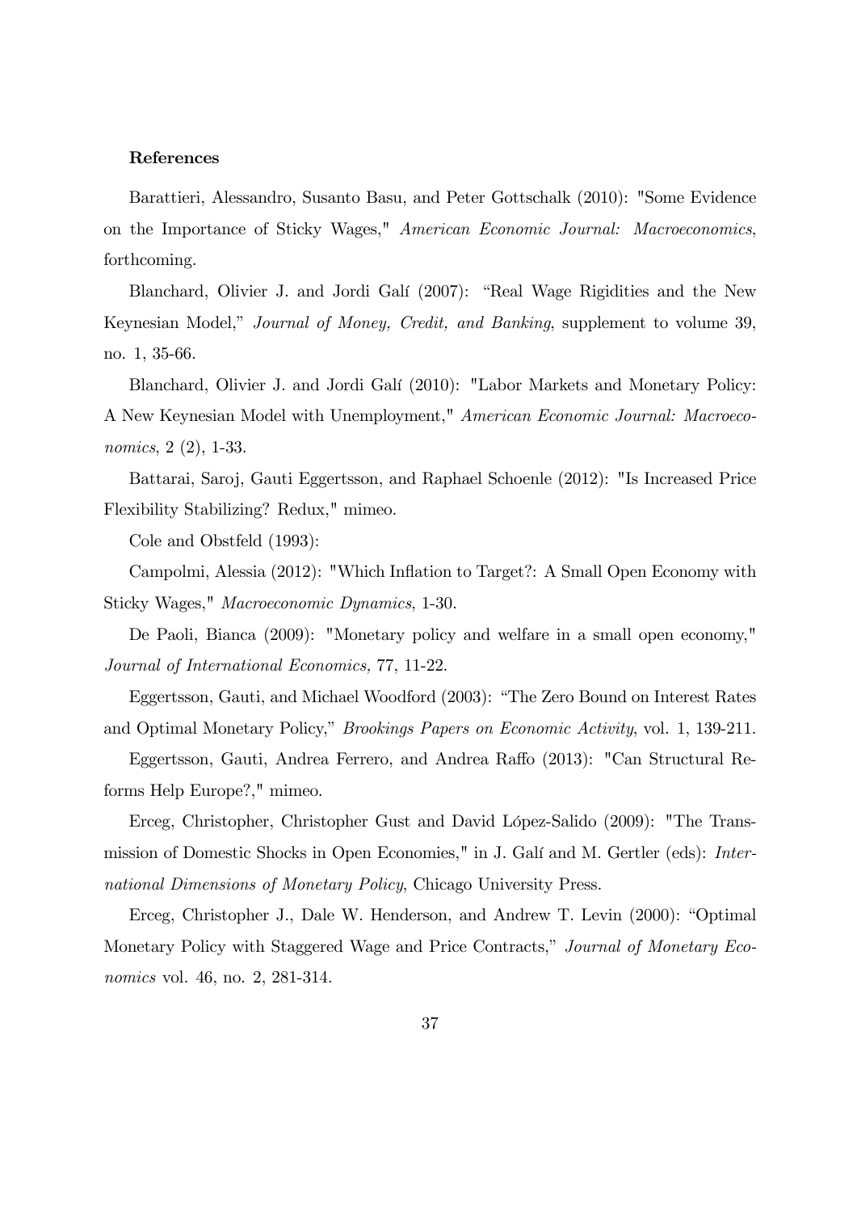**References**

Barattieri, Alessandro, Susanto Basu, and Peter Gottschalk (2010): "Some Evidence on the Importance of Sticky Wages," *American Economic Journal: Macroeconomics*, forthcoming.

Blanchard, Olivier J. and Jordi Galí (2007): "Real Wage Rigidities and the New Keynesian Model," *Journal of Money, Credit, and Banking*, supplement to volume 39, no. 1, 35-66.

Blanchard, Olivier J. and Jordi Galí (2010): "Labor Markets and Monetary Policy: A New Keynesian Model with Unemployment," *American Economic Journal: Macroeconomics*, 2 (2), 1-33.

Battarai, Saroj, Gauti Eggertsson, and Raphael Schoenle (2012): "Is Increased Price Flexibility Stabilizing? Redux," mimeo.

Cole and Obstfeld (1993):

Campolmi, Alessia (2012): "Which Inflation to Target?: A Small Open Economy with Sticky Wages," *Macroeconomic Dynamics*, 1-30.

De Paoli, Bianca (2009): "Monetary policy and welfare in a small open economy," *Journal of International Economics,* 77, 11-22.

Eggertsson, Gauti, and Michael Woodford (2003): "The Zero Bound on Interest Rates and Optimal Monetary Policy," *Brookings Papers on Economic Activity*, vol. 1, 139-211.

Eggertsson, Gauti, Andrea Ferrero, and Andrea Raffo (2013): "Can Structural Reforms Help Europe?," mimeo.

Erceg, Christopher, Christopher Gust and David López-Salido (2009): "The Transmission of Domestic Shocks in Open Economies," in J. Galí and M. Gertler (eds): *International Dimensions of Monetary Policy*, Chicago University Press.

Erceg, Christopher J., Dale W. Henderson, and Andrew T. Levin (2000): "Optimal Monetary Policy with Staggered Wage and Price Contracts," *Journal of Monetary Economics* vol. 46, no. 2, 281-314.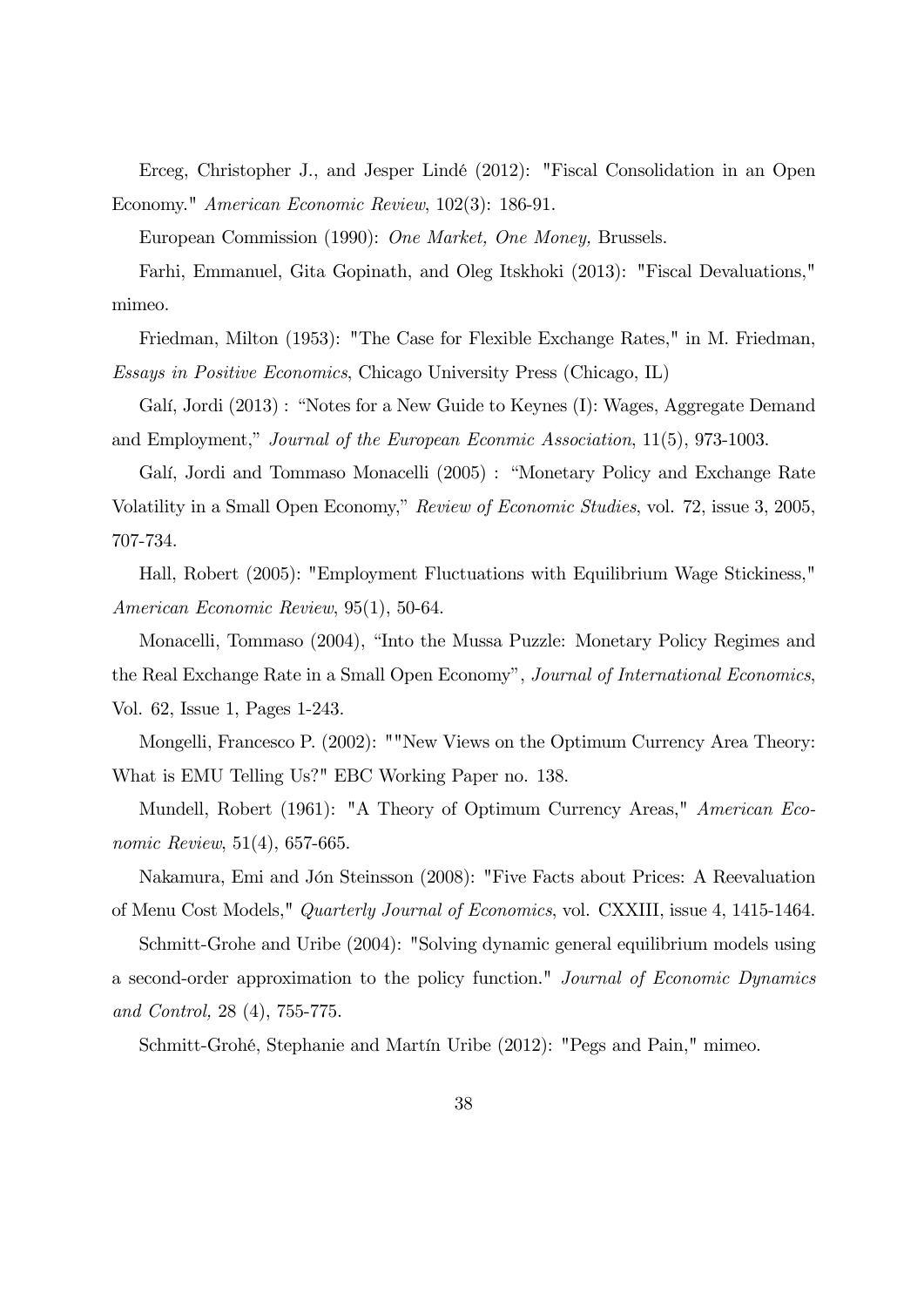Erceg, Christopher J., and Jesper Lindé (2012): "Fiscal Consolidation in an Open Economy." *American Economic Review*, 102(3): 186-91.

European Commission (1990): *One Market, One Money,* Brussels.

Farhi, Emmanuel, Gita Gopinath, and Oleg Itskhoki (2013): "Fiscal Devaluations," mimeo.

Friedman, Milton (1953): "The Case for Flexible Exchange Rates," in M. Friedman, *Essays in Positive Economics*, Chicago University Press (Chicago, IL)

Galí, Jordi (2013) : "Notes for a New Guide to Keynes (I): Wages, Aggregate Demand and Employment," *Journal of the European Econmic Association*, 11(5), 973-1003.

Galí, Jordi and Tommaso Monacelli (2005) : "Monetary Policy and Exchange Rate Volatility in a Small Open Economy," *Review of Economic Studies*, vol. 72, issue 3, 2005, 707-734.

Hall, Robert (2005): "Employment Fluctuations with Equilibrium Wage Stickiness," *American Economic Review*, 95(1), 50-64.

Monacelli, Tommaso (2004), "Into the Mussa Puzzle: Monetary Policy Regimes and the Real Exchange Rate in a Small Open Economy", *Journal of International Economics*, Vol. 62, Issue 1, Pages 1-243.

Mongelli, Francesco P. (2002): ""New Views on the Optimum Currency Area Theory: What is EMU Telling Us?" EBC Working Paper no. 138.

Mundell, Robert (1961): "A Theory of Optimum Currency Areas," *American Economic Review*, 51(4), 657-665.

Nakamura, Emi and Jón Steinsson (2008): "Five Facts about Prices: A Reevaluation of Menu Cost Models," *Quarterly Journal of Economics*, vol. CXXIII, issue 4, 1415-1464.

Schmitt-Grohe and Uribe (2004): "Solving dynamic general equilibrium models using a second-order approximation to the policy function." *Journal of Economic Dynamics and Control,* 28 (4), 755-775.

Schmitt-Grohé, Stephanie and Martín Uribe (2012): "Pegs and Pain," mimeo.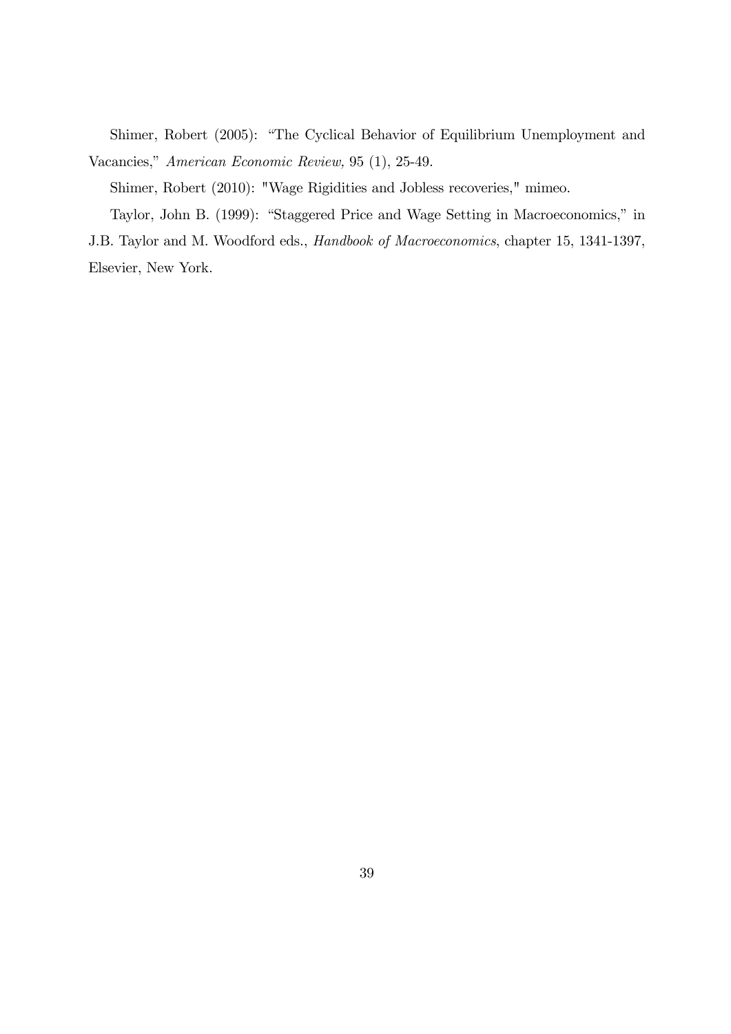Shimer, Robert (2005): "The Cyclical Behavior of Equilibrium Unemployment and Vacancies," *American Economic Review,* 95 (1), 25-49.

Shimer, Robert (2010): "Wage Rigidities and Jobless recoveries," mimeo.

Taylor, John B. (1999): "Staggered Price and Wage Setting in Macroeconomics," in J.B. Taylor and M. Woodford eds., *Handbook of Macroeconomics*, chapter 15, 1341-1397, Elsevier, New York.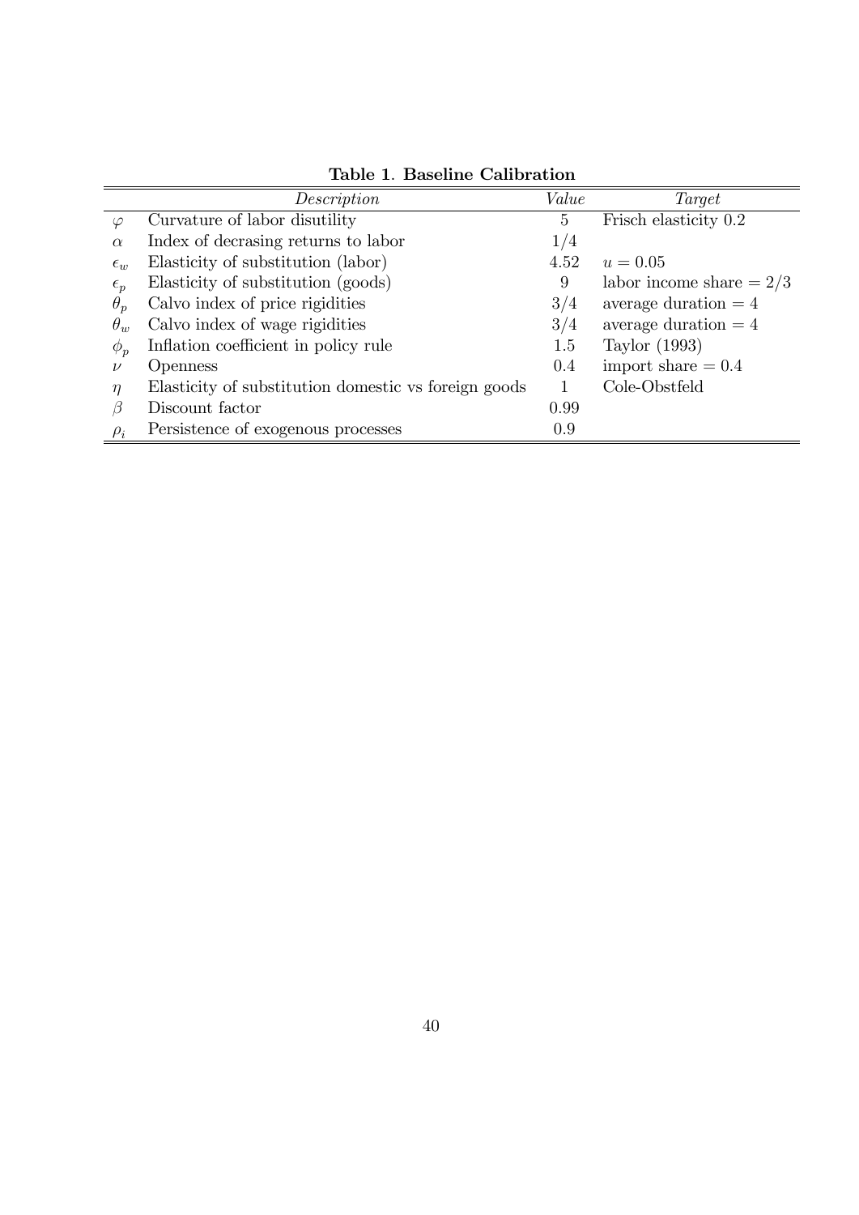**Table 1. Baseline Calibration**

| | *Description* | *Value* | *Target* |
|---|---|---|---|
| $\varphi$ | Curvature of labor disutility | 5 | Frisch elasticity 0.2 |
| $\alpha$ | Index of decrasing returns to labor | 1/4 | |
| $\epsilon_w$ | Elasticity of substitution (labor) | 4.52 | $u = 0.05$ |
| $\epsilon_p$ | Elasticity of substitution (goods) | 9 | labor income share $= 2/3$ |
| $\theta_p$ | Calvo index of price rigidities | 3/4 | average duration $= 4$ |
| $\theta_w$ | Calvo index of wage rigidities | 3/4 | average duration $= 4$ |
| $\phi_p$ | Inflation coefficient in policy rule | 1.5 | Taylor (1993) |
| $\nu$ | Openness | 0.4 | import share $= 0.4$ |
| $\eta$ | Elasticity of substitution domestic vs foreign goods | 1 | Cole-Obstfeld |
| $\beta$ | Discount factor | 0.99 | |
| $\rho_i$ | Persistence of exogenous processes | 0.9 | |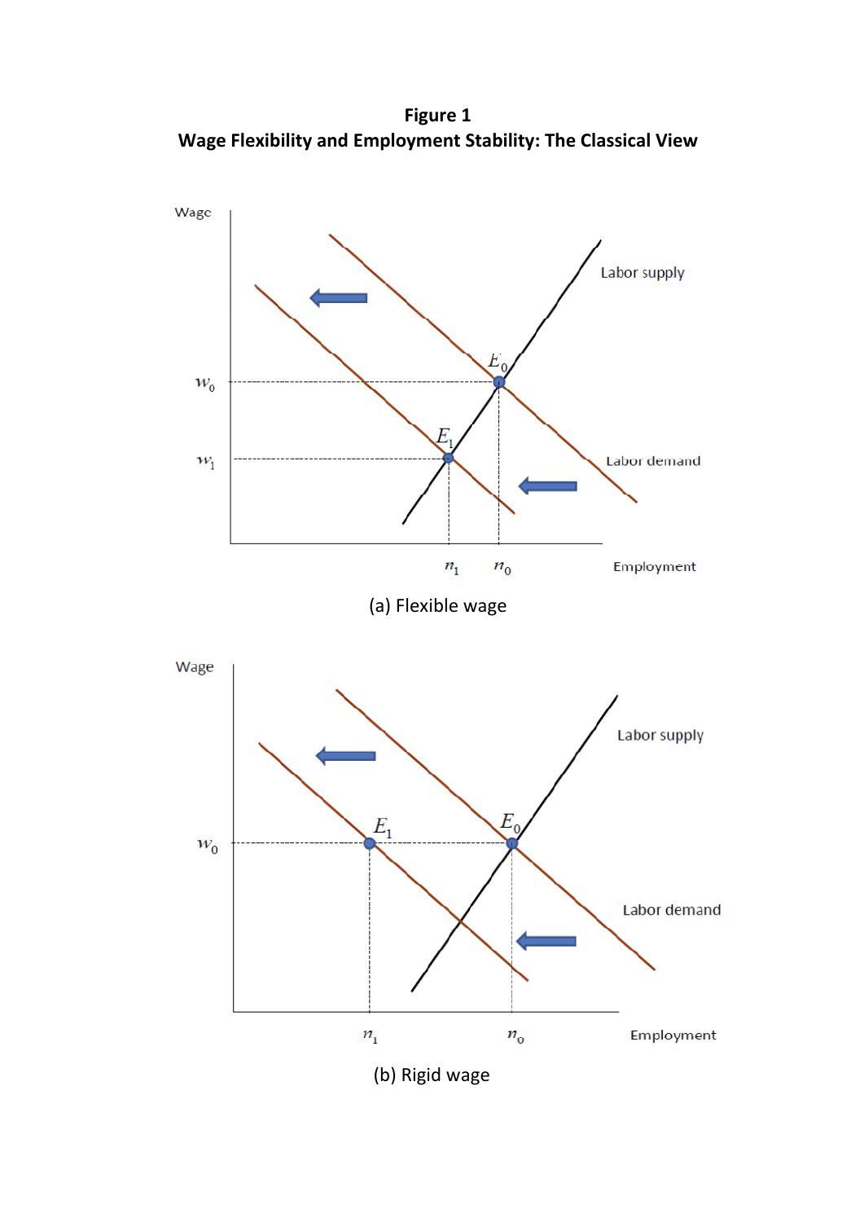**Figure 1**
**Wage Flexibility and Employment Stability: The Classical View**

(a) Flexible wage

(b) Rigid wage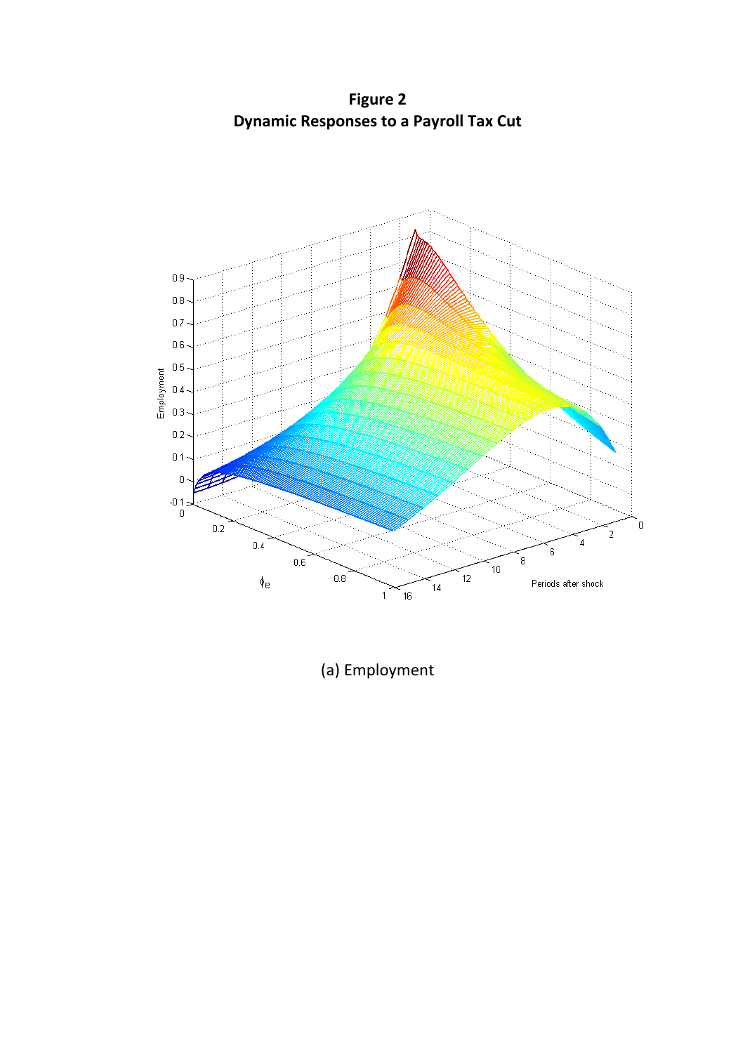**Figure 2**
**Dynamic Responses to a Payroll Tax Cut**

(a) Employment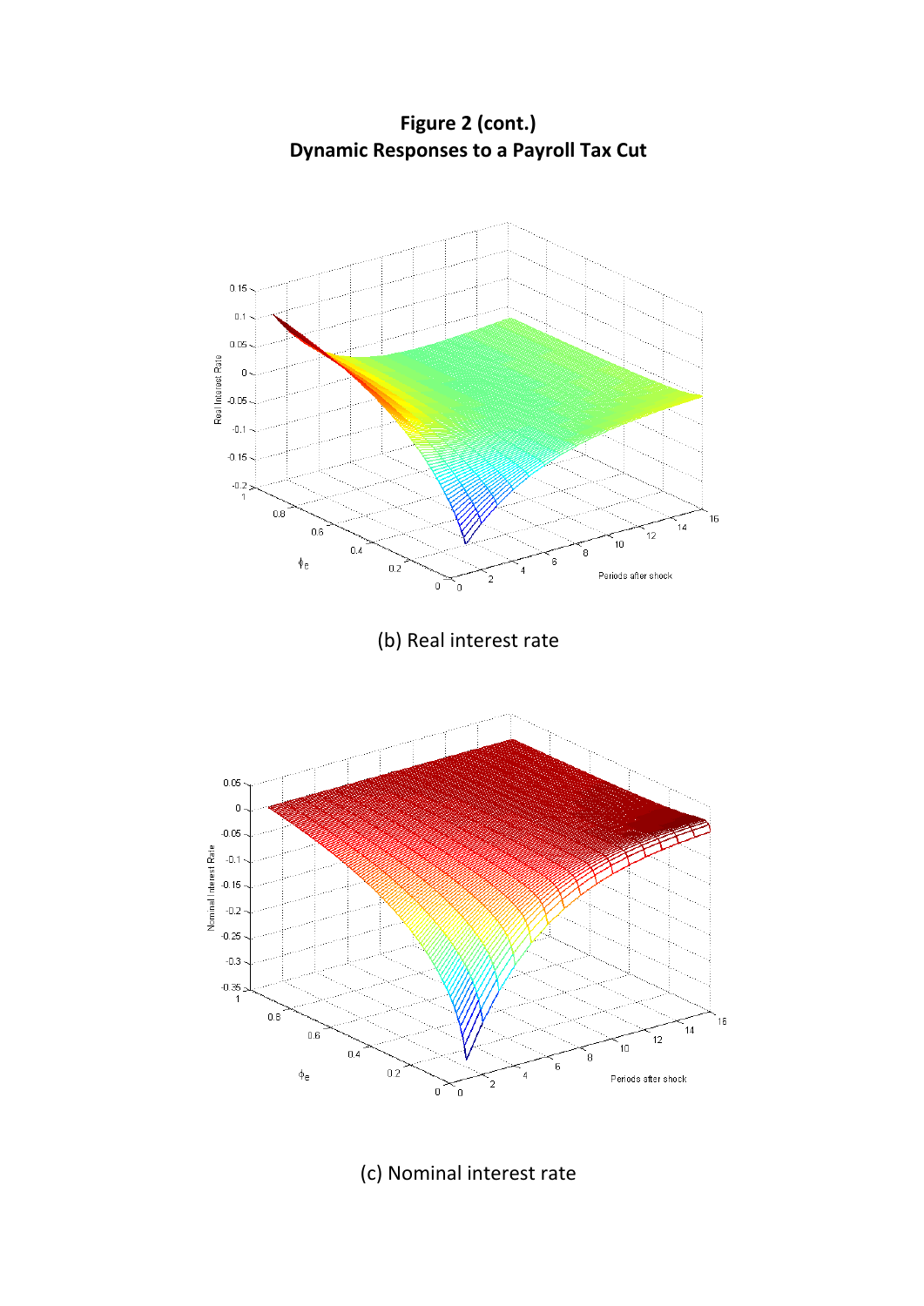**Figure 2 (cont.)**
**Dynamic Responses to a Payroll Tax Cut**

(b) Real interest rate

(c) Nominal interest rate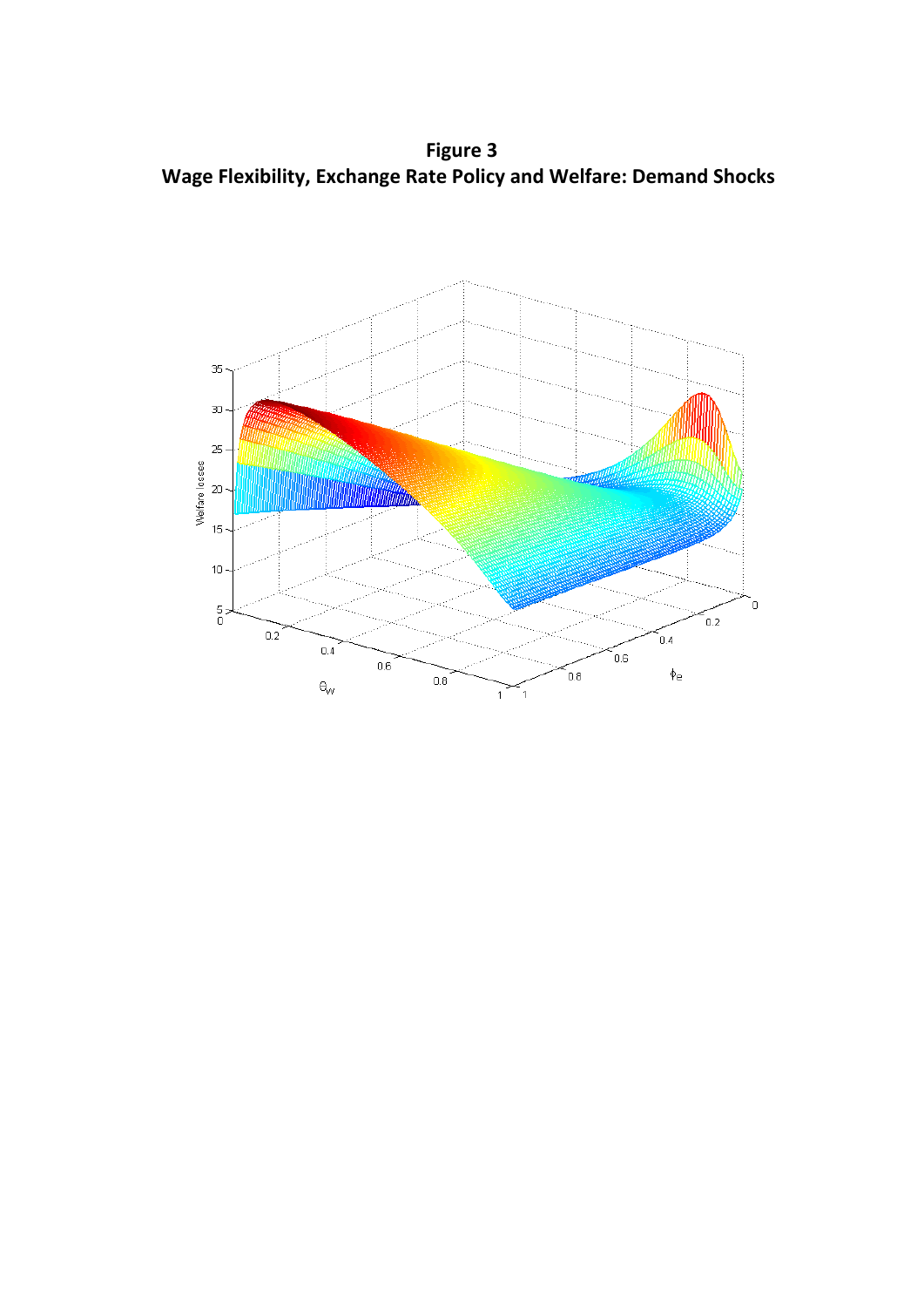**Figure 3**
**Wage Flexibility, Exchange Rate Policy and Welfare: Demand Shocks**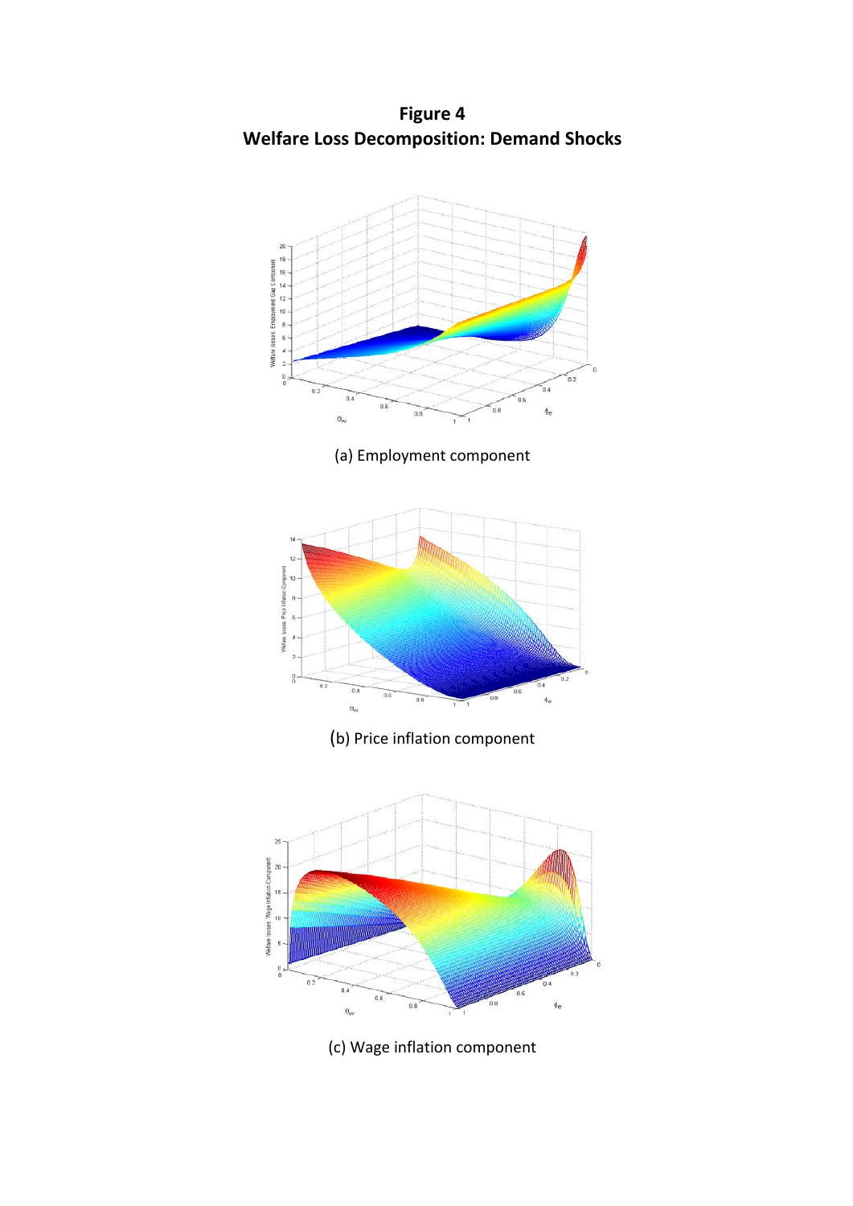**Figure 4**
**Welfare Loss Decomposition: Demand Shocks**

(a) Employment component

(b) Price inflation component

(c) Wage inflation component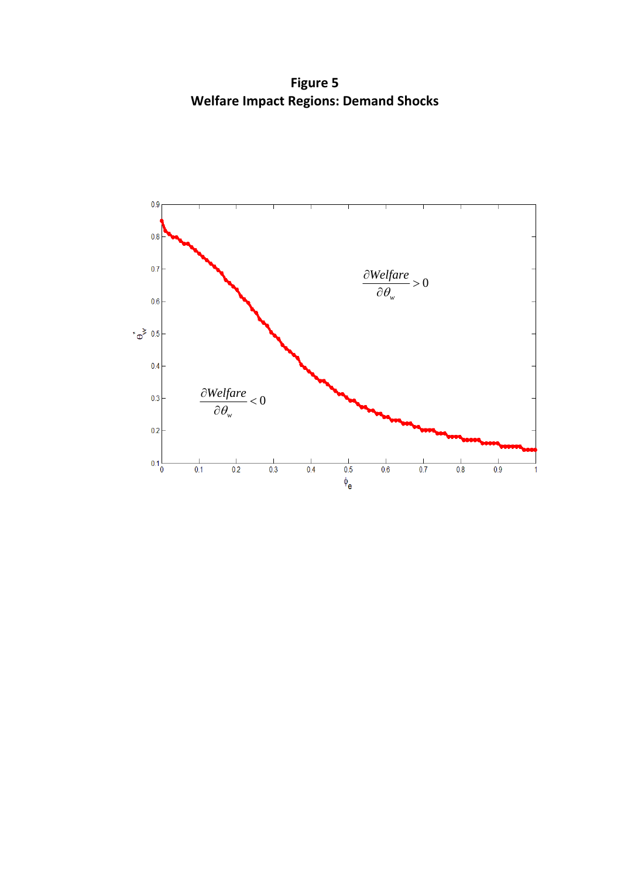**Figure 5**
**Welfare Impact Regions: Demand Shocks**

$$\frac{\partial Welfare}{\partial \theta_w} > 0$$

$$\frac{\partial Welfare}{\partial \theta_w} < 0$$

$\theta_w^*$

$\phi_e$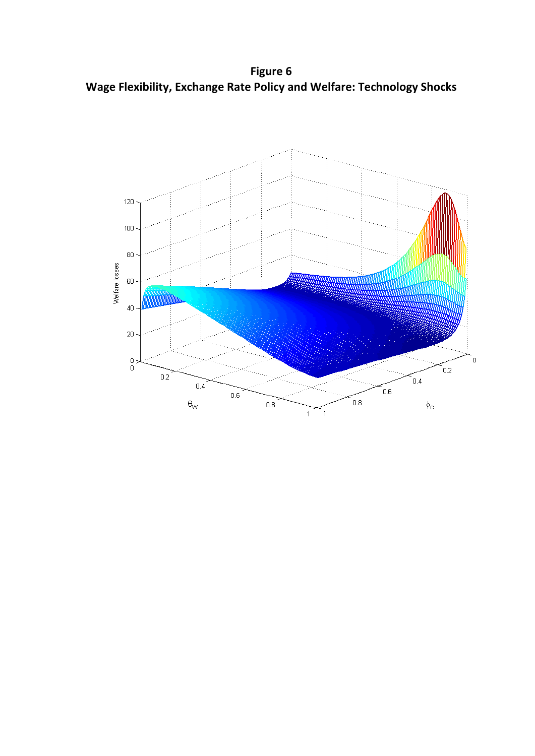**Figure 6**
**Wage Flexibility, Exchange Rate Policy and Welfare: Technology Shocks**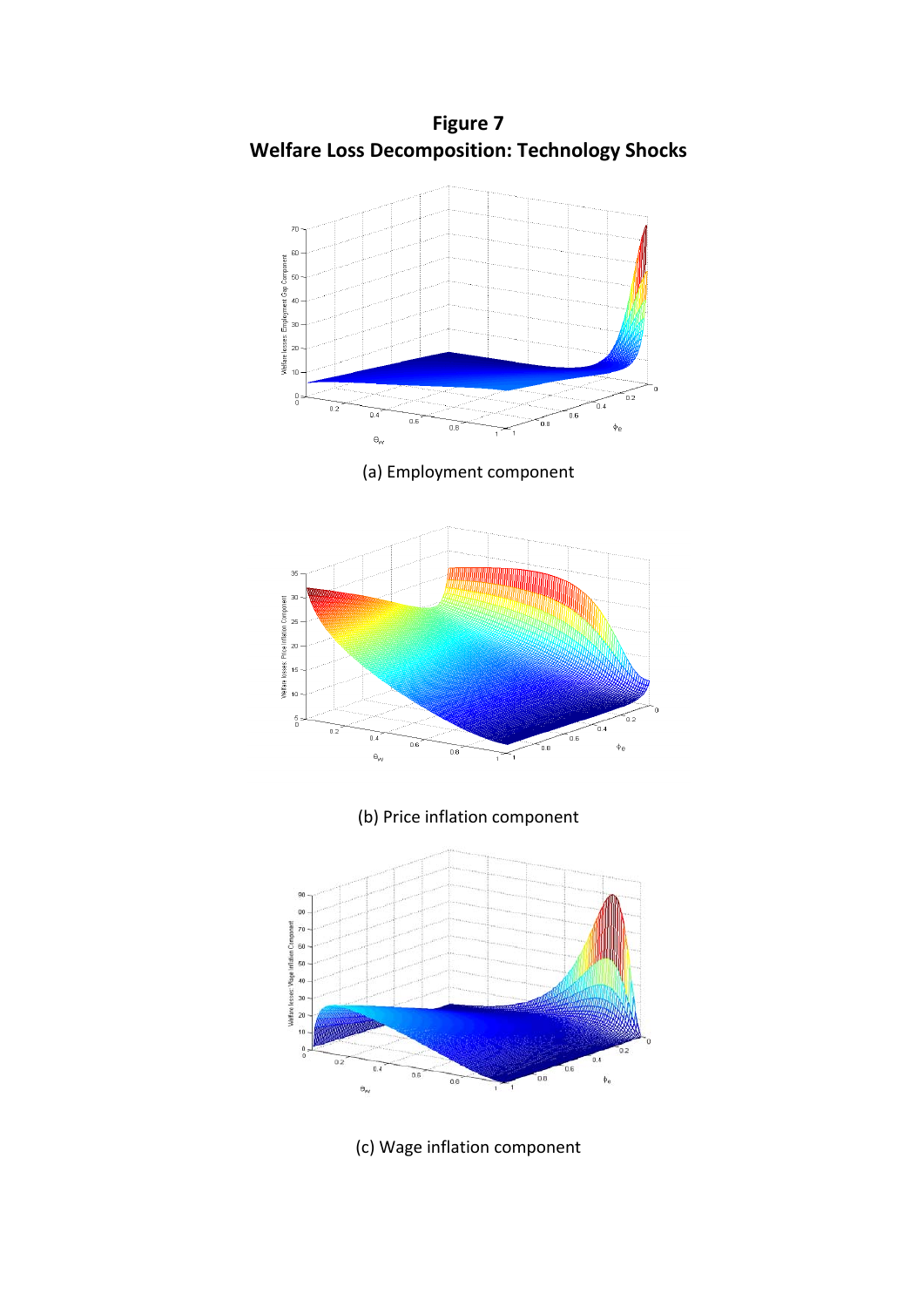**Figure 7**
**Welfare Loss Decomposition: Technology Shocks**

(a) Employment component

(b) Price inflation component

(c) Wage inflation component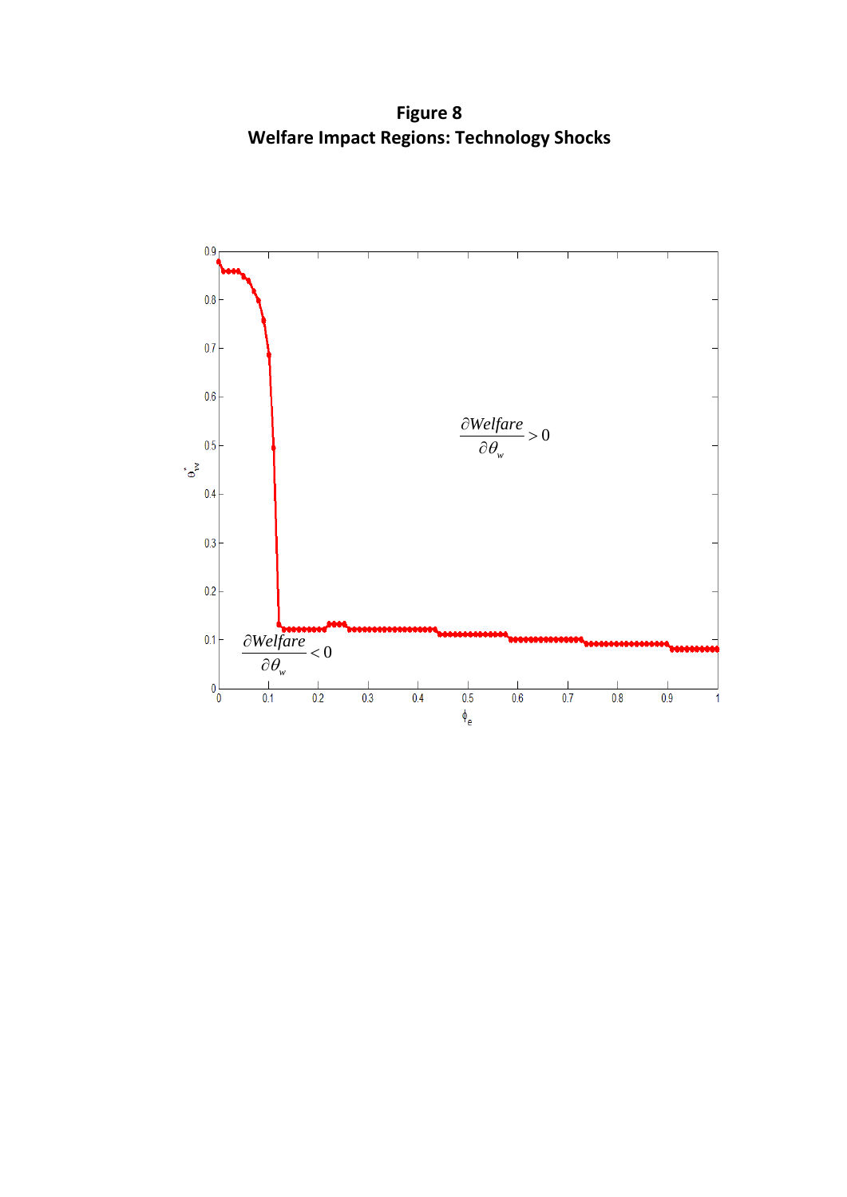**Figure 8**
**Welfare Impact Regions: Technology Shocks**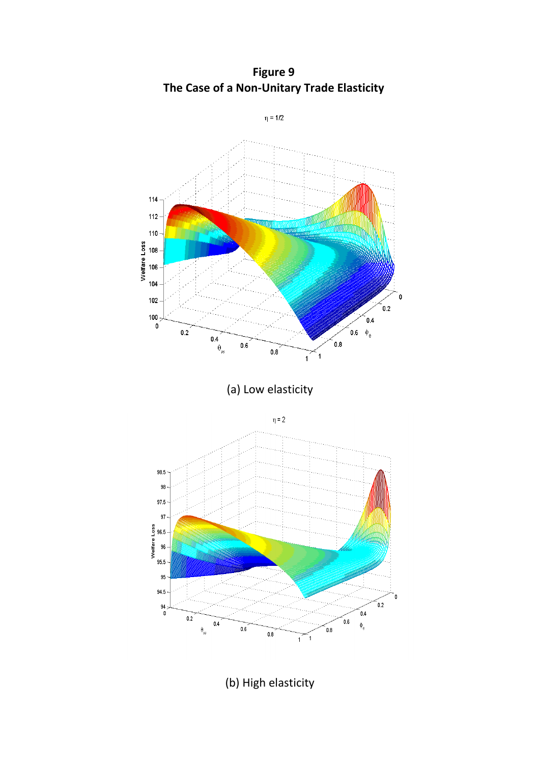# Figure 9
## The Case of a Non-Unitary Trade Elasticity

(a) Low elasticity

(b) High elasticity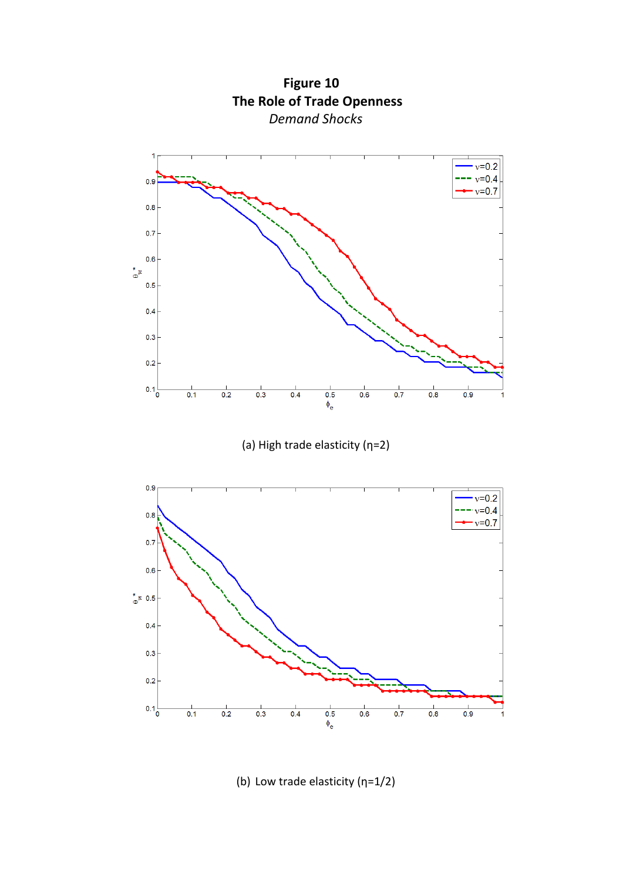# Figure 10

## The Role of Trade Openness

*Demand Shocks*

(a) High trade elasticity ($\eta$=2)

(b) Low trade elasticity ($\eta$=1/2)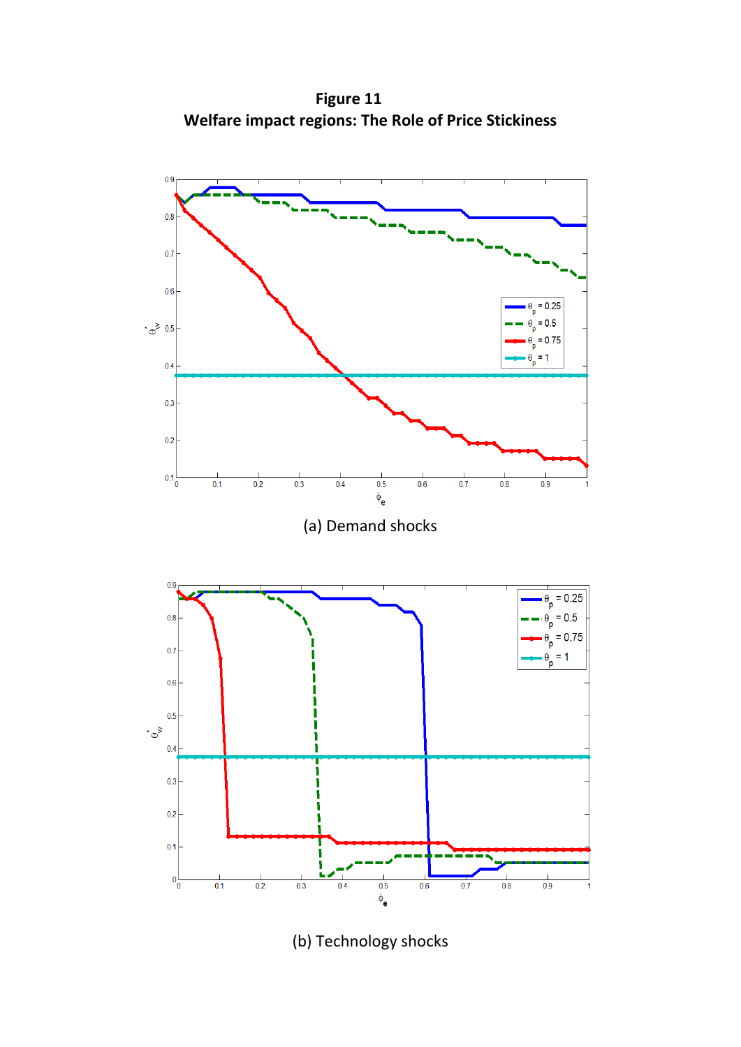**Figure 11**
**Welfare impact regions: The Role of Price Stickiness**

(a) Demand shocks

(b) Technology shocks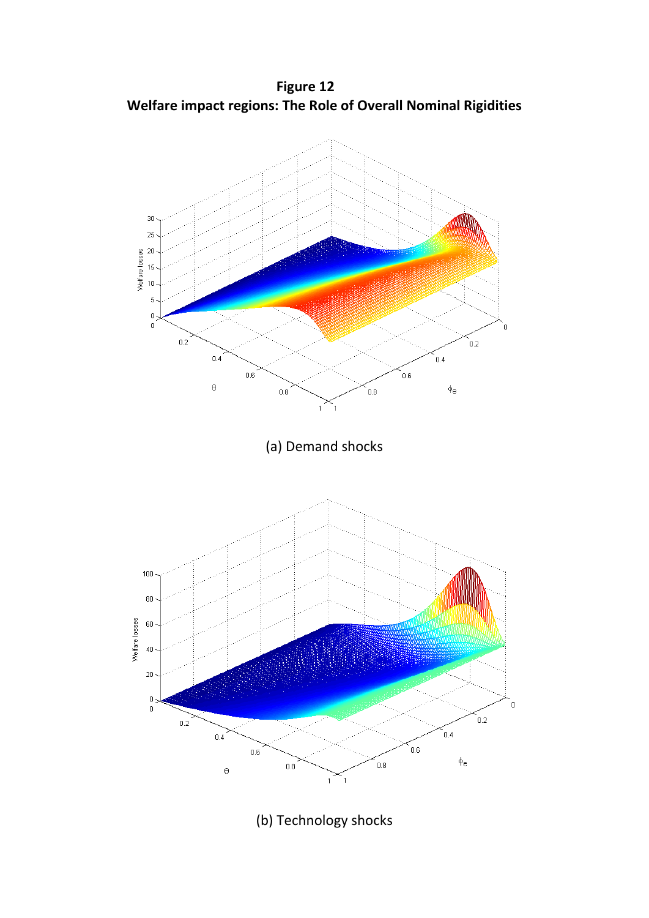**Figure 12**
**Welfare impact regions: The Role of Overall Nominal Rigidities**

30
25
20
15
10
5
0
Welfare losses
0
0.2
0.4
0.6
0.8
1
θ
0
0.2
0.4
0.6
0.8
1
$\phi_e$

(a) Demand shocks

100
80
60
40
20
0
Welfare losses
0
0.2
0.4
0.6
0.8
1
Θ
0
0.2
0.4
0.6
0.8
1
$\phi_e$

(b) Technology shocks